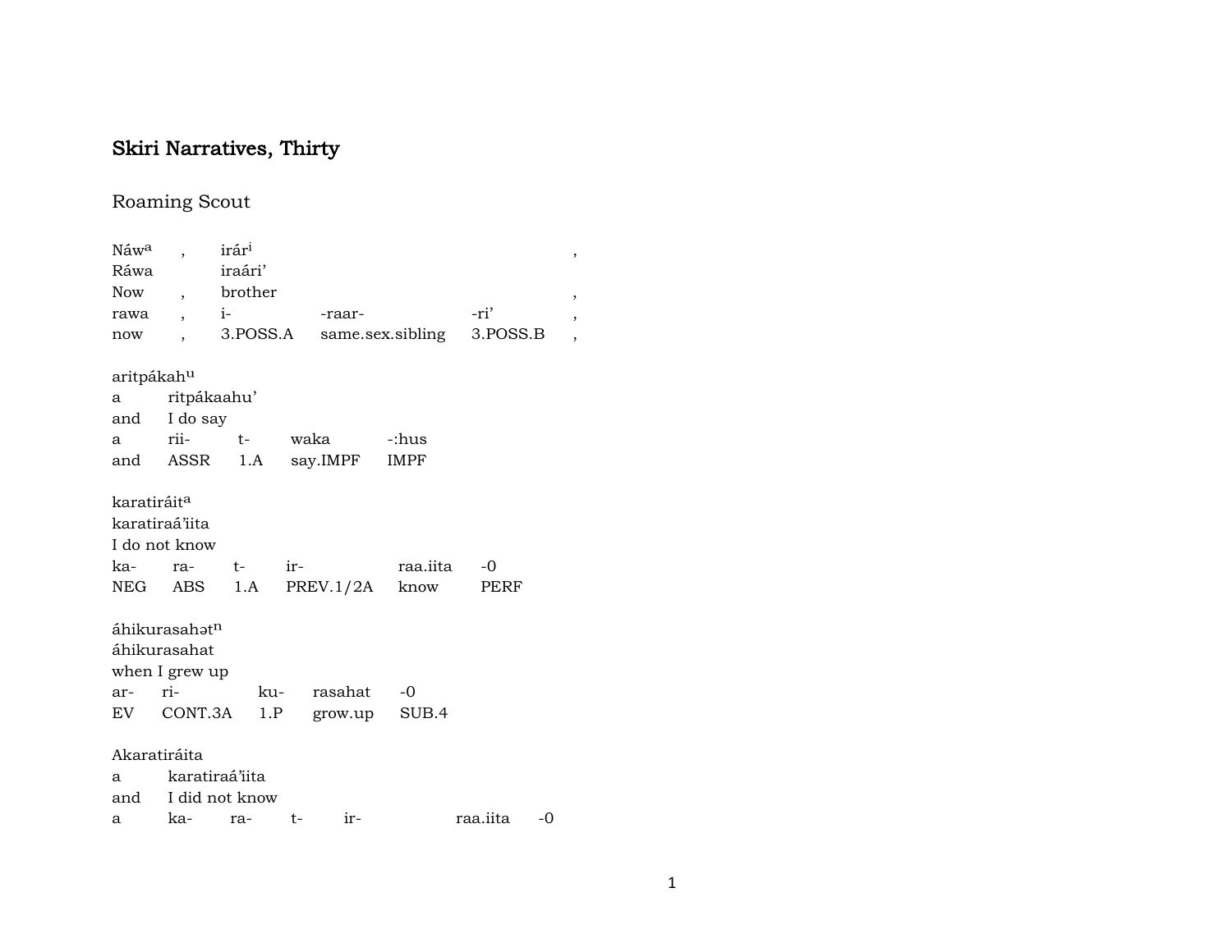# Skiri Narratives, Thirty

## Roaming Scout

| Náw[a] | , | irár[i] | | | , |
|---|---|---|---|---|---|
| Ráwa | | iraári' | | | |
| Now | , | brother | | | , |
| rawa | , | i- | -raar- | -ri' | , |
| now | , | 3.POSS.A | same.sex.sibling | 3.POSS.B | , |

| aritpákah[u] | | | | |
|---|---|---|---|---|
| a | ritpákaahu' | | | |
| and | I do say | | | |
| a | rii- | t- | waka | -:hus |
| and | ASSR | 1.A | say.IMPF | IMPF |

| karatiráit[a] | | | | | |
|---|---|---|---|---|---|
| karatiraá'iita | | | | | |
| I do not know | | | | | |
| ka- | ra- | t- | ir- | raa.iita | -0 |
| NEG | ABS | 1.A | PREV.1/2A | know | PERF |

| áhikurasahət[n] | | | | |
|---|---|---|---|---|
| áhikurasahat | | | | |
| when I grew up | | | | |
| ar- | ri- | ku- | rasahat | -0 |
| EV | CONT.3A | 1.P | grow.up | SUB.4 |

| Akaratiráita | | | | | | |
|---|---|---|---|---|---|---|
| a | karatiraá'iita | | | | | |
| and | I did not know | | | | | |
| a | ka- | ra- | t- | ir- | raa.iita | -0 |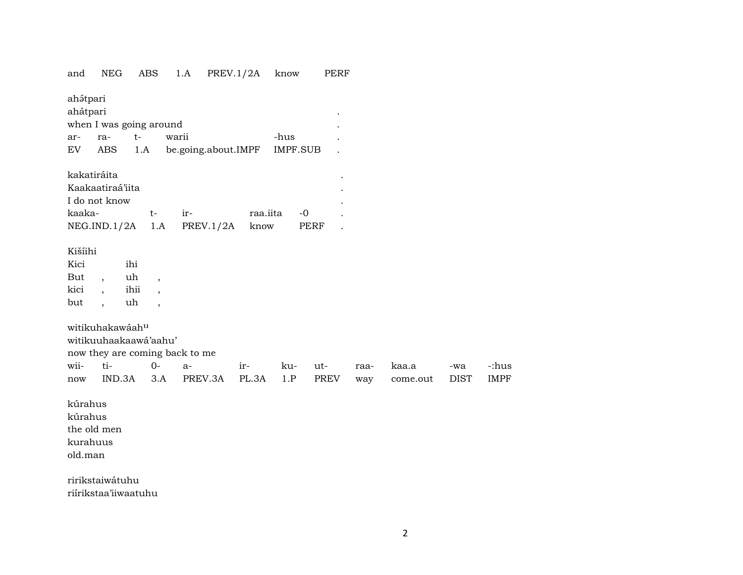| and | NEG | ABS | 1.A | PREV.1/2A | know | PERF |
|---|---|---|---|---|---|---|

ahә́tpari
ahátpari .
when I was going around .

| ar- | ra- | t- | warii | -hus | . |
|---|---|---|---|---|---|
| EV | ABS | 1.A | be.going.about.IMPF | IMPF.SUB | . |

kakatiráita .
Kaakaatiraá'iita .
I do not know .

| kaaka- | t- | ir- | raa.iita | -0 | . |
|---|---|---|---|---|---|
| NEG.IND.1/2A | 1.A | PREV.1/2A | know | PERF | . |

Kišíihi
Kici ihi
But , uh ,
kici , ihii ,
but , uh ,

witikuhakawáah^u
witikuuhaakaawá'aahu'
now they are coming back to me

| wii- | ti- | 0- | a- | ir- | ku- | ut- | raa- | kaa.a | -wa | -:hus |
|---|---|---|---|---|---|---|---|---|---|---|
| now | IND.3A | 3.A | PREV.3A | PL.3A | 1.P | PREV | way | come.out | DIST | IMPF |

kúrahus
kúrahus
the old men
kurahuus
old.man

ririkstaiwátuhu
riírikstaa'iiwaatuhu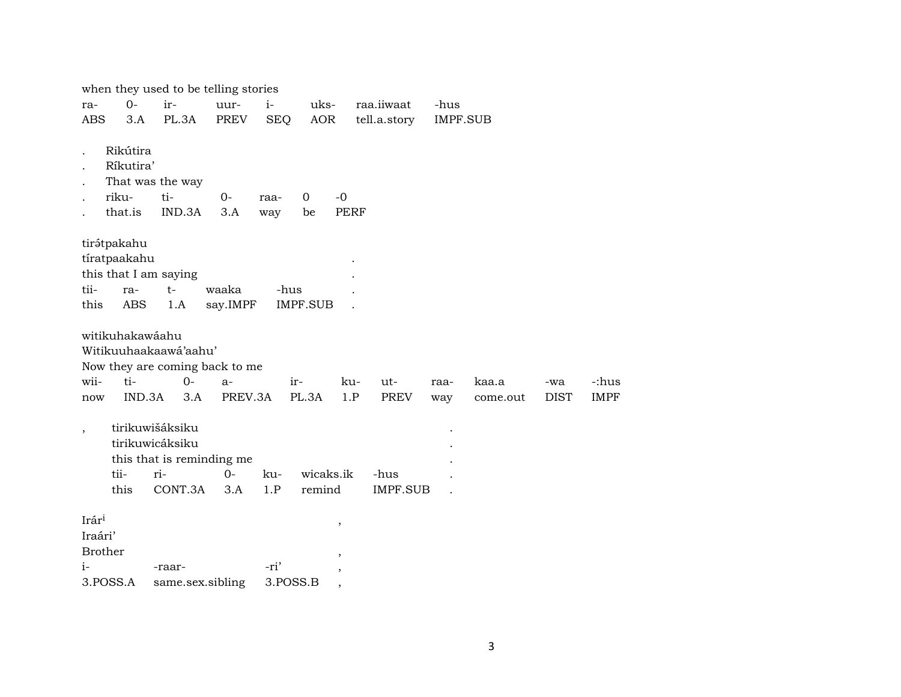when they used to be telling stories

| ra- | 0- | ir- | uur- | i- | uks- | raa.iiwaat | -hus |
|---|---|---|---|---|---|---|---|
| ABS | 3.A | PL.3A | PREV | SEQ | AOR | tell.a.story | IMPF.SUB |

. Rikútira
. Ríkutira’
. That was the way

| . | riku- | ti- | 0- | raa- | 0 | -0 |
|---|---|---|---|---|---|---|
| . | that.is | IND.3A | 3.A | way | be | PERF |

tirǝ́tpakahu
tíratpaakahu .
this that I am saying .

| tii- | ra- | t- | waaka | -hus | . |
|---|---|---|---|---|---|
| this | ABS | 1.A | say.IMPF | IMPF.SUB | . |

witikuhakawáahu
Witikuuhaakaawá’aahu’
Now they are coming back to me

| wii- | ti- | 0- | a- | ir- | ku- | ut- | raa- | kaa.a | -wa | -:hus |
|---|---|---|---|---|---|---|---|---|---|---|
| now | IND.3A | 3.A | PREV.3A | PL.3A | 1.P | PREV | way | come.out | DIST | IMPF |

, tirikuwišáksiku .
tirikuwicáksiku .
this that is reminding me .

| tii- | ri- | 0- | ku- | wicaks.ik | -hus | . |
|---|---|---|---|---|---|---|
| this | CONT.3A | 3.A | 1.P | remind | IMPF.SUB | . |

Irár[i] ,
Iraári’
Brother ,

| i- | -raar- | -ri’ | , |
|---|---|---|---|
| 3.POSS.A | same.sex.sibling | 3.POSS.B | , |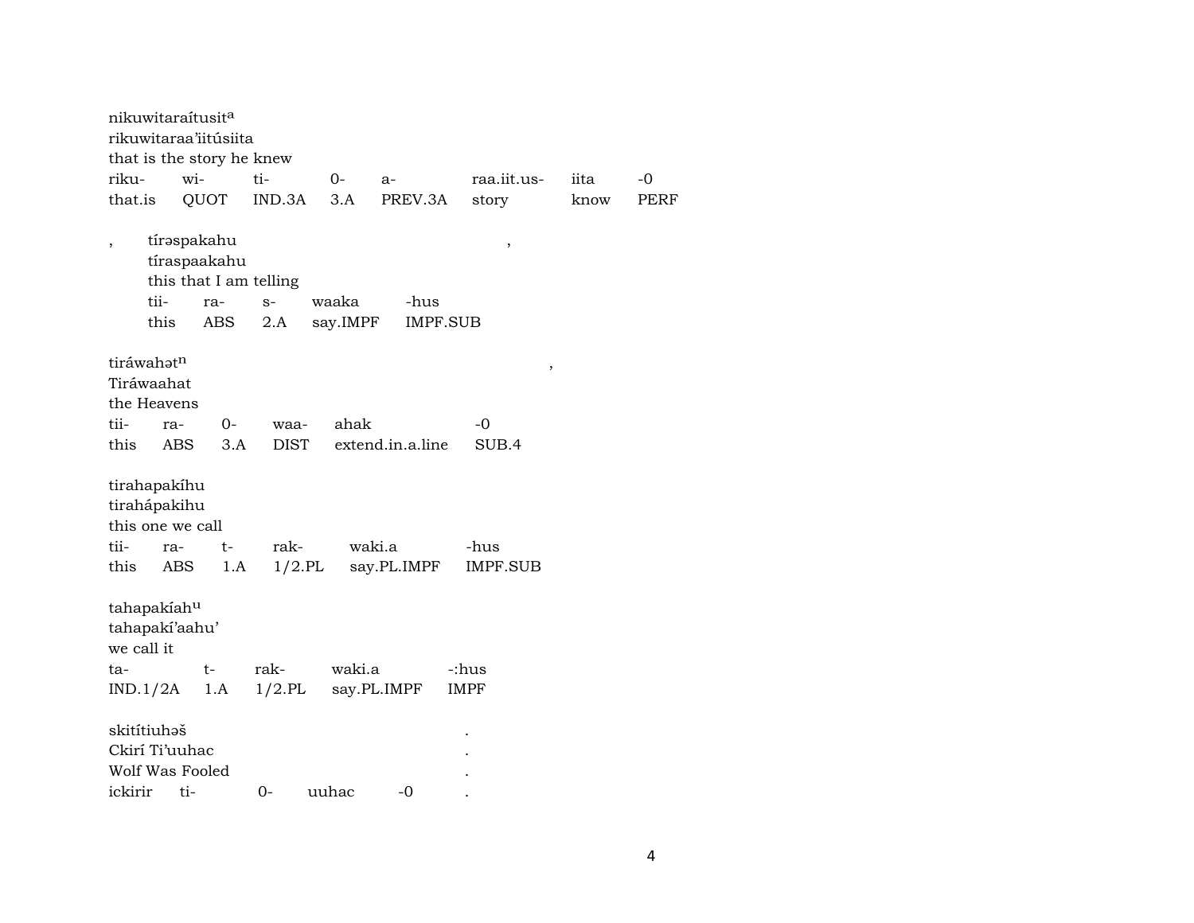nikuwitaraítusit[a]
rikuwitaraa'iitúsiita
that is the story he knew

| riku- | wi- | ti- | 0- | a- | raa.iit.us- | iita | -0 |
|---|---|---|---|---|---|---|---|
| that.is | QUOT | IND.3A | 3.A | PREV.3A | story | know | PERF |

, tírəspakahu ,
tíraspaakahu
this that I am telling

| tii- | ra- | s- | waaka | -hus |
|---|---|---|---|---|
| this | ABS | 2.A | say.IMPF | IMPF.SUB |

tiráwahət[n] ,
Tiráwaahat
the Heavens

| tii- | ra- | 0- | waa- | ahak | -0 |
|---|---|---|---|---|---|
| this | ABS | 3.A | DIST | extend.in.a.line | SUB.4 |

tirahapakíhu
tiraháрakihu
this one we call

| tii- | ra- | t- | rak- | waki.a | -hus |
|---|---|---|---|---|---|
| this | ABS | 1.A | 1/2.PL | say.PL.IMPF | IMPF.SUB |

tahapakíah[u]
tahapakí'aahu'
we call it

| ta- | t- | rak- | waki.a | -:hus |
|---|---|---|---|---|
| IND.1/2A | 1.A | 1/2.PL | say.PL.IMPF | IMPF |

skitítiuhəš .
Ckirí Ti'uuhac .
Wolf Was Fooled .

| ickirir | ti- | 0- | uuhac | -0 | . |
|---|---|---|---|---|---|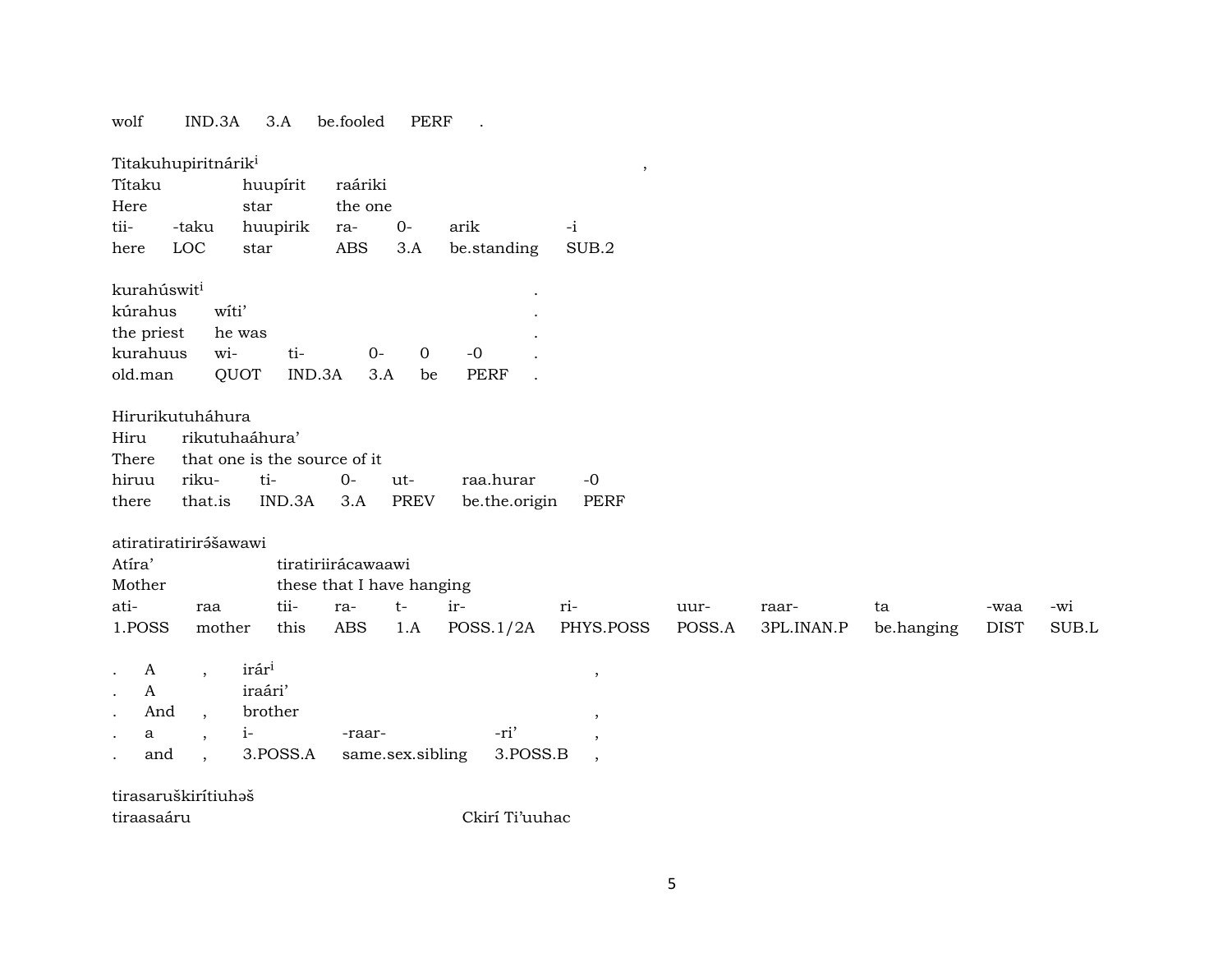wolf IND.3A 3.A be.fooled PERF .

Titakuhupiritnárik[i] ,

| Títaku | | huupírit | raáriki | | | |
|---|---|---|---|---|---|---|
| Here | | star | the one | | | |
| tii- | -taku | huupirik | ra- | 0- | arik | -i |
| here | LOC | star | ABS | 3.A | be.standing | SUB.2 |

kurahúswit[i] .

| kúrahus | wíti’ | | | | | . |
|---|---|---|---|---|---|---|
| the priest | he was | | | | | . |
| kurahuus | wi- | ti- | 0- | 0 | -0 | . |
| old.man | QUOT | IND.3A | 3.A | be | PERF | . |

Hirurikutuháhura

| Hiru | rikutuhaáhura’ | | | | | |
|---|---|---|---|---|---|---|
| There | that one is the source of it | | | | | |
| hiruu | riku- | ti- | 0- | ut- | raa.hurar | -0 |
| there | that.is | IND.3A | 3.A | PREV | be.the.origin | PERF |

atiratiratirirə́šawawi

| Atíra’ | | tiratiriirácawaawi | | | | | | | | | |
|---|---|---|---|---|---|---|---|---|---|---|---|
| Mother | | these that I have hanging | | | | | | | | | |
| ati- | raa | tii- | ra- | t- | ir- | ri- | uur- | raar- | ta | -waa | -wi |
| 1.POSS | mother | this | ABS | 1.A | POSS.1/2A | PHYS.POSS | POSS.A | 3PL.INAN.P | be.hanging | DIST | SUB.L |

| . | A | , | irár[i] | | | , |
|---|---|---|---|---|---|---|
| . | A | | iraári’ | | | |
| . | And | , | brother | | | , |
| . | a | , | i- | -raar- | -ri’ | , |
| . | and | , | 3.POSS.A | same.sex.sibling | 3.POSS.B | , |

tirasaruškirítiuhəš

tiraasaáru Ckirí Ti’uuhac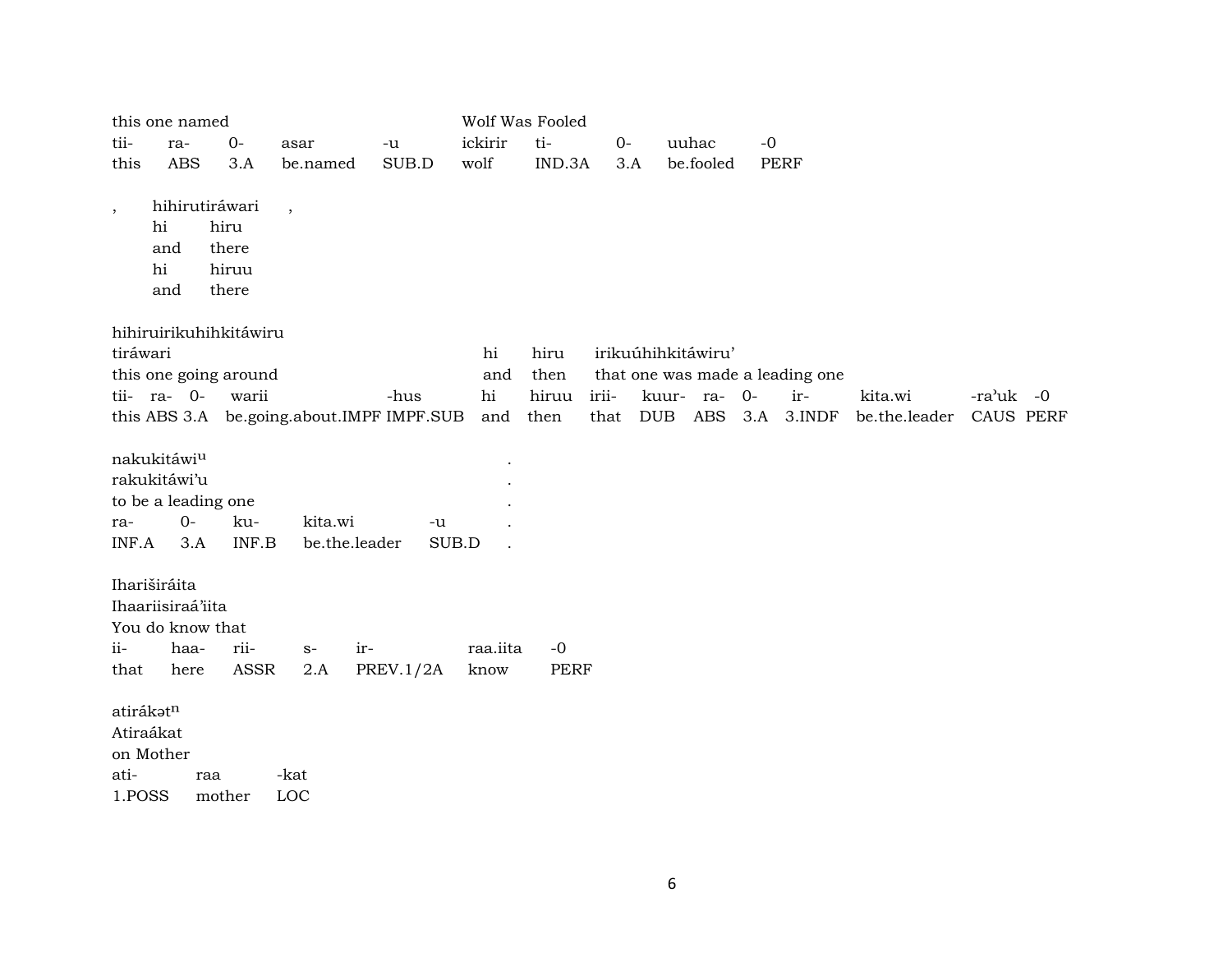this one named Wolf Was Fooled

| tii- | ra- | 0- | asar | -u | ickirir | ti- | 0- | uuhac | -0 |
|---|---|---|---|---|---|---|---|---|---|
| this | ABS | 3.A | be.named | SUB.D | wolf | IND.3A | 3.A | be.fooled | PERF |

, hihirutiráwari ,

| hi | hiru |
|---|---|
| and | there |
| hi | hiruu |
| and | there |

hihiruirikuhihkitáwiru

tiráwari — hi hiru irikuúhihkitáwiru’

this one going around — and then that one was made a leading one

| tii- | ra- | 0- | warii | -hus | hi | hiruu | irii- | kuur- | ra- | 0- | ir- | kita.wi | -ra’uk | -0 |
|---|---|---|---|---|---|---|---|---|---|---|---|---|---|---|
| this | ABS | 3.A | be.going.about.IMPF | IMPF.SUB | and | then | that | DUB | ABS | 3.A | 3.INDF | be.the.leader | CAUS | PERF |

nakukitáwi[u] .

rakukitáwi’u .

to be a leading one .

| ra- | 0- | ku- | kita.wi | -u | . |
|---|---|---|---|---|---|
| INF.A | 3.A | INF.B | be.the.leader | SUB.D | . |

Ihariširáita

Ihaariisiraá’iita

You do know that

| ii- | haa- | rii- | s- | ir- | raa.iita | -0 |
|---|---|---|---|---|---|---|
| that | here | ASSR | 2.A | PREV.1/2A | know | PERF |

atirákət[n]

Atiraákat

on Mother

| ati- | raa | -kat |
|---|---|---|
| 1.POSS | mother | LOC |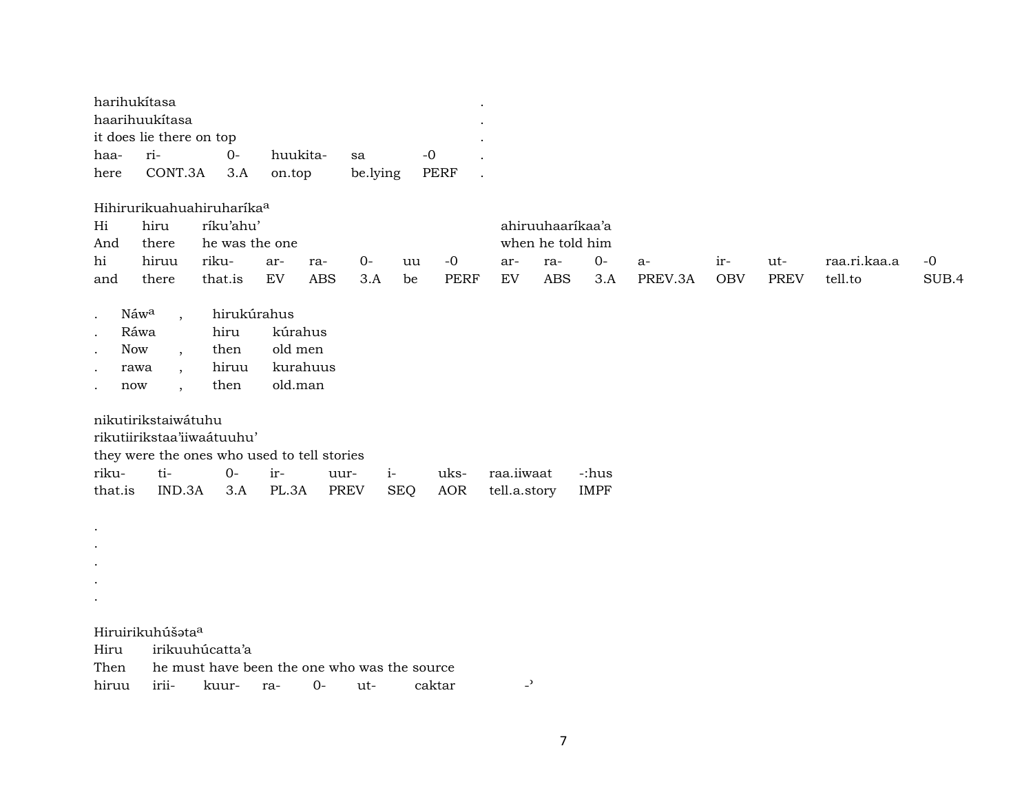harihukítasa .
haarihuukítasa .
it does lie there on top .

| haa- | ri- | 0- | huukita- | sa | -0 | . |
|---|---|---|---|---|---|---|
| here | CONT.3A | 3.A | on.top | be.lying | PERF | . |

Hihirurikuahuahiruharíka[a]

| Hi | hiru | ríku'ahu' | | | | | | ahiruuhaaríkaa'a | | | | | | | |
|---|---|---|---|---|---|---|---|---|---|---|---|---|---|---|---|
| And | there | he was the one | | | | | | when he told him | | | | | | | |
| hi | hiruu | riku- | ar- | ra- | 0- | uu | -0 | ar- | ra- | 0- | a- | ir- | ut- | raa.ri.kaa.a | -0 |
| and | there | that.is | EV | ABS | 3.A | be | PERF | EV | ABS | 3.A | PREV.3A | OBV | PREV | tell.to | SUB.4 |

| . | Náw[a] | , | hirukúrahus | |
|---|---|---|---|---|
| . | Ráwa | | hiru | kúrahus |
| . | Now | , | then | old men |
| . | rawa | , | hiruu | kurahuus |
| . | now | , | then | old.man |

nikutirikstaiwátuhu
rikutiirikstaa'iiwaátuuhu'
they were the ones who used to tell stories

| riku- | ti- | 0- | ir- | uur- | i- | uks- | raa.iiwaat | -:hus |
|---|---|---|---|---|---|---|---|---|
| that.is | IND.3A | 3.A | PL.3A | PREV | SEQ | AOR | tell.a.story | IMPF |

.
.
.
.
.

Hiruirikuhúšəta[a]

| Hiru | irikuuhúcatta'a | | | | | |
|---|---|---|---|---|---|---|
| Then | he must have been the one who was the source | | | | | |
| hiruu | irii- | kuur- | ra- | 0- | ut- | caktar | -ʾ |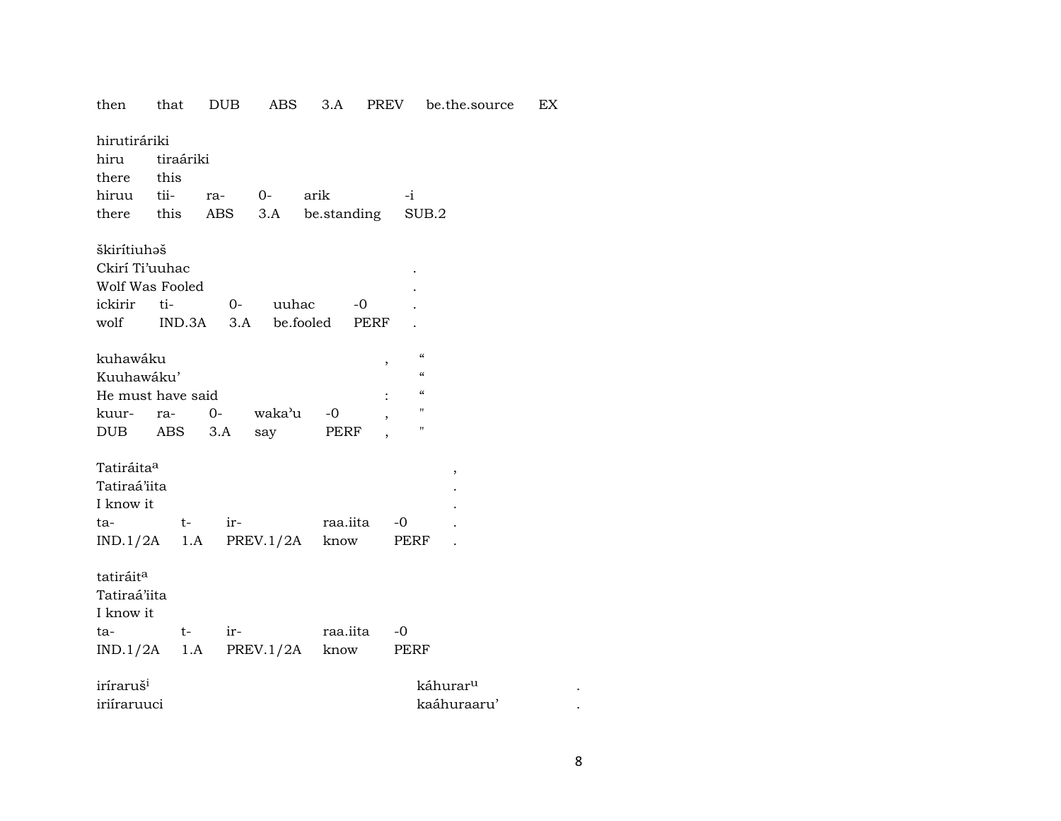then      that      DUB      ABS      3.A      PREV      be.the.source      EX

hirutiráriki
hiru      tiraáriki
there      this
hiruu      tii-      ra-      0-      arik      -i
there      this      ABS      3.A      be.standing      SUB.2

škirítiuhəš
Ckirí Ti'uuhac      .
Wolf Was Fooled      .
ickirir      ti-      0-      uuhac      -0      .
wolf      IND.3A      3.A      be.fooled      PERF      .

kuhawáku      ,      "
Kuuhawáku'      "
He must have said      :      "
kuur-      ra-      0-      waka'u      -0      ,      "
DUB      ABS      3.A      say      PERF      ,      "

Tatiráita[a]      ,
Tatiraá'iita      .
I know it      .
ta-      t-      ir-      raa.iita      -0      .
IND.1/2A      1.A      PREV.1/2A      know      PERF      .

tatiráit[a]
Tatiraá'iita
I know it
ta-      t-      ir-      raa.iita      -0
IND.1/2A      1.A      PREV.1/2A      know      PERF

iríraruš[i]      káhurar[u]      .
iriíraruuci      kaáhuraaru'      .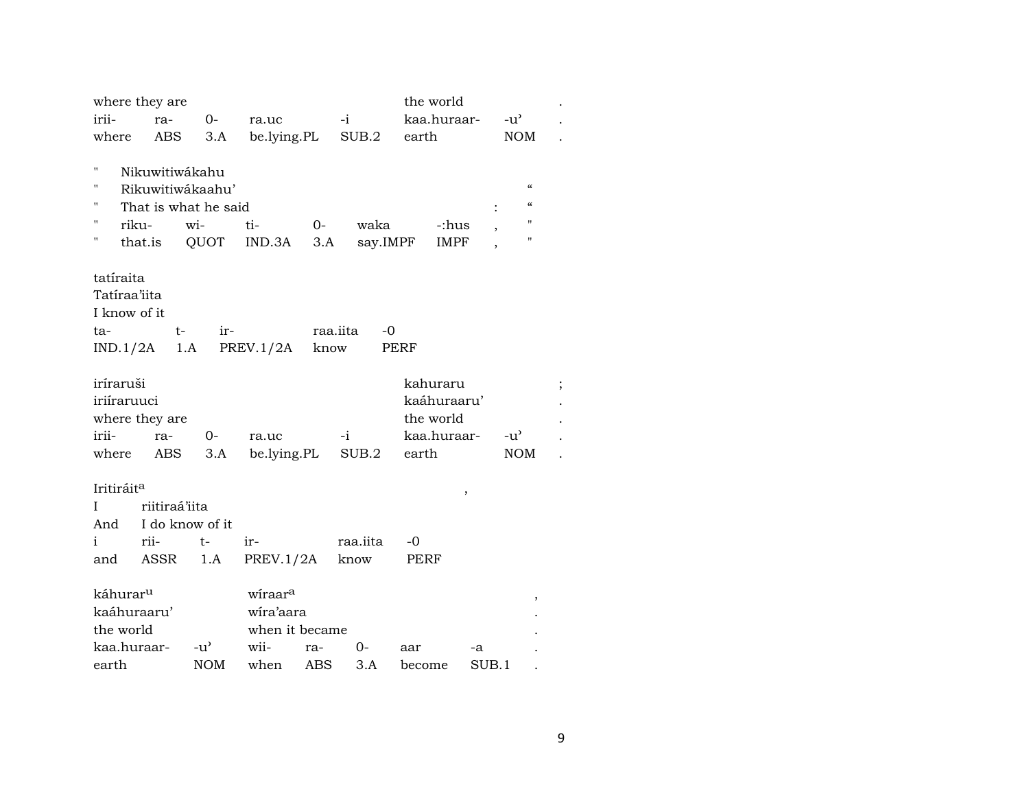| where they are | | | | | the world | | . |
|---|---|---|---|---|---|---|---|
| irii- | ra- | 0- | ra.uc | -i | kaa.huraar- | -u’ | . |
| where | ABS | 3.A | be.lying.PL | SUB.2 | earth | NOM | . |

| " | Nikuwitiwákahu | | | | | | | |
|---|---|---|---|---|---|---|---|---|
| " | Rikuwitiwákaahu’ | | | | | | | “ |
| " | That is what he said | | | | | | : | “ |
| " | riku- | wi- | ti- | 0- | waka | -:hus | , | " |
| " | that.is | QUOT | IND.3A | 3.A | say.IMPF | IMPF | , | " |

| tatíraita | | | | |
|---|---|---|---|---|
| Tatíraa’iita | | | | |
| I know of it | | | | |
| ta- | t- | ir- | raa.iita | -0 |
| IND.1/2A | 1.A | PREV.1/2A | know | PERF |

| iríraruši | | | | | kahuraru | | ; |
|---|---|---|---|---|---|---|---|
| iriíraruuci | | | | | kaáhuraaru’ | | . |
| where they are | | | | | the world | | . |
| irii- | ra- | 0- | ra.uc | -i | kaa.huraar- | -u’ | . |
| where | ABS | 3.A | be.lying.PL | SUB.2 | earth | NOM | . |

| Iritiráit^a | | | | | , |
|---|---|---|---|---|---|
| I | riitiraá’iita | | | | |
| And | I do know of it | | | | |
| i | rii- | t- | ir- | raa.iita | -0 |
| and | ASSR | 1.A | PREV.1/2A | know | PERF |

| káhurar^u | | wíraar^a | | | | | , |
|---|---|---|---|---|---|---|---|
| kaáhuraaru’ | | wíra’aara | | | | | . |
| the world | | when it became | | | | | . |
| kaa.huraar- | -u’ | wii- | ra- | 0- | aar | -a | . |
| earth | NOM | when | ABS | 3.A | become | SUB.1 | . |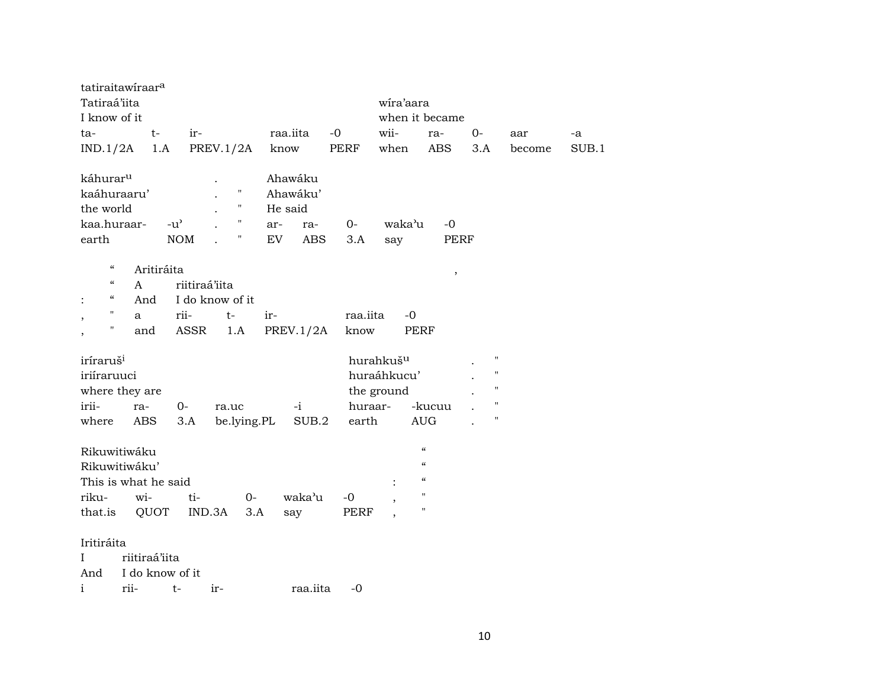tatiraitawíraar[a]

| Tatiraá'iita | | | | | wíra'aara | | | | |
|---|---|---|---|---|---|---|---|---|---|
| I know of it | | | | | when it became | | | | |
| ta- | t- | ir- | raa.iita | -0 | wii- | ra- | 0- | aar | -a |
| IND.1/2A | 1.A | PREV.1/2A | know | PERF | when | ABS | 3.A | become | SUB.1 |

káhurar[u] . Ahawáku

| kaáhuraaru' | | . | " | Ahawáku' | | | | |
|---|---|---|---|---|---|---|---|---|
| the world | | . | " | He said | | | | |
| kaa.huraar- | -u' | . | " | ar- | ra- | 0- | waka'u | -0 |
| earth | NOM | . | " | EV | ABS | 3.A | say | PERF |

" Aritiráita ,

| | " | A | riitiraá'iita | | | | |
|---|---|---|---|---|---|---|---|
| : | " | And | I do know of it | | | | |
| , | " | a | rii- | t- | ir- | raa.iita | -0 |
| , | " | and | ASSR | 1.A | PREV.1/2A | know | PERF |

iríraruš[i] hurahkuš[u] . "

| iriíraruuci | | | | | huraáhkucu' | | . | " |
|---|---|---|---|---|---|---|---|---|
| where they are | | | | | the ground | | . | " |
| irii- | ra- | 0- | ra.uc | -i | huraar- | -kucuu | . | " |
| where | ABS | 3.A | be.lying.PL | SUB.2 | earth | AUG | . | " |

Rikuwitiwáku "

| Rikuwitiwáku' | | | | | | " |
|---|---|---|---|---|---|---|
| This is what he said | | | | | : | " |
| riku- | wi- | ti- | 0- | waka'u | -0 | , | " |
| that.is | QUOT | IND.3A | 3.A | say | PERF | , | " |

Iritiráita

| I | riitiraá'iita | | | | |
|---|---|---|---|---|---|
| And | I do know of it | | | | |
| i | rii- | t- | ir- | raa.iita | -0 |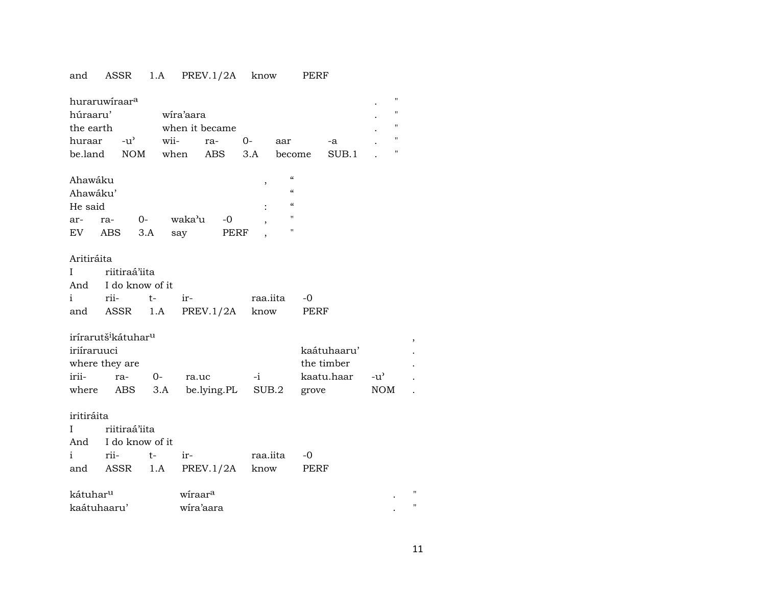| and | ASSR | 1.A | PREV.1/2A | know | PERF |
|---|---|---|---|---|---|

| huraruwíraar[a] | | | | | | | . | " |
|---|---|---|---|---|---|---|---|---|
| húraaru' | | wíra'aara | | | | | . | " |
| the earth | | when it became | | | | | . | " |
| huraar | -u' | wii- | ra- | 0- | aar | -a | . | " |
| be.land | NOM | when | ABS | 3.A | become | SUB.1 | . | " |

| Ahawáku | | | | | , | " |
|---|---|---|---|---|---|---|
| Ahawáku' | | | | | | " |
| He said | | | | | : | " |
| ar- | ra- | 0- | waka'u | -0 | , | " |
| EV | ABS | 3.A | say | PERF | , | " |

| Aritiráita | | | | | |
|---|---|---|---|---|---|
| I | riitiraá'iita | | | | |
| And | I do know of it | | | | |
| i | rii- | t- | ir- | raa.iita | -0 |
| and | ASSR | 1.A | PREV.1/2A | know | PERF |

| irírarutš[i]kátuhar[u] | | | | | | | , |
|---|---|---|---|---|---|---|---|
| iriíraruuci | | | | | kaátuhaaru' | | . |
| where they are | | | | | the timber | | . |
| irii- | ra- | 0- | ra.uc | -i | kaatu.haar | -u' | . |
| where | ABS | 3.A | be.lying.PL | SUB.2 | grove | NOM | . |

| iritiráita | | | | | |
|---|---|---|---|---|---|
| I | riitiraá'iita | | | | |
| And | I do know of it | | | | |
| i | rii- | t- | ir- | raa.iita | -0 |
| and | ASSR | 1.A | PREV.1/2A | know | PERF |

| kátuhar[u] | wíraar[a] | . | " |
|---|---|---|---|
| kaátuhaaru' | wíra'aara | . | " |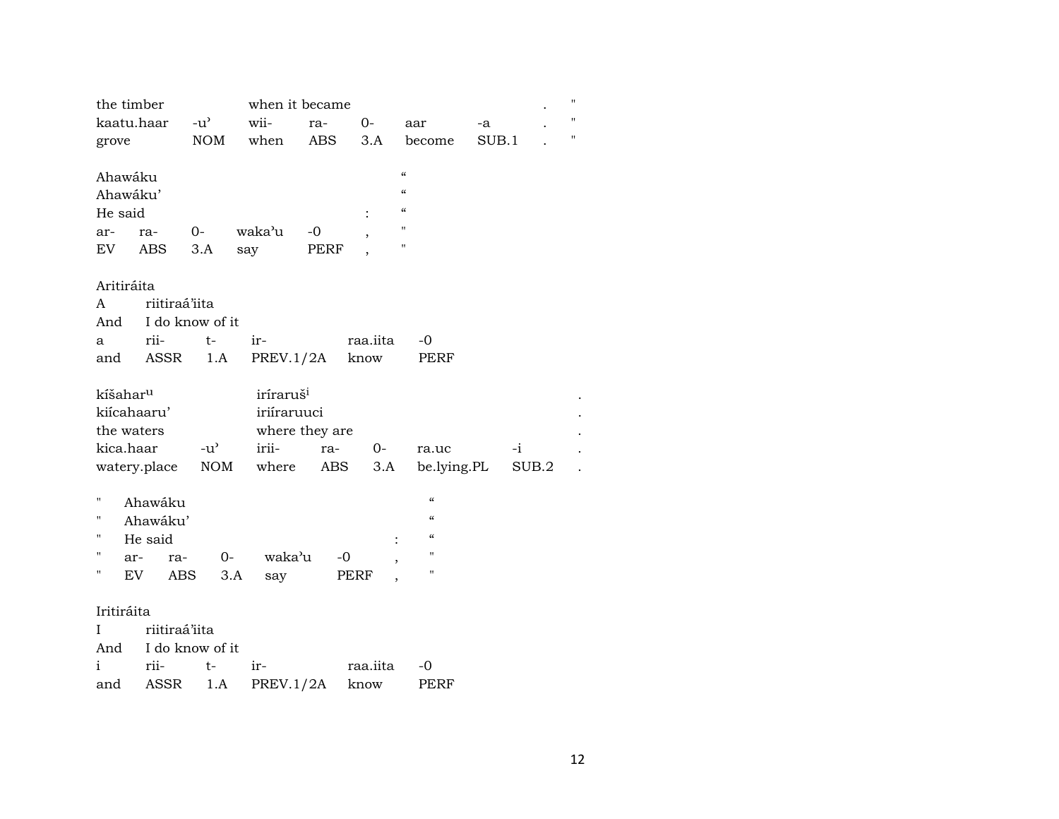| the timber | | when it became | | | | | . | " |
|---|---|---|---|---|---|---|---|---|
| kaatu.haar | -u' | wii- | ra- | 0- | aar | -a | . | " |
| grove | NOM | when | ABS | 3.A | become | SUB.1 | . | " |

| Ahawáku | | | | | | " |
|---|---|---|---|---|---|---|
| Ahawáku' | | | | | | " |
| He said | | | | | : | " |
| ar- | ra- | 0- | waka'u | -0 | , | " |
| EV | ABS | 3.A | say | PERF | , | " |

| Aritiráita | | | | | |
|---|---|---|---|---|---|
| A | riitiraá'iita | | | | |
| And | I do know of it | | | | |
| a | rii- | t- | ir- | raa.iita | -0 |
| and | ASSR | 1.A | PREV.1/2A | know | PERF |

| kíšahar$^{u}$ | | iríraruš$^{i}$ | | | | | . |
|---|---|---|---|---|---|---|---|
| kiícahaaru' | | iriíraruuci | | | | | . |
| the waters | | where they are | | | | | . |
| kica.haar | -u' | irii- | ra- | 0- | ra.uc | -i | . |
| watery.place | NOM | where | ABS | 3.A | be.lying.PL | SUB.2 | . |

| " | Ahawáku | | | | | | " |
|---|---|---|---|---|---|---|---|
| " | Ahawáku' | | | | | | " |
| " | He said | | | | | : | " |
| " | ar- | ra- | 0- | waka'u | -0 | , | " |
| " | EV | ABS | 3.A | say | PERF | , | " |

| Iritiráita | | | | | |
|---|---|---|---|---|---|
| I | riitiraá'iita | | | | |
| And | I do know of it | | | | |
| i | rii- | t- | ir- | raa.iita | -0 |
| and | ASSR | 1.A | PREV.1/2A | know | PERF |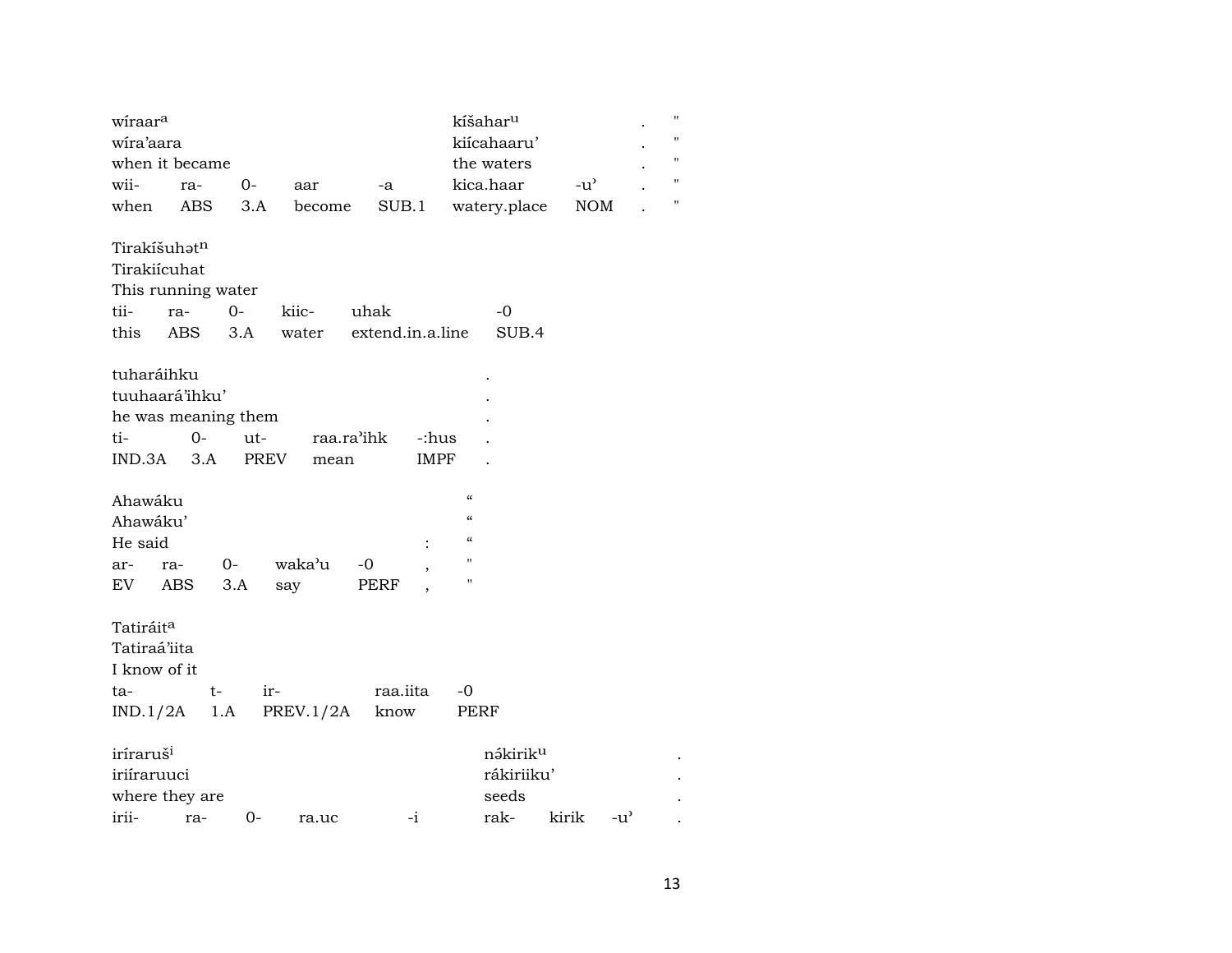| wíraar^a | | | | | kíšahar^u | | . | " |
|---|---|---|---|---|---|---|---|---|
| wíra'aara | | | | | kiícahaaru' | | . | " |
| when it became | | | | | the waters | | . | " |
| wii- | ra- | 0- | aar | -a | kica.haar | -u' | . | " |
| when | ABS | 3.A | become | SUB.1 | watery.place | NOM | . | " |

| Tirakíšuhət^n | | | | | |
|---|---|---|---|---|---|
| Tirakiícuhat | | | | | |
| This running water | | | | | |
| tii- | ra- | 0- | kiic- | uhak | -0 |
| this | ABS | 3.A | water | extend.in.a.line | SUB.4 |

| tuharáihku | | | | | . |
|---|---|---|---|---|---|
| tuuhaará'ihku' | | | | | . |
| he was meaning them | | | | | . |
| ti- | 0- | ut- | raa.ra'ihk | -:hus | . |
| IND.3A | 3.A | PREV | mean | IMPF | . |

| Ahawáku | | | | | | “ |
|---|---|---|---|---|---|---|
| Ahawáku' | | | | | | “ |
| He said | | | | | : | “ |
| ar- | ra- | 0- | waka'u | -0 | , | " |
| EV | ABS | 3.A | say | PERF | , | " |

| Tatiráit^a | | | | |
|---|---|---|---|---|
| Tatiraá'iita | | | | |
| I know of it | | | | |
| ta- | t- | ir- | raa.iita | -0 |
| IND.1/2A | 1.A | PREV.1/2A | know | PERF |

| iríraruš^i | | | | | nə́kirik^u | | | . |
|---|---|---|---|---|---|---|---|---|
| iriíraruuci | | | | | rákiriiku' | | | . |
| where they are | | | | | seeds | | | . |
| irii- | ra- | 0- | ra.uc | -i | rak- | kirik | -u' | . |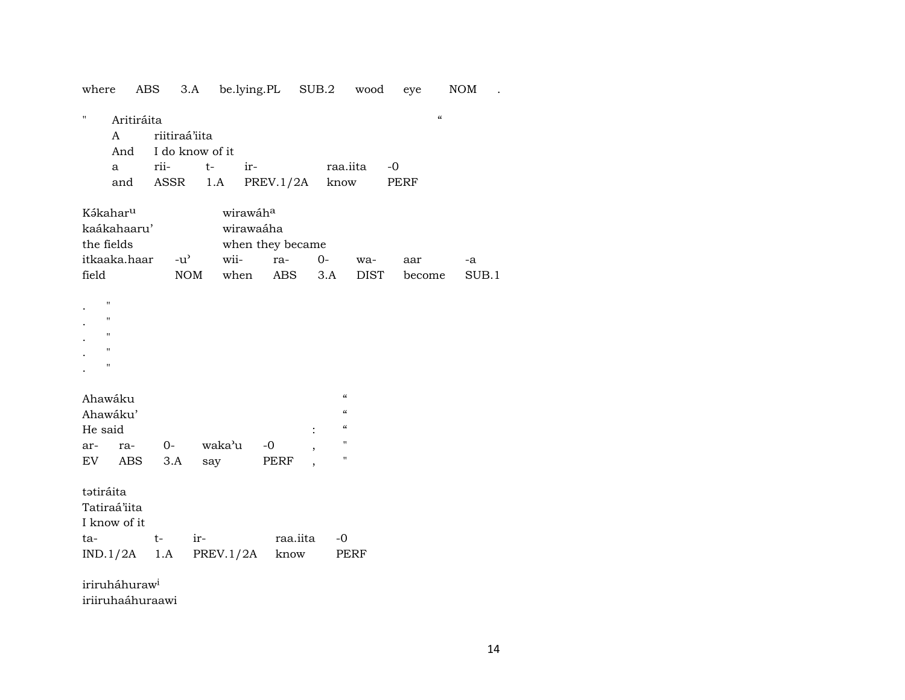| where | ABS | 3.A | be.lying.PL | SUB.2 | wood | eye | NOM | . |
|---|---|---|---|---|---|---|---|---|

" Aritiráita "

| A | riitiraá'iita | | | | |
|---|---|---|---|---|---|
| And | I do know of it | | | | |
| a | rii- | t- | ir- | raa.iita | -0 |
| and | ASSR | 1.A | PREV.1/2A | know | PERF |

| Kə́kaharᵘ | | wirawáhᵃ | | | | | |
|---|---|---|---|---|---|---|---|
| kaákahaaru' | | wirawaáha | | | | | |
| the fields | | when they became | | | | | |
| itkaaka.haar | -u' | wii- | ra- | 0- | wa- | aar | -a |
| field | NOM | when | ABS | 3.A | DIST | become | SUB.1 |

. "
. "
. "
. "
. "

| Ahawáku | | | | | " |
|---|---|---|---|---|---|
| Ahawáku' | | | | | " |
| He said | | | | : | " |
| ar- | ra- | 0- | waka'u | -0 , | " |
| EV | ABS | 3.A | say | PERF , | " |

| tətiráita | | | | |
|---|---|---|---|---|
| Tatiraá'iita | | | | |
| I know of it | | | | |
| ta- | t- | ir- | raa.iita | -0 |
| IND.1/2A | 1.A | PREV.1/2A | know | PERF |

iriruháhurawⁱ
iriiruhaáhuraawi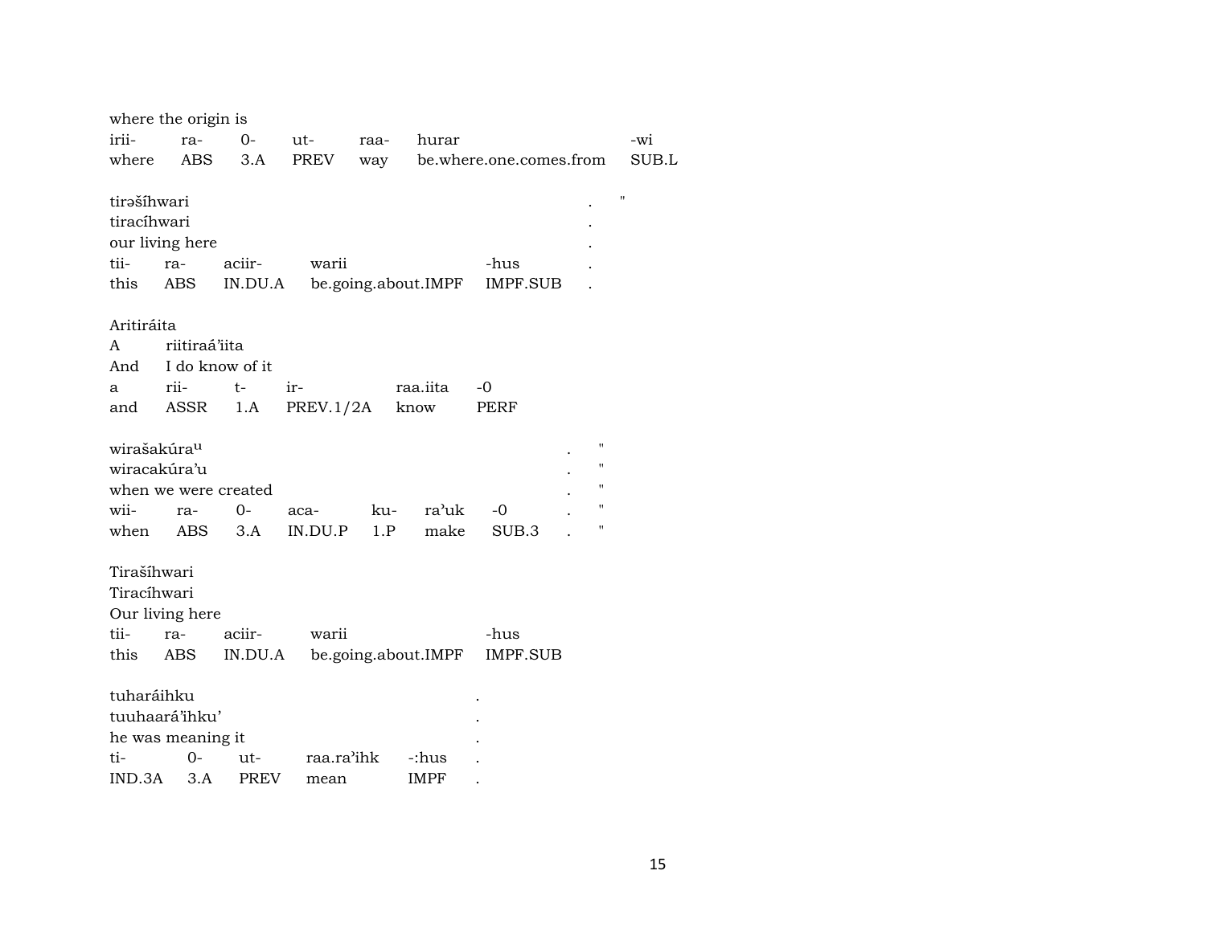where the origin is

| irii- | ra- | 0- | ut- | raa- | hurar | -wi |
|---|---|---|---|---|---|---|
| where | ABS | 3.A | PREV | way | be.where.one.comes.from | SUB.L |

tirəšíhwari . "
tiracíhwari .
our living here .

| tii- | ra- | aciir- | warii | -hus | . |
|---|---|---|---|---|---|
| this | ABS | IN.DU.A | be.going.about.IMPF | IMPF.SUB | . |

Aritiráita
A riitiraá'iita
And I do know of it

| a | rii- | t- | ir- | raa.iita | -0 |
|---|---|---|---|---|---|
| and | ASSR | 1.A | PREV.1/2A | know | PERF |

wirašakúra^u . "
wiracakúra'u . "
when we were created . "

| wii- | ra- | 0- | aca- | ku- | ra'uk | -0 | . | " |
|---|---|---|---|---|---|---|---|---|
| when | ABS | 3.A | IN.DU.P | 1.P | make | SUB.3 | . | " |

Tirašíhwari
Tiracíhwari
Our living here

| tii- | ra- | aciir- | warii | -hus |
|---|---|---|---|---|
| this | ABS | IN.DU.A | be.going.about.IMPF | IMPF.SUB |

tuharáihku .
tuuhaará'ihku' .
he was meaning it .

| ti- | 0- | ut- | raa.ra'ihk | -:hus | . |
|---|---|---|---|---|---|
| IND.3A | 3.A | PREV | mean | IMPF | . |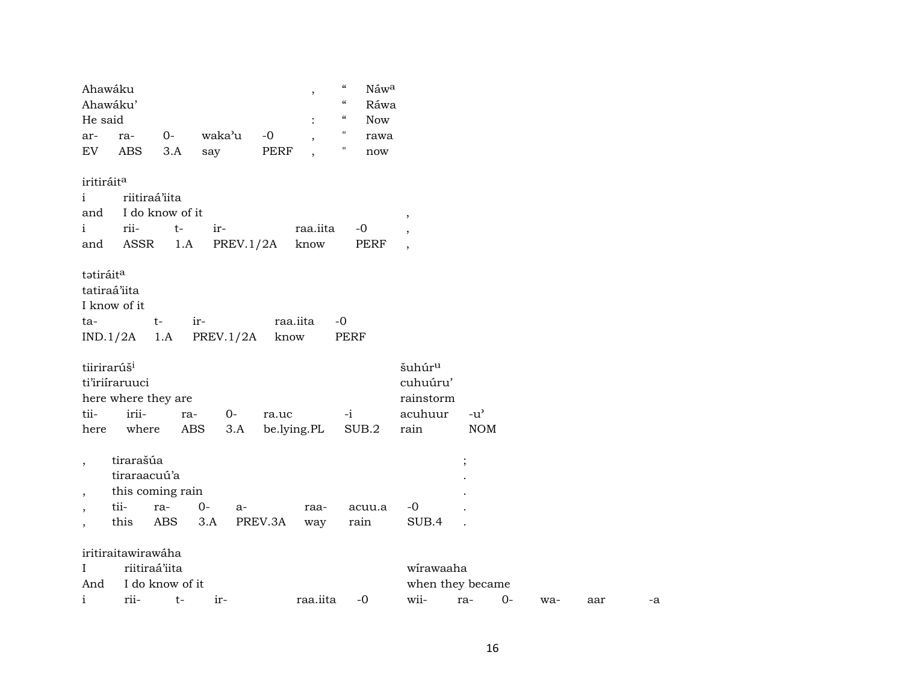| Ahawáku | | | | | , | “ | Náw[a] |
|---|---|---|---|---|---|---|---|
| Ahawáku’ | | | | | | “ | Ráwa |
| He said | | | | | : | “ | Now |
| ar- | ra- | 0- | waka’u | -0 | , | " | rawa |
| EV | ABS | 3.A | say | PERF | , | " | now |

| iritiráit[a] | | | | | | |
|---|---|---|---|---|---|---|
| i | riitiraá’iita | | | | | |
| and | I do know of it | | | | | , |
| i | rii- | t- | ir- | raa.iita | -0 | , |
| and | ASSR | 1.A | PREV.1/2A | know | PERF | , |

| tətiráit[a] | | | | |
|---|---|---|---|---|
| tatiraá’iita | | | | |
| I know of it | | | | |
| ta- | t- | ir- | raa.iita | -0 |
| IND.1/2A | 1.A | PREV.1/2A | know | PERF |

| tiirirarúš[i] | | | | | | šuhúr[u] | |
|---|---|---|---|---|---|---|---|
| ti’iriíraruuci | | | | | | cuhuúru’ | |
| here where they are | | | | | | rainstorm | |
| tii- | irii- | ra- | 0- | ra.uc | -i | acuhuur | -u’ |
| here | where | ABS | 3.A | be.lying.PL | SUB.2 | rain | NOM |

| , | tirarašúa | | | | | | | ; |
|---|---|---|---|---|---|---|---|---|
| | tiraraacuú’a | | | | | | | . |
| , | this coming rain | | | | | | | . |
| , | tii- | ra- | 0- | a- | raa- | acuu.a | -0 | . |
| , | this | ABS | 3.A | PREV.3A | way | rain | SUB.4 | . |

| iritiraitawirawáha | | | | | | | | | | |
|---|---|---|---|---|---|---|---|---|---|---|
| I | riitiraá’iita | | | | | wírawaaha | | | | |
| And | I do know of it | | | | | when they became | | | | |
| i | rii- | t- | ir- | raa.iita | -0 | wii- | ra- | 0- | wa- | aar | -a |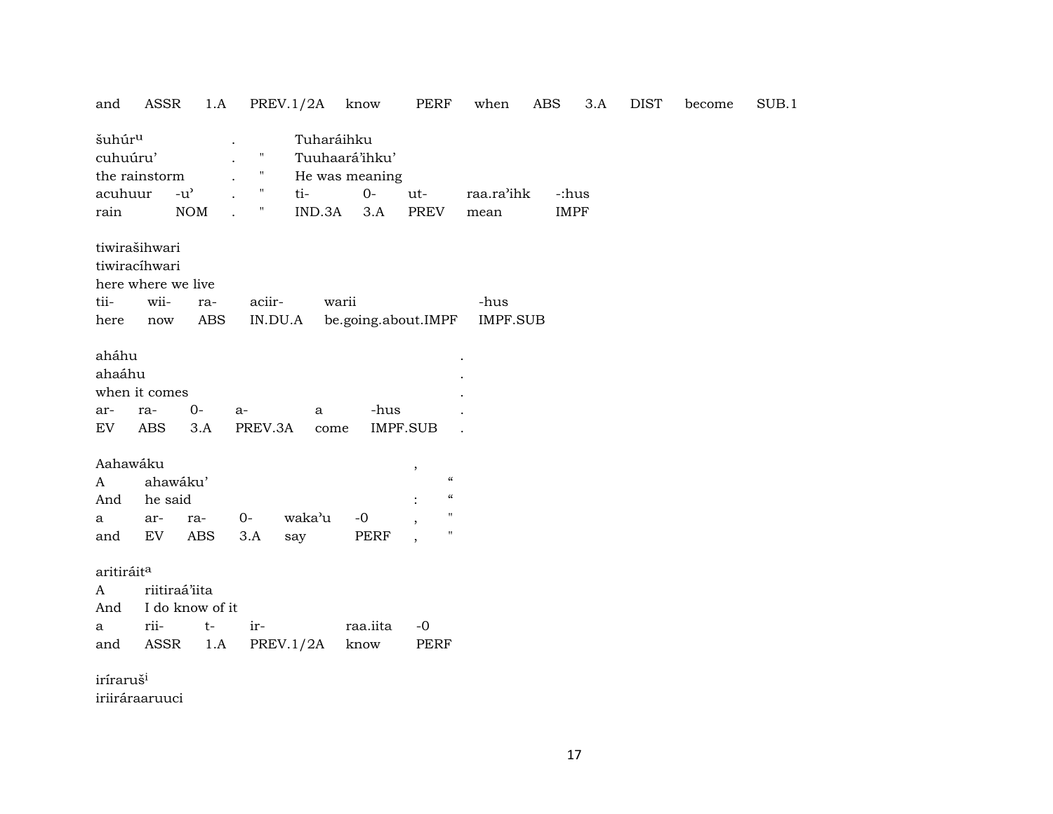| and | ASSR | 1.A | PREV.1/2A | know | PERF | when | ABS | 3.A | DIST | become | SUB.1 |
|---|---|---|---|---|---|---|---|---|---|---|---|

| šuhúr[u] | | . | | Tuharáihku | | | | |
|---|---|---|---|---|---|---|---|---|
| cuhuúru’ | | . | " | Tuuhaará’ihku’ | | | | |
| the rainstorm | | . | " | He was meaning | | | | |
| acuhuur | -u’ | . | " | ti- | 0- | ut- | raa.ra’ihk | -:hus |
| rain | NOM | . | " | IND.3A | 3.A | PREV | mean | IMPF |

| tiwirašihwari | | | | | |
|---|---|---|---|---|---|
| tiwiracíhwari | | | | | |
| here where we live | | | | | |
| tii- | wii- | ra- | aciir- | warii | -hus |
| here | now | ABS | IN.DU.A | be.going.about.IMPF | IMPF.SUB |

| aháhu | | | | | | . |
|---|---|---|---|---|---|---|
| ahaáhu | | | | | | . |
| when it comes | | | | | | . |
| ar- | ra- | 0- | a- | a | -hus | . |
| EV | ABS | 3.A | PREV.3A | come | IMPF.SUB | . |

| Aahawáku | | | | | | , | |
|---|---|---|---|---|---|---|---|
| A | ahawáku’ | | | | | | “ |
| And | he said | | | | | : | “ |
| a | ar- | ra- | 0- | waka’u | -0 | , | " |
| and | EV | ABS | 3.A | say | PERF | , | " |

| aritiráit[a] | | | | | |
|---|---|---|---|---|---|
| A | riitiraá’iita | | | | |
| And | I do know of it | | | | |
| a | rii- | t- | ir- | raa.iita | -0 |
| and | ASSR | 1.A | PREV.1/2A | know | PERF |

irírarušⁱ

iriiráraaruuci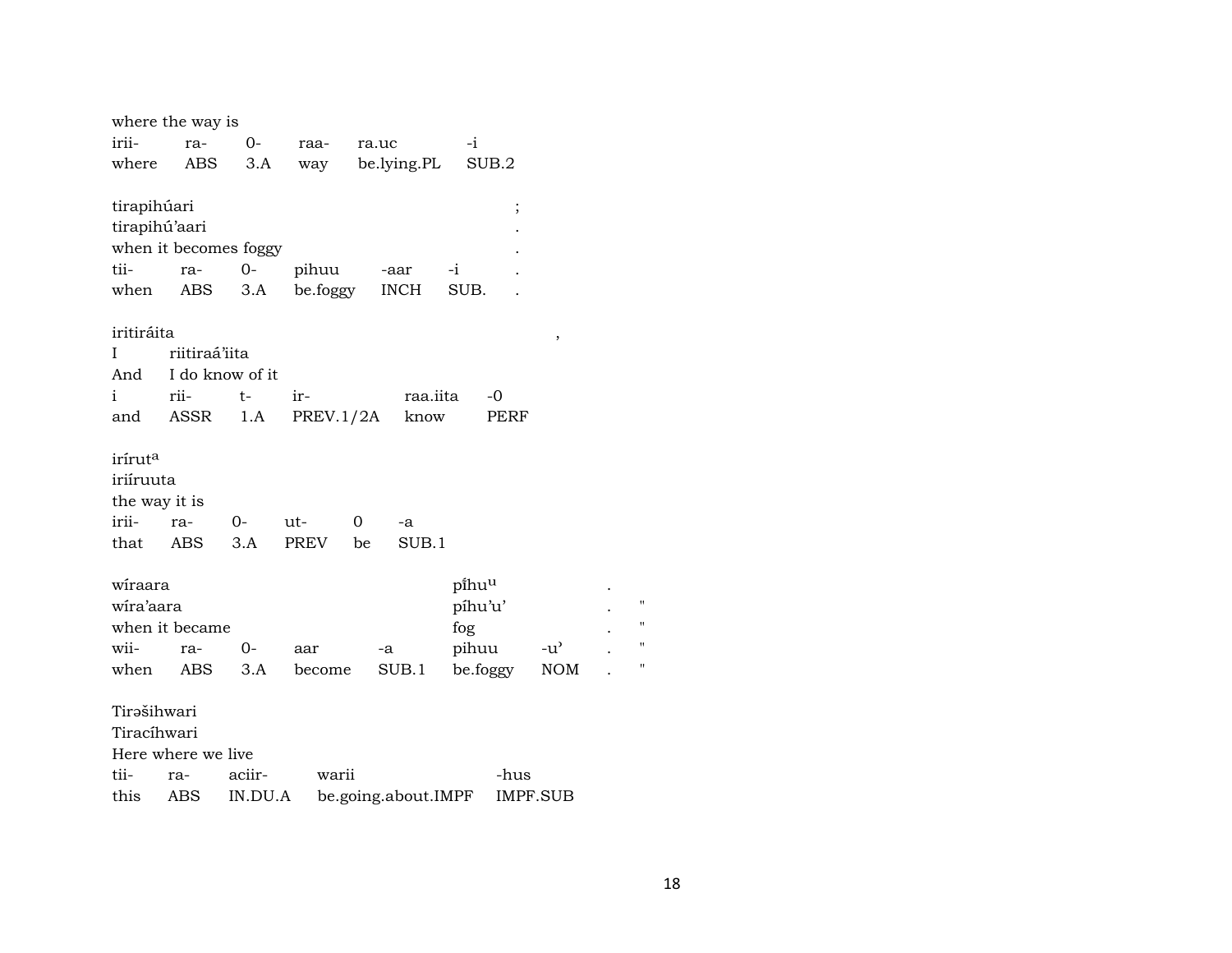where the way is

| irii- | ra- | 0- | raa- | ra.uc | -i |
|---|---|---|---|---|---|
| where | ABS | 3.A | way | be.lying.PL | SUB.2 |

tirapihúari ;
tirapihú'aari .
when it becomes foggy .

| tii- | ra- | 0- | pihuu | -aar | -i | . |
|---|---|---|---|---|---|---|
| when | ABS | 3.A | be.foggy | INCH | SUB. | . |

iritiráita ,

| I | riitiraá'iita | | | | |
|---|---|---|---|---|---|
| And | I do know of it | | | | |
| i | rii- | t- | ir- | raa.iita | -0 |
| and | ASSR | 1.A | PREV.1/2A | know | PERF |

irírut[a]
iriíruuta
the way it is

| irii- | ra- | 0- | ut- | 0 | -a |
|---|---|---|---|---|---|
| that | ABS | 3.A | PREV | be | SUB.1 |

| wíraara | | | | | píhu[u] | | . | |
|---|---|---|---|---|---|---|---|---|
| wíra'aara | | | | | píhu'u' | | . | " |
| when it became | | | | | fog | | . | " |
| wii- | ra- | 0- | aar | -a | pihuu | -u' | . | " |
| when | ABS | 3.A | become | SUB.1 | be.foggy | NOM | . | " |

Tirəšihwari
Tiracíhwari
Here where we live

| tii- | ra- | aciir- | warii | -hus |
|---|---|---|---|---|
| this | ABS | IN.DU.A | be.going.about.IMPF | IMPF.SUB |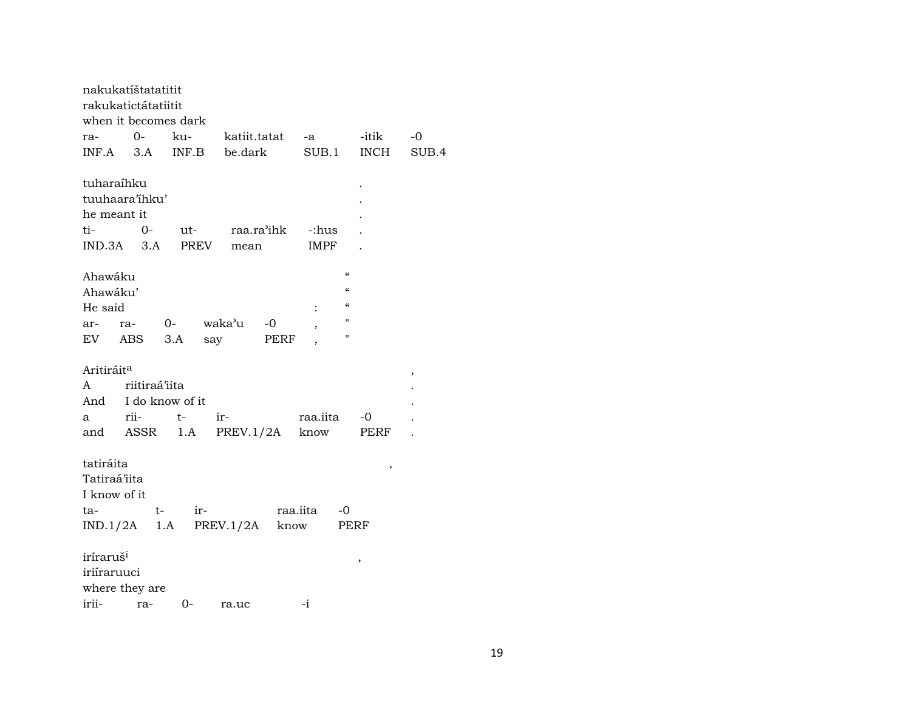nakukatíštatatitit
rakukatictátatiitit
when it becomes dark

| ra- | 0- | ku- | katiit.tatat | -a | -itik | -0 |
|---|---|---|---|---|---|---|
| INF.A | 3.A | INF.B | be.dark | SUB.1 | INCH | SUB.4 |

tuharaíhku .
tuuhaara'íhku' .
he meant it .

| ti- | 0- | ut- | raa.ra'ihk | -:hus | . |
|---|---|---|---|---|---|
| IND.3A | 3.A | PREV | mean | IMPF | . |

Ahawáku “
Ahawáku' “
He said : “

| ar- | ra- | 0- | waka'u | -0 | , | " |
|---|---|---|---|---|---|---|
| EV | ABS | 3.A | say | PERF | , | " |

Aritiráit[a] ,
A riitiraá'iita .
And I do know of it .

| a | rii- | t- | ir- | raa.iita | -0 | . |
|---|---|---|---|---|---|---|
| and | ASSR | 1.A | PREV.1/2A | know | PERF | . |

tatiráita ,
Tatiraá'iita
I know of it

| ta- | t- | ir- | raa.iita | -0 |
|---|---|---|---|---|
| IND.1/2A | 1.A | PREV.1/2A | know | PERF |

iríraruš[i] ,
iriíraruuci
where they are

| irii- | ra- | 0- | ra.uc | -i |
|---|---|---|---|---|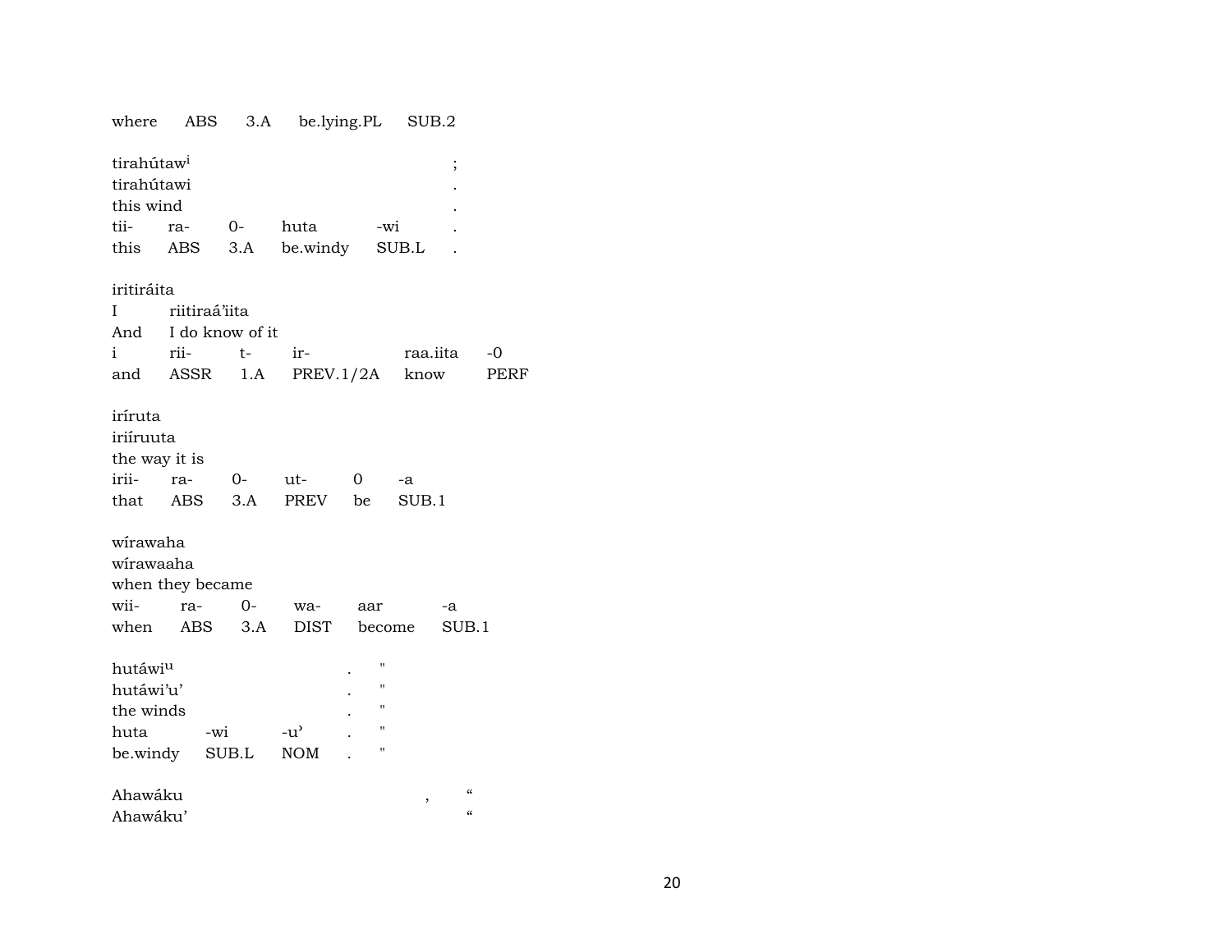where ABS 3.A be.lying.PL SUB.2

tirahútaw$^{i}$ ;
tirahútawi .
this wind .
tii- ra- 0- huta -wi .
this ABS 3.A be.windy SUB.L .

iritiráita
I riitiraá'iita
And I do know of it
i rii- t- ir- raa.iita -0
and ASSR 1.A PREV.1/2A know PERF

iríruta
iriíruuta
the way it is
irii- ra- 0- ut- 0 -a
that ABS 3.A PREV be SUB.1

wírawaha
wírawaaha
when they became
wii- ra- 0- wa- aar -a
when ABS 3.A DIST become SUB.1

hutáwi$^{u}$ . "
hutáwi'u' . "
the winds . "
huta -wi -u' . "
be.windy SUB.L NOM . "

Ahawáku , “
Ahawáku' “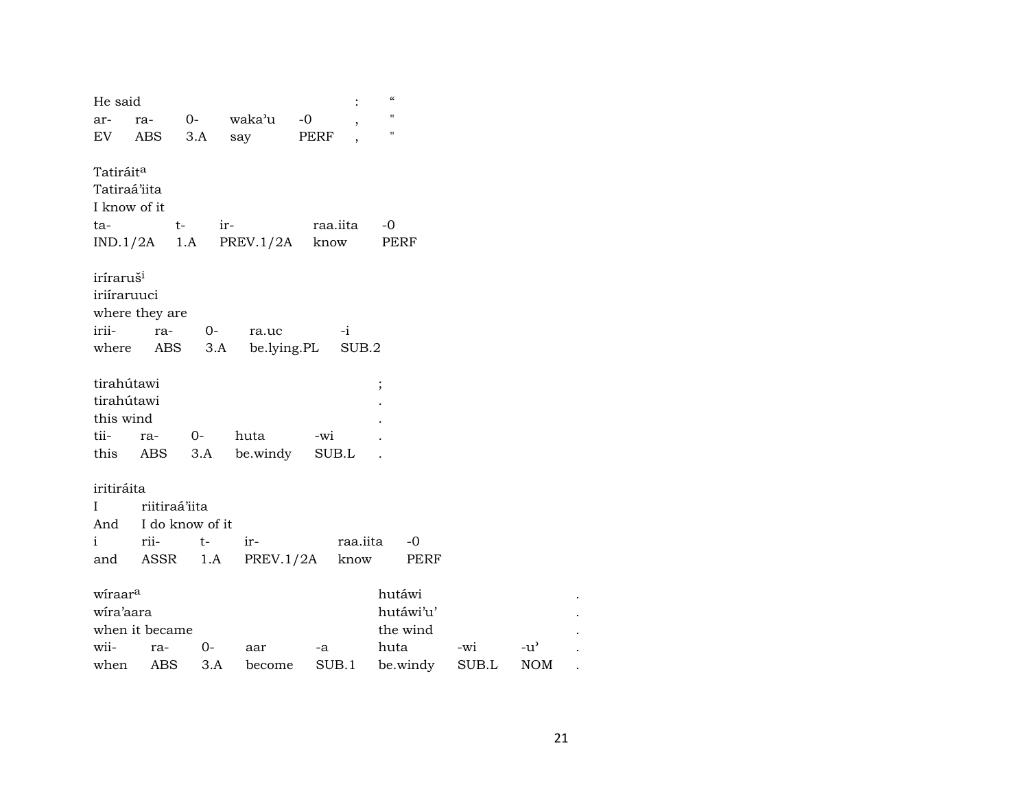He said : "
| ar- | ra- | 0- | waka'u | -0 | , | " |
|---|---|---|---|---|---|---|
| EV | ABS | 3.A | say | PERF | , | " |

Tatiráit[a]
Tatiraá'iita
I know of it

| ta- | t- | ir- | raa.iita | -0 |
|---|---|---|---|---|
| IND.1/2A | 1.A | PREV.1/2A | know | PERF |

iríraruš[i]
iriíraruuci
where they are

| irii- | ra- | 0- | ra.uc | -i |
|---|---|---|---|---|
| where | ABS | 3.A | be.lying.PL | SUB.2 |

tirahútawi ;
tirahútawi .
this wind .

| tii- | ra- | 0- | huta | -wi | . |
|---|---|---|---|---|---|
| this | ABS | 3.A | be.windy | SUB.L | . |

iritiráita
I riitiraá'iita
And I do know of it

| i | rii- | t- | ir- | raa.iita | -0 |
|---|---|---|---|---|---|
| and | ASSR | 1.A | PREV.1/2A | know | PERF |

wíraar[a] hutáwi .
wíra'aara hutáwi'u' .
when it became the wind .

| wii- | ra- | 0- | aar | -a | huta | -wi | -u' | . |
|---|---|---|---|---|---|---|---|---|
| when | ABS | 3.A | become | SUB.1 | be.windy | SUB.L | NOM | . |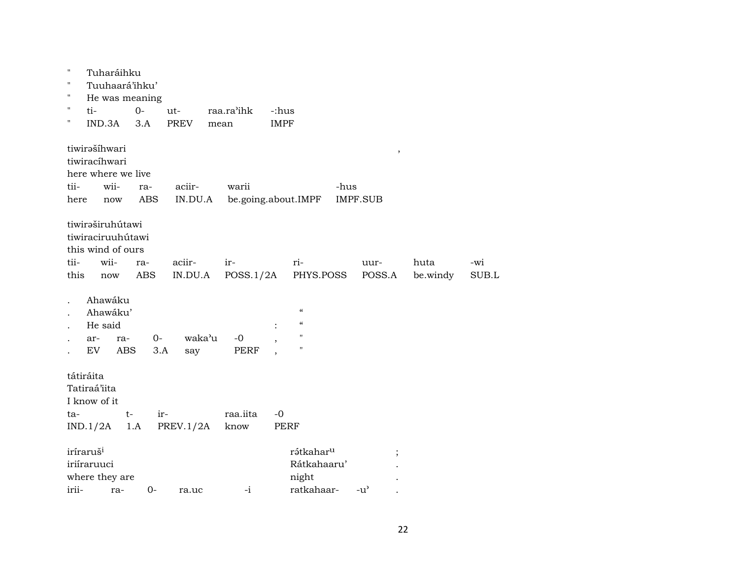| " | Tuharáihku | | | | |
|---|---|---|---|---|---|
| " | Tuuhaará'ihku' | | | | |
| " | He was meaning | | | | |
| " | ti- | 0- | ut- | raa.ra'ihk | -:hus |
| " | IND.3A | 3.A | PREV | mean | IMPF |

| tiwirəšíhwari | | | | | , |
|---|---|---|---|---|---|
| tiwiracíhwari | | | | | |
| here where we live | | | | | |
| tii- | wii- | ra- | aciir- | warii | -hus |
| here | now | ABS | IN.DU.A | be.going.about.IMPF | IMPF.SUB |

| tiwirəširuhútawi | | | | | | | | |
|---|---|---|---|---|---|---|---|---|
| tiwiraciruuhútawi | | | | | | | | |
| this wind of ours | | | | | | | | |
| tii- | wii- | ra- | aciir- | ir- | ri- | uur- | huta | -wi |
| this | now | ABS | IN.DU.A | POSS.1/2A | PHYS.POSS | POSS.A | be.windy | SUB.L |

| . | Ahawáku | | | | | | |
|---|---|---|---|---|---|---|---|
| . | Ahawáku' | | | | | | “ |
| . | He said | | | | | : | “ |
| . | ar- | ra- | 0- | waka'u | -0 | , | " |
| . | EV | ABS | 3.A | say | PERF | , | " |

| tátiráita | | | | |
|---|---|---|---|---|
| Tatiraá'iita | | | | |
| I know of it | | | | |
| ta- | t- | ir- | raa.iita | -0 |
| IND.1/2A | 1.A | PREV.1/2A | know | PERF |

| iríraruš[i] | | | | rə́tkahar[u] | | ; |
|---|---|---|---|---|---|---|
| iriíraruuci | | | | Rátkahaaru' | | . |
| where they are | | | | night | | . |
| irii- | ra- | 0- | ra.uc | -i | ratkahaar- | -u' | . |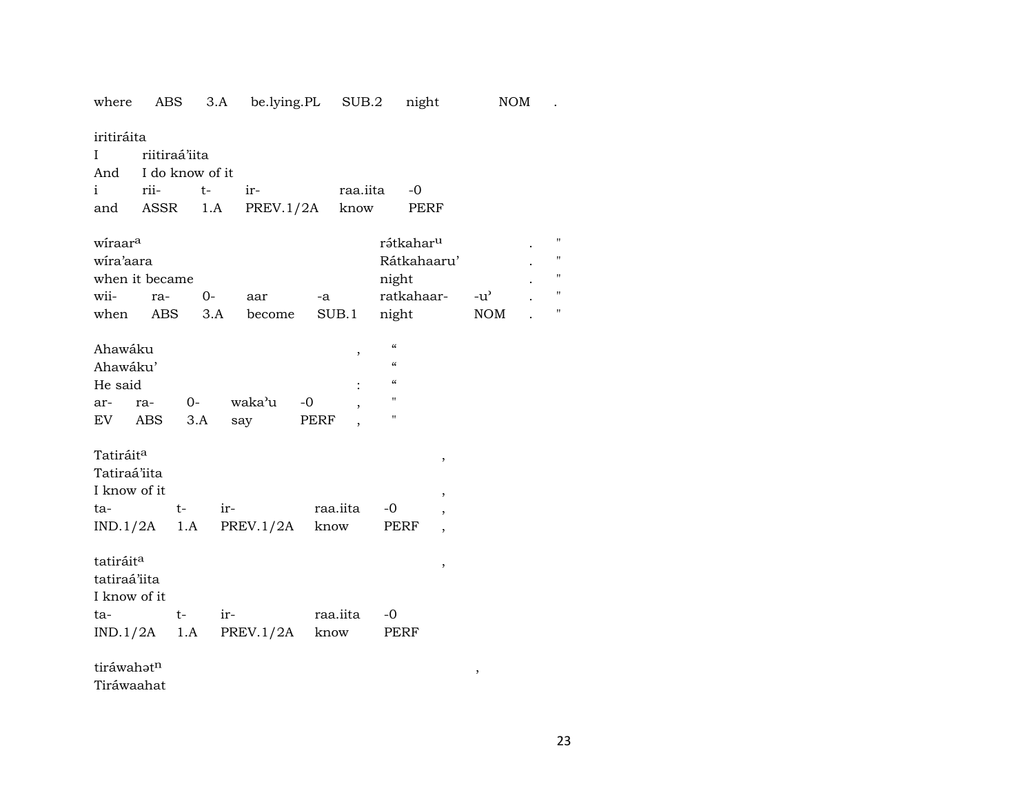| where | ABS | 3.A | be.lying.PL | SUB.2 | night | NOM | . |
|---|---|---|---|---|---|---|---|

iritiráita
I riitiraá'iita
And I do know of it

| i | rii- | t- | ir- | raa.iita | -0 |
|---|---|---|---|---|---|
| and | ASSR | 1.A | PREV.1/2A | know | PERF |

| wíraar^a | | | | | rə́tkahar^u | | . | " |
|---|---|---|---|---|---|---|---|---|
| wíra'aara | | | | | Rátkahaaru' | | . | " |
| when it became | | | | | night | | . | " |
| wii- | ra- | 0- | aar | -a | ratkahaar- | -u' | . | " |
| when | ABS | 3.A | become | SUB.1 | night | NOM | . | " |

| Ahawáku | | | | | , | " |
|---|---|---|---|---|---|---|
| Ahawáku' | | | | | | " |
| He said | | | | | : | " |
| ar- | ra- | 0- | waka'u | -0 | , | " |
| EV | ABS | 3.A | say | PERF | , | " |

| Tatiráit^a | | | | | , |
|---|---|---|---|---|---|
| Tatiraá'iita | | | | | |
| I know of it | | | | | , |
| ta- | t- | ir- | raa.iita | -0 | , |
| IND.1/2A | 1.A | PREV.1/2A | know | PERF | , |

| tatiráit^a | | | | | , |
|---|---|---|---|---|---|
| tatiraá'iita | | | | | |
| I know of it | | | | | |
| ta- | t- | ir- | raa.iita | -0 | |
| IND.1/2A | 1.A | PREV.1/2A | know | PERF | |

tiráwahət^n ,
Tiráwaahat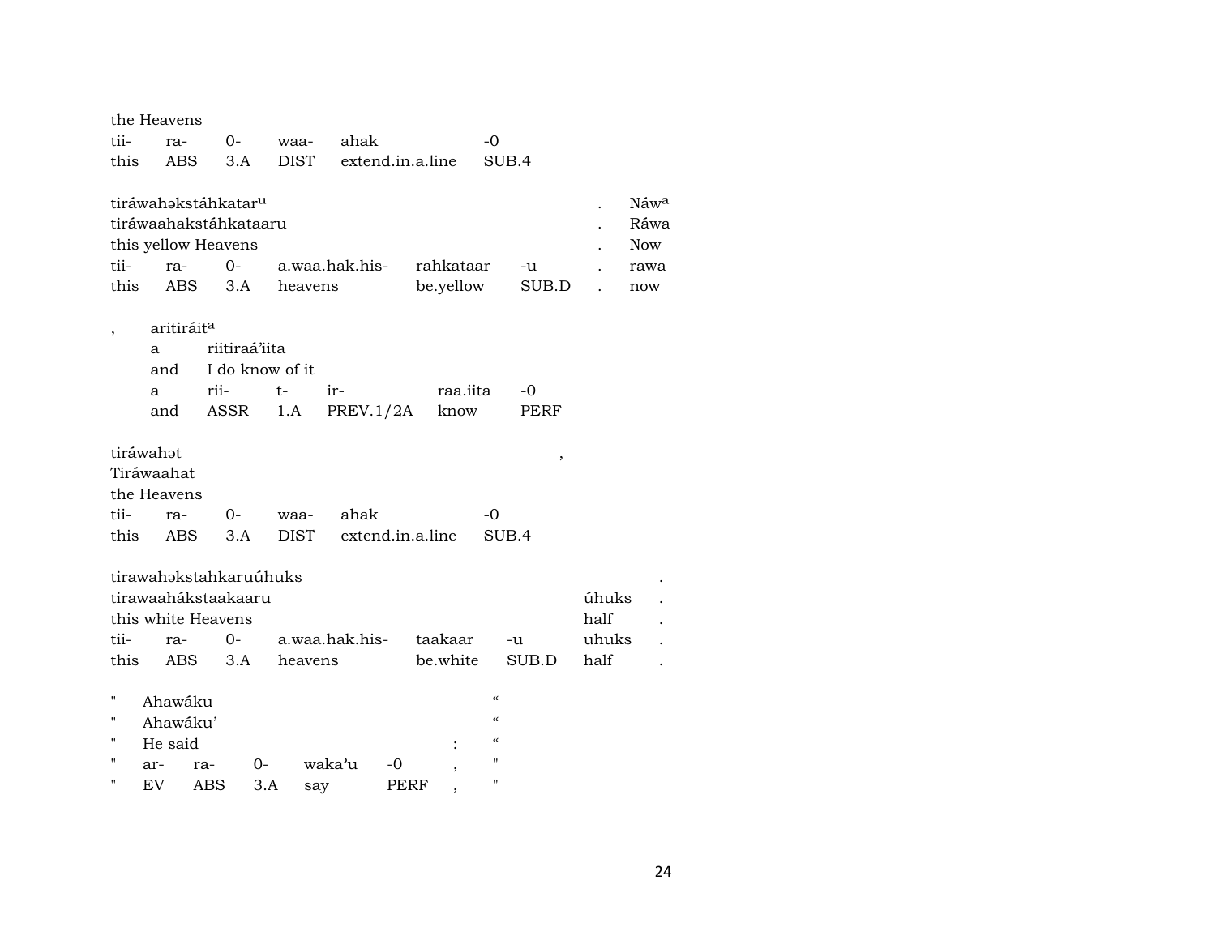the Heavens

| tii- | ra- | 0- | waa- | ahak | -0 |
|---|---|---|---|---|---|
| this | ABS | 3.A | DIST | extend.in.a.line | SUB.4 |

tiráwahəkstáhkatar[u] . Náw[a]
tiráwaahakstáhkataaru . Ráwa
this yellow Heavens . Now

| tii- | ra- | 0- | a.waa.hak.his- | rahkataar | -u | . | rawa |
|---|---|---|---|---|---|---|---|
| this | ABS | 3.A | heavens | be.yellow | SUB.D | . | now |

, aritiráit[a]
a riitiraá'iita
and I do know of it

| a | rii- | t- | ir- | raa.iita | -0 |
|---|---|---|---|---|---|
| and | ASSR | 1.A | PREV.1/2A | know | PERF |

tiráwahət ,
Tiráwaahat
the Heavens

| tii- | ra- | 0- | waa- | ahak | -0 |
|---|---|---|---|---|---|
| this | ABS | 3.A | DIST | extend.in.a.line | SUB.4 |

tirawahəkstahkaruúhuks .
tirawaahákstaakaaru úhuks .
this white Heavens half .

| tii- | ra- | 0- | a.waa.hak.his- | taakaar | -u | uhuks | . |
|---|---|---|---|---|---|---|---|
| this | ABS | 3.A | heavens | be.white | SUB.D | half | . |

" Ahawáku "
" Ahawáku' "
" He said : "

| " | ar- | ra- | 0- | waka'u | -0 | , | " |
|---|---|---|---|---|---|---|---|
| " | EV | ABS | 3.A | say | PERF | , | " |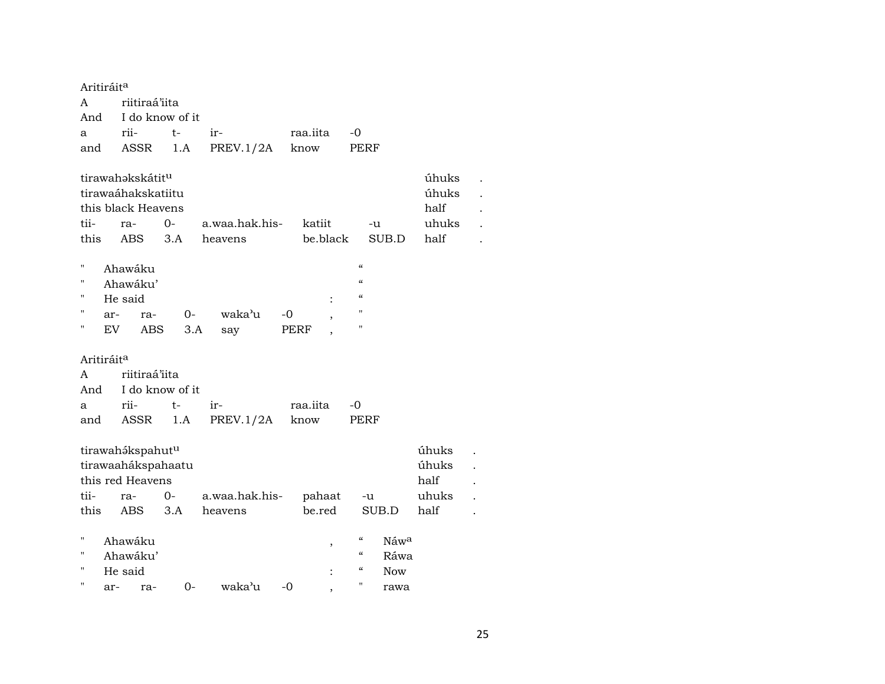Aritiráit[a]

| A | riitiraá'iita | | | | |
|---|---|---|---|---|---|
| And | I do know of it | | | | |
| a | rii- | t- | ir- | raa.iita | -0 |
| and | ASSR | 1.A | PREV.1/2A | know | PERF |

| tirawahəkskátit[u] | | | | | | úhuks | . |
|---|---|---|---|---|---|---|---|
| tirawaáhakskatiitu | | | | | | úhuks | . |
| this black Heavens | | | | | | half | . |
| tii- | ra- | 0- | a.waa.hak.his- | katiit | -u | uhuks | . |
| this | ABS | 3.A | heavens | be.black | SUB.D | half | . |

| " | Ahawáku | | | | | | " |
|---|---|---|---|---|---|---|---|
| " | Ahawáku' | | | | | | " |
| " | He said | | | | | : | " |
| " | ar- | ra- | 0- | waka'u | -0 | , | " |
| " | EV | ABS | 3.A | say | PERF | , | " |

Aritiráit[a]

| A | riitiraá'iita | | | | |
|---|---|---|---|---|---|
| And | I do know of it | | | | |
| a | rii- | t- | ir- | raa.iita | -0 |
| and | ASSR | 1.A | PREV.1/2A | know | PERF |

| tirawahə́kspahut[u] | | | | | | úhuks | . |
|---|---|---|---|---|---|---|---|
| tirawaahákspahaatu | | | | | | úhuks | . |
| this red Heavens | | | | | | half | . |
| tii- | ra- | 0- | a.waa.hak.his- | pahaat | -u | uhuks | . |
| this | ABS | 3.A | heavens | be.red | SUB.D | half | . |

| " | Ahawáku | | | | | , | " | Náw[a] |
|---|---|---|---|---|---|---|---|---|
| " | Ahawáku' | | | | | | " | Ráwa |
| " | He said | | | | | : | " | Now |
| " | ar- | ra- | 0- | waka'u | -0 | , | " | rawa |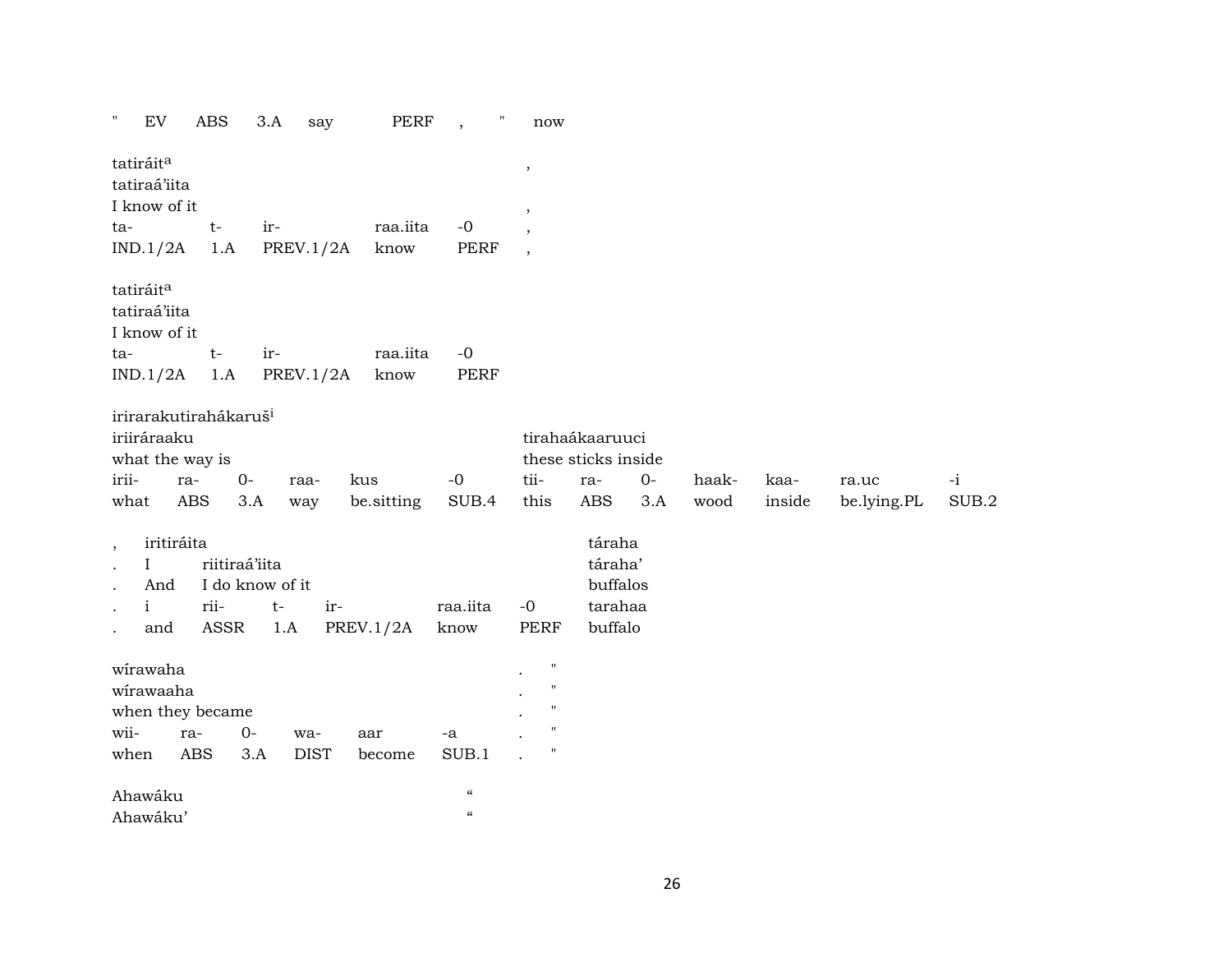| " | EV | ABS | 3.A | say | PERF | , | " | now |
|---|---|---|---|---|---|---|---|---|

tatiráit^a ,
tatiraá'iita
I know of it ,

| ta- | t- | ir- | raa.iita | -0 | , |
|---|---|---|---|---|---|
| IND.1/2A | 1.A | PREV.1/2A | know | PERF | , |

tatiráit^a
tatiraá'iita
I know of it

| ta- | t- | ir- | raa.iita | -0 |
|---|---|---|---|---|
| IND.1/2A | 1.A | PREV.1/2A | know | PERF |

irirarakutirahákaruš^i

| iriiráraaku | | | | | | tirahaákaaruuci | | | | | | |
|---|---|---|---|---|---|---|---|---|---|---|---|---|
| what the way is | | | | | | these sticks inside | | | | | | |
| irii- | ra- | 0- | raa- | kus | -0 | tii- | ra- | 0- | haak- | kaa- | ra.uc | -i |
| what | ABS | 3.A | way | be.sitting | SUB.4 | this | ABS | 3.A | wood | inside | be.lying.PL | SUB.2 |

| , | iritiráita | | | | | | táraha |
|---|---|---|---|---|---|---|---|
| . | I | riitiraá'iita | | | | | táraha' |
| . | And | I do know of it | | | | | buffalos |
| . | i | rii- | t- | ir- | raa.iita | -0 | tarahaa |
| . | and | ASSR | 1.A | PREV.1/2A | know | PERF | buffalo |

wírawaha . "
wírawaaha . "
when they became . "

| wii- | ra- | 0- | wa- | aar | -a | . | " |
|---|---|---|---|---|---|---|---|
| when | ABS | 3.A | DIST | become | SUB.1 | . | " |

Ahawáku "
Ahawáku' "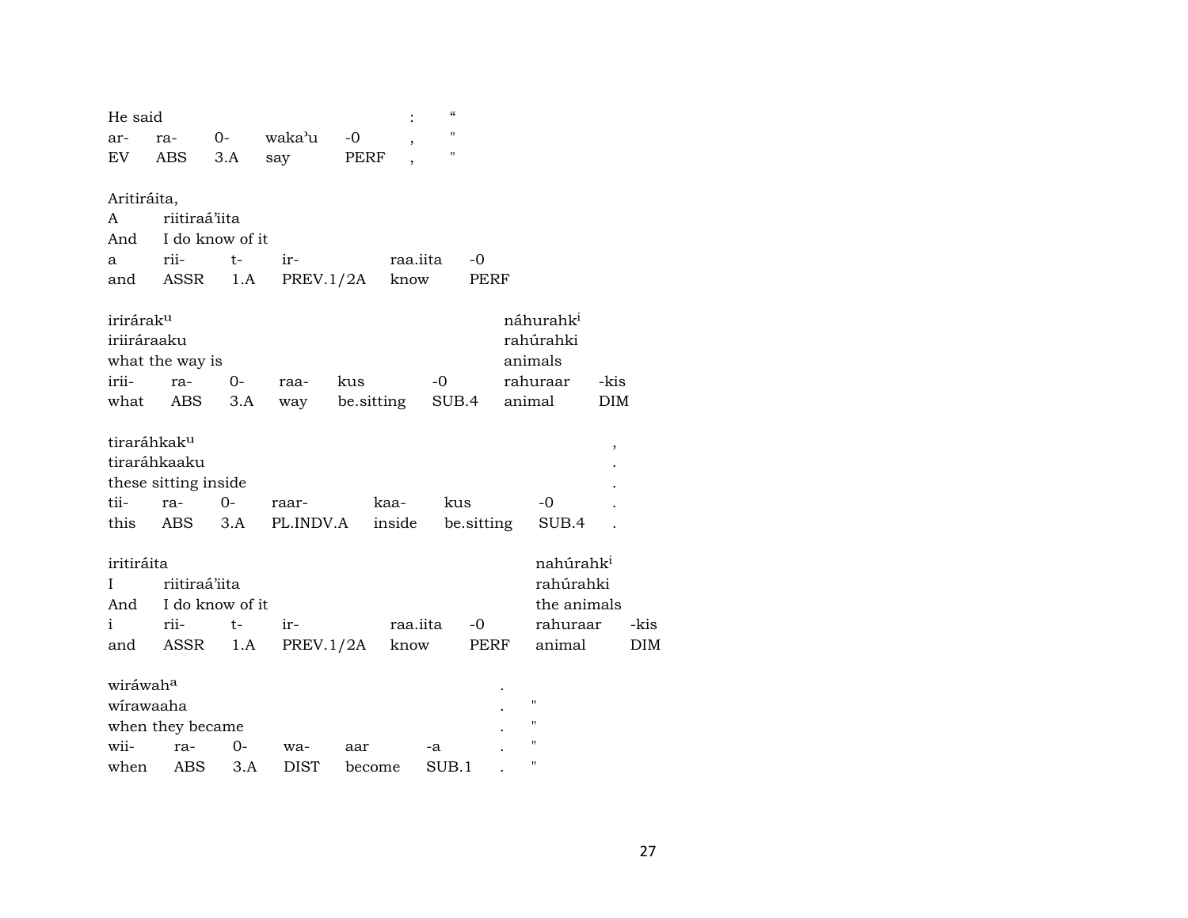He said : "

| ar- | ra- | 0- | waka'u | -0 | , | " |
|---|---|---|---|---|---|---|
| EV | ABS | 3.A | say | PERF | , | " |

Aritiráita,
A riitiraá'iita
And I do know of it

| a | rii- | t- | ir- | raa.iita | -0 |
|---|---|---|---|---|---|
| and | ASSR | 1.A | PREV.1/2A | know | PERF |

irirárak^u náhurahk^i
iriiráraaku rahúrahki
what the way is animals

| irii- | ra- | 0- | raa- | kus | -0 | rahuraar | -kis |
|---|---|---|---|---|---|---|---|
| what | ABS | 3.A | way | be.sitting | SUB.4 | animal | DIM |

tiraráhkak^u ,
tiraráhkaaku .
these sitting inside .

| tii- | ra- | 0- | raar- | kaa- | kus | -0 | . |
|---|---|---|---|---|---|---|---|
| this | ABS | 3.A | PL.INDV.A | inside | be.sitting | SUB.4 | . |

iritiráita nahúrahk^i
I riitiraá'iita rahúrahki
And I do know of it the animals

| i | rii- | t- | ir- | raa.iita | -0 | rahuraar | -kis |
|---|---|---|---|---|---|---|---|
| and | ASSR | 1.A | PREV.1/2A | know | PERF | animal | DIM |

wiráwah^a .
wírawaaha . "
when they became . "

| wii- | ra- | 0- | wa- | aar | -a | . | " |
|---|---|---|---|---|---|---|---|
| when | ABS | 3.A | DIST | become | SUB.1 | . | " |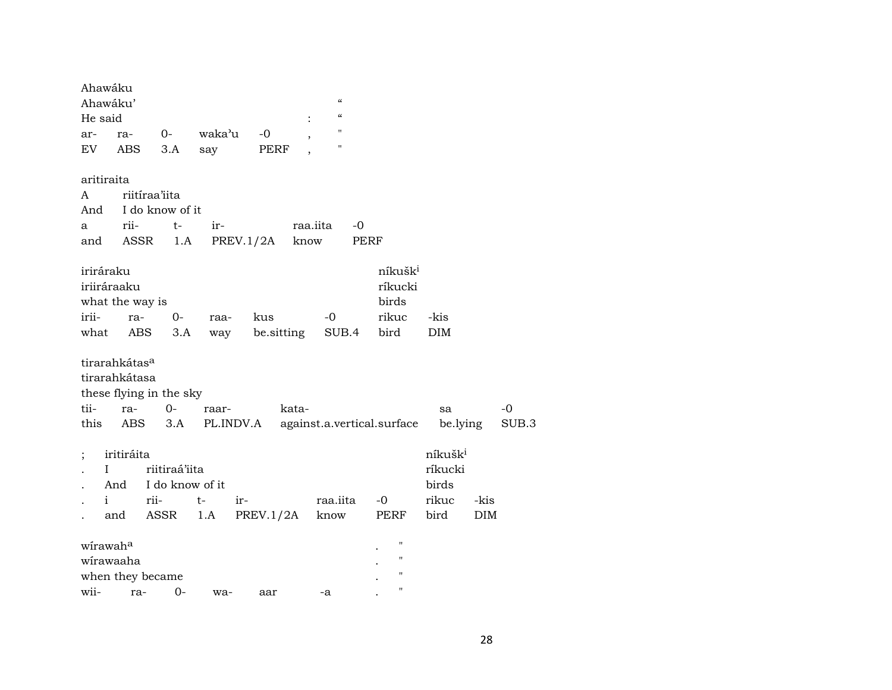| Ahawáku | | | | | | |
|---|---|---|---|---|---|---|
| Ahawáku' | | | | | | “ |
| He said | | | | | : | “ |
| ar- | ra- | 0- | waka'u | -0 | , | " |
| EV | ABS | 3.A | say | PERF | , | " |

| aritiraita | | | | | |
|---|---|---|---|---|---|
| A | riitíraa'iita | | | | |
| And | I do know of it | | | | |
| a | rii- | t- | ir- | raa.iita | -0 |
| and | ASSR | 1.A | PREV.1/2A | know | PERF |

| iriráraku | | | | | | níkušk[i] | |
|---|---|---|---|---|---|---|---|
| iriiráraaku | | | | | | ríkucki | |
| what the way is | | | | | | birds | |
| irii- | ra- | 0- | raa- | kus | -0 | rikuc | -kis |
| what | ABS | 3.A | way | be.sitting | SUB.4 | bird | DIM |

| tirarahkátas[a] | | | | | | |
|---|---|---|---|---|---|---|
| tirarahkátasa | | | | | | |
| these flying in the sky | | | | | | |
| tii- | ra- | 0- | raar- | kata- | sa | -0 |
| this | ABS | 3.A | PL.INDV.A | against.a.vertical.surface | be.lying | SUB.3 |

| ; | iritiráita | | | | | | níkušk[i] | |
|---|---|---|---|---|---|---|---|---|
| . | I | riitiraá'iita | | | | | ríkucki | |
| . | And | I do know of it | | | | | birds | |
| . | i | rii- | t- | ir- | raa.iita | -0 | rikuc | -kis |
| . | and | ASSR | 1.A | PREV.1/2A | know | PERF | bird | DIM |

| wírawah[a] | | | | | | . | " |
|---|---|---|---|---|---|---|---|
| wírawaaha | | | | | | . | " |
| when they became | | | | | | . | " |
| wii- | ra- | 0- | wa- | aar | -a | . | " |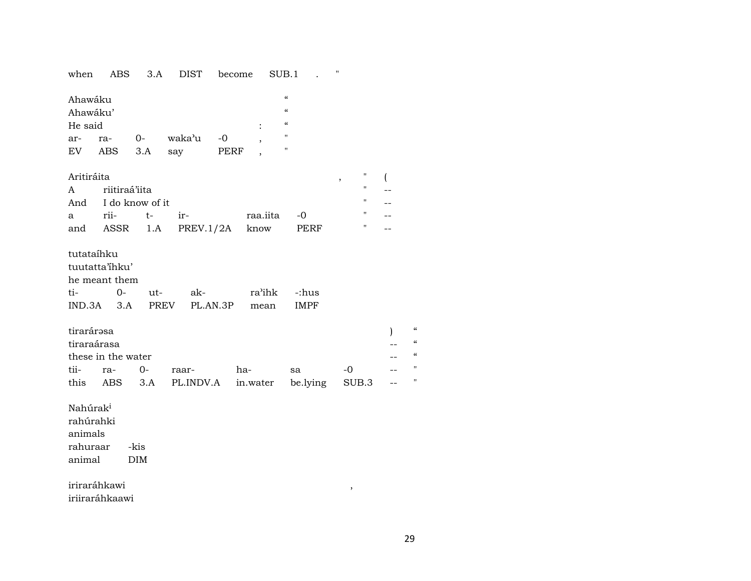| when | ABS | 3.A | DIST | become | SUB.1 | . | " |
|---|---|---|---|---|---|---|---|

| Ahawáku | | | | | " |
|---|---|---|---|---|---|
| Ahawáku’ | | | | | " |
| He said | | | | : | " |
| ar- | ra- | 0- | waka’u | -0 , | " |
| EV | ABS | 3.A | say | PERF , | " |

| Aritiráita | | | | | , | " | ( |
|---|---|---|---|---|---|---|---|
| A | riitiraá’iita | | | | | " | -- |
| And | I do know of it | | | | | " | -- |
| a | rii- | t- | ir- | raa.iita | -0 | " | -- |
| and | ASSR | 1.A | PREV.1/2A | know | PERF | " | -- |

| tutataíhku | | | | | |
|---|---|---|---|---|---|
| tuutatta’íhku’ | | | | | |
| he meant them | | | | | |
| ti- | 0- | ut- | ak- | ra’ihk | -:hus |
| IND.3A | 3.A | PREV | PL.AN.3P | mean | IMPF |

| tirarárəsa | | | | | | | ) | " |
|---|---|---|---|---|---|---|---|---|
| tiraraárasa | | | | | | | -- | " |
| these in the water | | | | | | | -- | " |
| tii- | ra- | 0- | raar- | ha- | sa | -0 | -- | " |
| this | ABS | 3.A | PL.INDV.A | in.water | be.lying | SUB.3 | -- | " |

| Nahúrak[i] | |
|---|---|
| rahúrahki | |
| animals | |
| rahuraar | -kis |
| animal | DIM |

irirarráhkawi ,
iriirarráhkaawi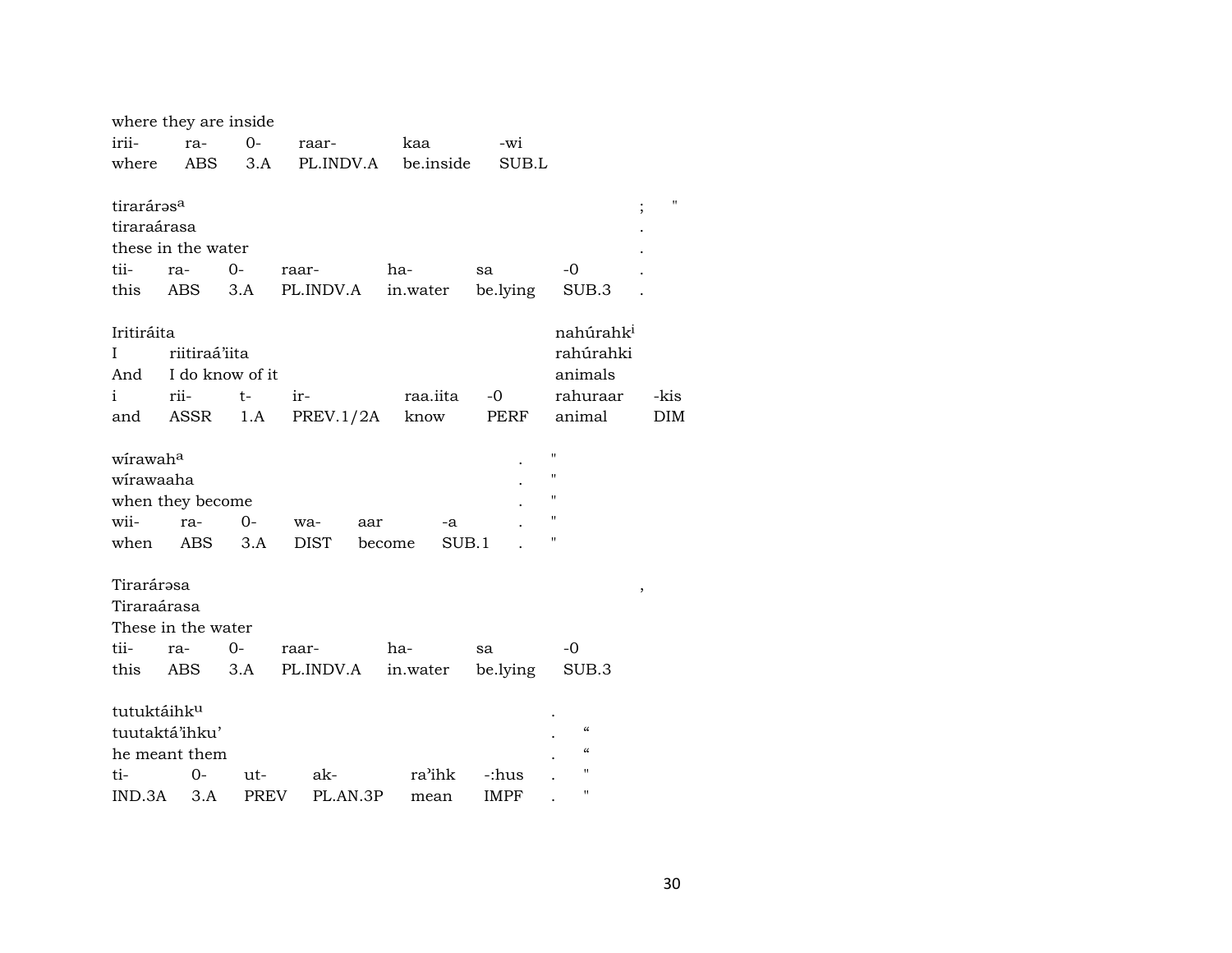where they are inside

| irii- | ra- | 0- | raar- | kaa | -wi |
|---|---|---|---|---|---|
| where | ABS | 3.A | PL.INDV.A | be.inside | SUB.L |

tirarárəs^a ; "
tiraraárasa .
these in the water .

| tii- | ra- | 0- | raar- | ha- | sa | -0 | . |
|---|---|---|---|---|---|---|---|
| this | ABS | 3.A | PL.INDV.A | in.water | be.lying | SUB.3 | . |

| Iritiráita | | | | | | nahúrahk^i | |
|---|---|---|---|---|---|---|---|
| I | riitiraá'iita | | | | | rahúrahki | |
| And | I do know of it | | | | | animals | |
| i | rii- | t- | ir- | raa.iita | -0 | rahuraar | -kis |
| and | ASSR | 1.A | PREV.1/2A | know | PERF | animal | DIM |

wírawah^a . "
wírawaaha . "
when they become . "

| wii- | ra- | 0- | wa- | aar | -a | . | " |
|---|---|---|---|---|---|---|---|
| when | ABS | 3.A | DIST | become | SUB.1 | . | " |

Tirarárəsa ,
Tiraraárasa
These in the water

| tii- | ra- | 0- | raar- | ha- | sa | -0 |
|---|---|---|---|---|---|---|
| this | ABS | 3.A | PL.INDV.A | in.water | be.lying | SUB.3 |

tutuktáihk^u .
tuutaktá'ihku' . "
he meant them . "

| ti- | 0- | ut- | ak- | ra'ihk | -:hus | . | " |
|---|---|---|---|---|---|---|---|
| IND.3A | 3.A | PREV | PL.AN.3P | mean | IMPF | . | " |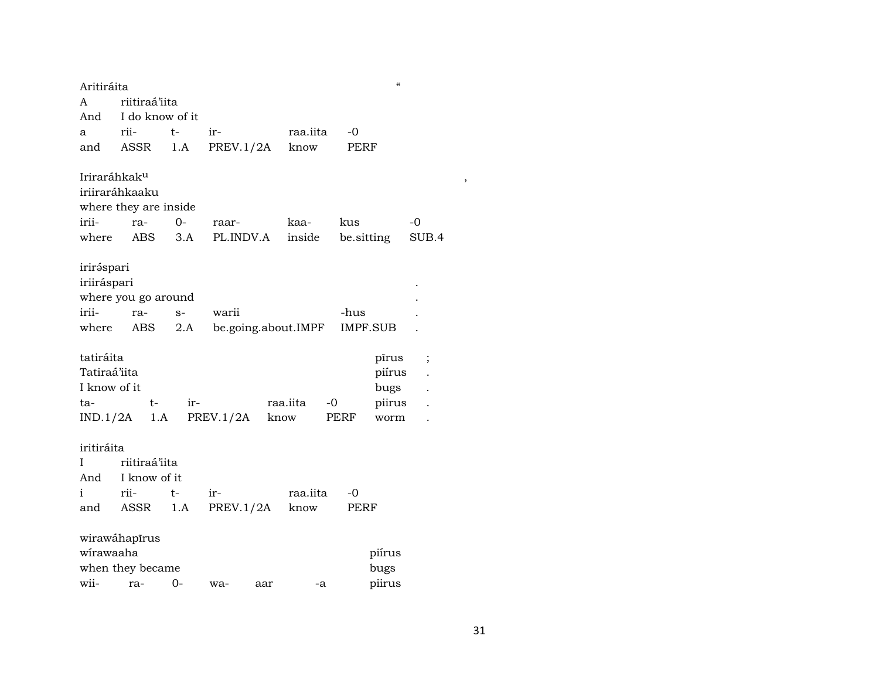Aritiráita "
A riitiraá'iita
And I do know of it

| a | rii- | t- | ir- | raa.iita | -0 |
|---|---|---|---|---|---|
| and | ASSR | 1.A | PREV.1/2A | know | PERF |

Irirarahkak$^{u}$ ,
iriiraráhkaaku
where they are inside

| irii- | ra- | 0- | raar- | kaa- | kus | -0 |
|---|---|---|---|---|---|---|
| where | ABS | 3.A | PL.INDV.A | inside | be.sitting | SUB.4 |

iriráspari
iriiráspari .
where you go around .

| irii- | ra- | s- | warii | -hus | . |
|---|---|---|---|---|---|
| where | ABS | 2.A | be.going.about.IMPF | IMPF.SUB | . |

tatiráita pīrus ;
Tatiraá'iita piírus .
I know of it bugs .

| ta- | t- | ir- | raa.iita | -0 | piirus | . |
|---|---|---|---|---|---|---|
| IND.1/2A | 1.A | PREV.1/2A | know | PERF | worm | . |

iritiráita
I riitiraá'iita
And I know of it

| i | rii- | t- | ir- | raa.iita | -0 |
|---|---|---|---|---|---|
| and | ASSR | 1.A | PREV.1/2A | know | PERF |

wirawáhapīrus
wírawaaha piírus
when they became bugs

| wii- | ra- | 0- | wa- | aar | -a | piirus |
|---|---|---|---|---|---|---|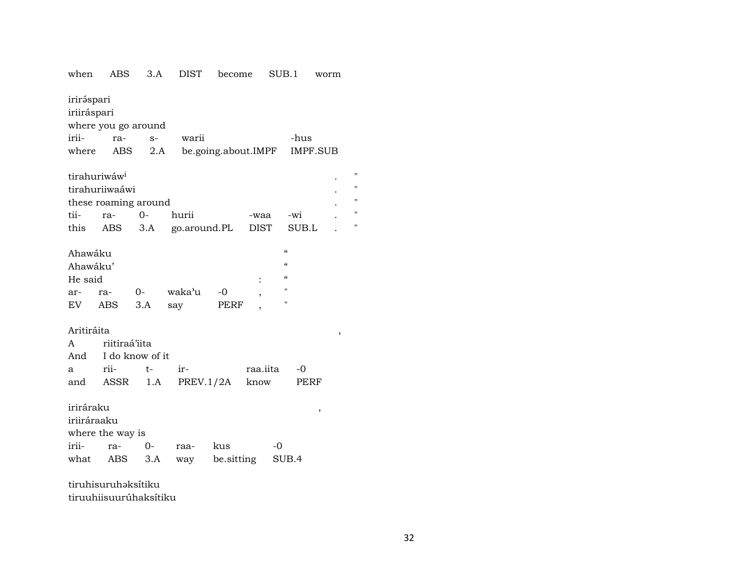when ABS 3.A DIST become SUB.1 worm

irirə́spari
iriiráspari
where you go around

| irii- | ra- | s- | warii | -hus |
|---|---|---|---|---|
| where | ABS | 2.A | be.going.about.IMPF | IMPF.SUB |

tirahuriwáw[i] . "
tirahuriiwaáwi . "
these roaming around . "

| tii- | ra- | 0- | hurii | -waa | -wi | . | " |
|---|---|---|---|---|---|---|---|
| this | ABS | 3.A | go.around.PL | DIST | SUB.L | . | " |

Ahawáku “
Ahawáku’ “
He said : “

| ar- | ra- | 0- | waka’u | -0 | , | " |
|---|---|---|---|---|---|---|
| EV | ABS | 3.A | say | PERF | , | " |

Aritiráita ,

| A | riitiraá’iita | | | |
|---|---|---|---|---|
| And | I do know of it | | | |
| a | rii- | t- | ir- | raa.iita | -0 |
| and | ASSR | 1.A | PREV.1/2A | know | PERF |

iriráraku ,
iriiráraaku
where the way is

| irii- | ra- | 0- | raa- | kus | -0 |
|---|---|---|---|---|---|
| what | ABS | 3.A | way | be.sitting | SUB.4 |

tiruhisuruhəksítiku
tiruuhiisuurúhaksítiku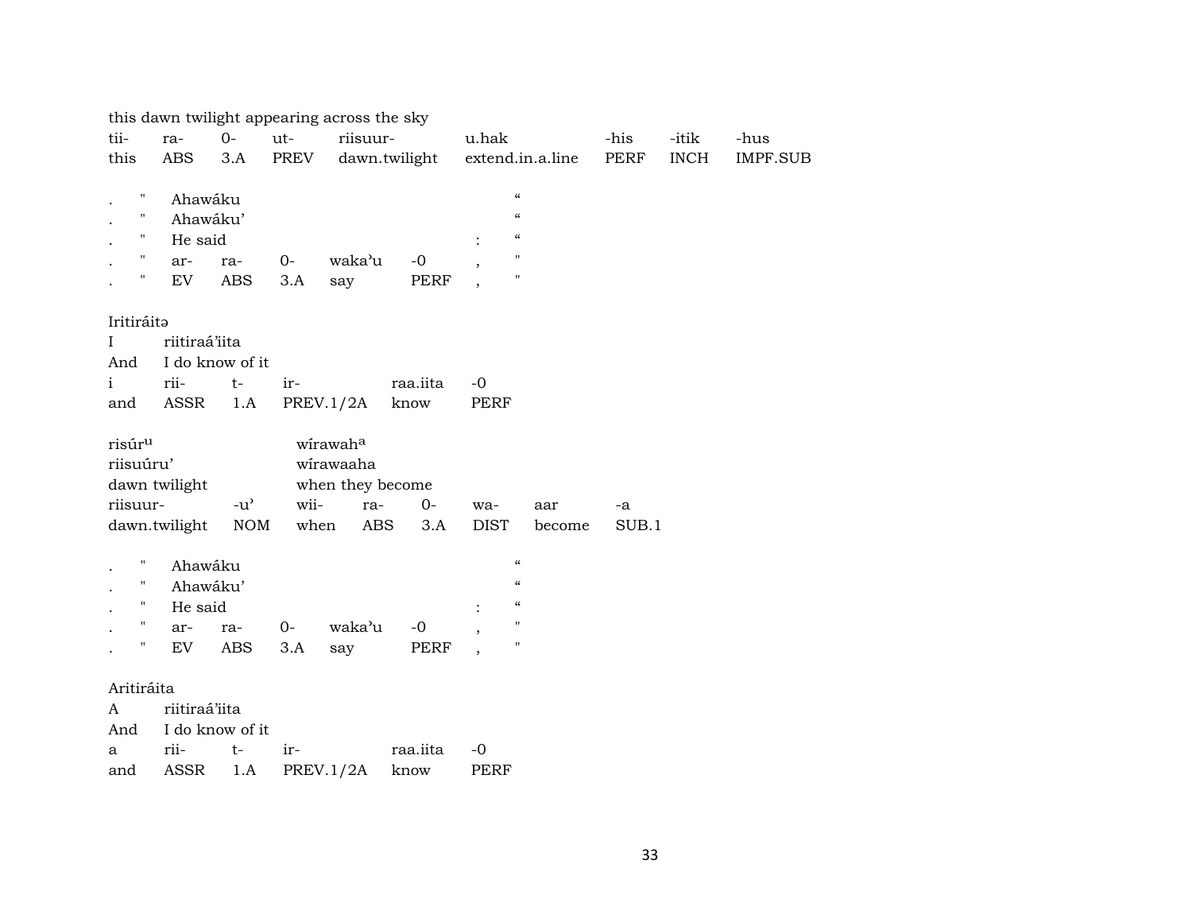this dawn twilight appearing across the sky

| tii- | ra- | 0- | ut- | riisuur- | u.hak | -his | -itik | -hus |
|---|---|---|---|---|---|---|---|---|
| this | ABS | 3.A | PREV | dawn.twilight | extend.in.a.line | PERF | INCH | IMPF.SUB |

| . | " | Ahawáku | | | | | “ |
|---|---|---|---|---|---|---|---|
| . | " | Ahawáku’ | | | | | “ |
| . | " | He said | | | | : | “ |
| . | " | ar- | ra- | 0- | waka’u | -0 , | " |
| . | " | EV | ABS | 3.A | say | PERF , | " |

Iritiráitə

| I | riitiraá’iita | | | | |
|---|---|---|---|---|---|
| And | I do know of it | | | | |
| i | rii- | t- | ir- | raa.iita | -0 |
| and | ASSR | 1.A | PREV.1/2A | know | PERF |

| risúr$^{u}$ | | wírawah$^{a}$ | | | | | |
|---|---|---|---|---|---|---|---|
| riisuúru’ | | wírawaaha | | | | | |
| dawn twilight | | when they become | | | | | |
| riisuur- | -u’ | wii- | ra- | 0- | wa- | aar | -a |
| dawn.twilight | NOM | when | ABS | 3.A | DIST | become | SUB.1 |

| . | " | Ahawáku | | | | | “ |
|---|---|---|---|---|---|---|---|
| . | " | Ahawáku’ | | | | | “ |
| . | " | He said | | | | : | “ |
| . | " | ar- | ra- | 0- | waka’u | -0 , | " |
| . | " | EV | ABS | 3.A | say | PERF , | " |

Aritiráita

| A | riitiraá’iita | | | | |
|---|---|---|---|---|---|
| And | I do know of it | | | | |
| a | rii- | t- | ir- | raa.iita | -0 |
| and | ASSR | 1.A | PREV.1/2A | know | PERF |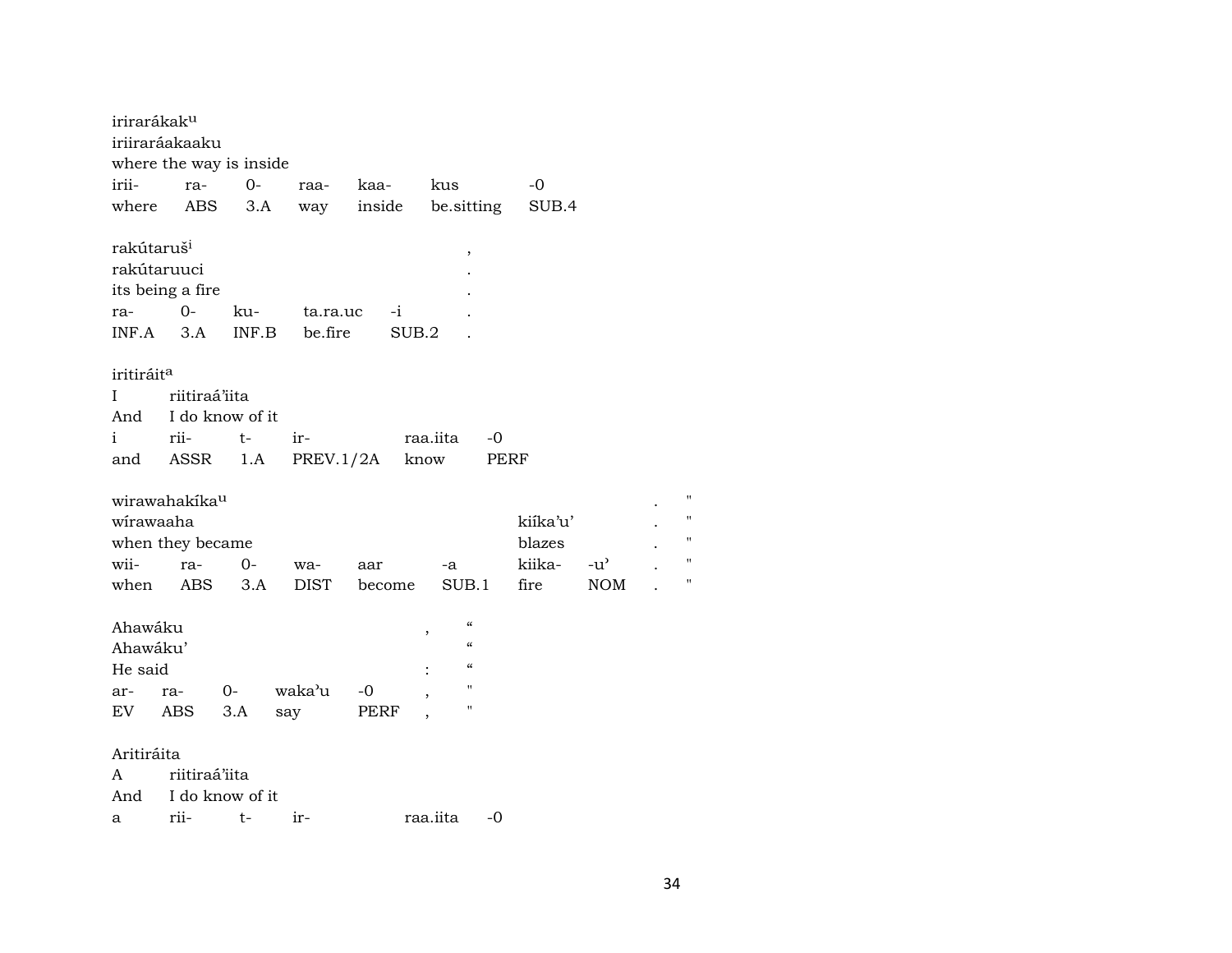irirarákak[u]
iriiraráakaaku
where the way is inside

| irii- | ra- | 0- | raa- | kaa- | kus | -0 |
|---|---|---|---|---|---|---|
| where | ABS | 3.A | way | inside | be.sitting | SUB.4 |

rakútaruš[i] ,
rakútaruuci .
its being a fire .

| ra- | 0- | ku- | ta.ra.uc | -i | . |
|---|---|---|---|---|---|
| INF.A | 3.A | INF.B | be.fire | SUB.2 | . |

iritiráit[a]
I riitiraá'iita
And I do know of it

| i | rii- | t- | ir- | raa.iita | -0 |
|---|---|---|---|---|---|
| and | ASSR | 1.A | PREV.1/2A | know | PERF |

wirawahakíka[u] . "
wírawaaha kiíka'u' . "
when they became blazes . "

| wii- | ra- | 0- | wa- | aar | -a | kiika- | -u' | . | " |
|---|---|---|---|---|---|---|---|---|---|
| when | ABS | 3.A | DIST | become | SUB.1 | fire | NOM | . | " |

Ahawáku , "
Ahawáku' "
He said : "

| ar- | ra- | 0- | waka'u | -0 | , | " |
|---|---|---|---|---|---|---|
| EV | ABS | 3.A | say | PERF | , | " |

Aritiráita
A riitiraá'iita
And I do know of it

| a | rii- | t- | ir- | raa.iita | -0 |
|---|---|---|---|---|---|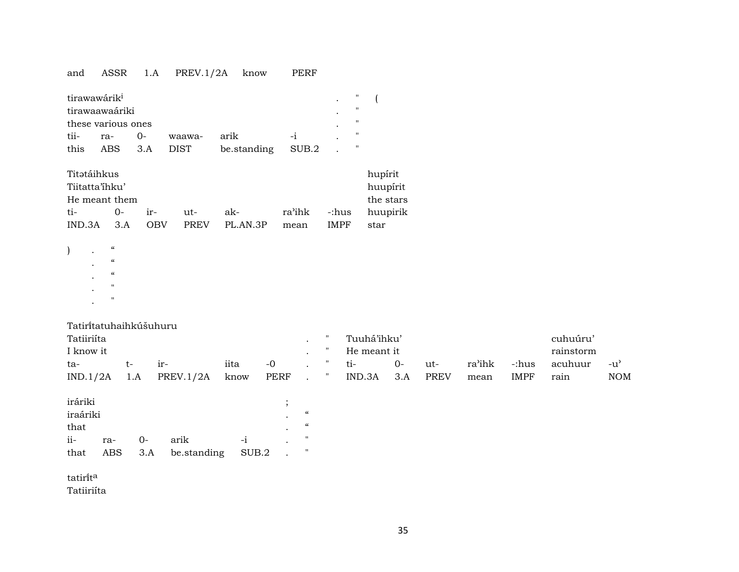| and | ASSR | 1.A | PREV.1/2A | know | PERF |
|---|---|---|---|---|---|

| tirawawárik[i] | | | | | | . | " | ( |
|---|---|---|---|---|---|---|---|---|
| tirawaawaáriki | | | | | | . | " | |
| these various ones | | | | | | . | " | |
| tii- | ra- | 0- | waawa- | arik | -i | . | " | |
| this | ABS | 3.A | DIST | be.standing | SUB.2 | . | " | |

| Titətáihkus | | | | | | | hupírit |
|---|---|---|---|---|---|---|---|
| Tiitatta'íhku' | | | | | | | huupírit |
| He meant them | | | | | | | the stars |
| ti- | 0- | ir- | ut- | ak- | ra'ihk | -:hus | huupirik |
| IND.3A | 3.A | OBV | PREV | PL.AN.3P | mean | IMPF | star |

| ) | . | " |
|---|---|---|
| | . | " |
| | . | " |
| | . | " |
| | . | " |

Tatirítatuhaihkúšuhuru

| Tatiiriíta | | | | | . | " | Tuuhá'ihku' | | | | | cuhuúru' | |
|---|---|---|---|---|---|---|---|---|---|---|---|---|---|
| I know it | | | | | . | " | He meant it | | | | | rainstorm | |
| ta- | t- | ir- | iita | -0 | . | " | ti- | 0- | ut- | ra'ihk | -:hus | acuhuur | -u' |
| IND.1/2A | 1.A | PREV.1/2A | know | PERF | . | " | IND.3A | 3.A | PREV | mean | IMPF | rain | NOM |

| iráriki | | | | | ; | |
|---|---|---|---|---|---|---|
| iraáriki | | | | | . | " |
| that | | | | | . | " |
| ii- | ra- | 0- | arik | -i | . | " |
| that | ABS | 3.A | be.standing | SUB.2 | . | " |

tatirít[a]
Tatiiriíta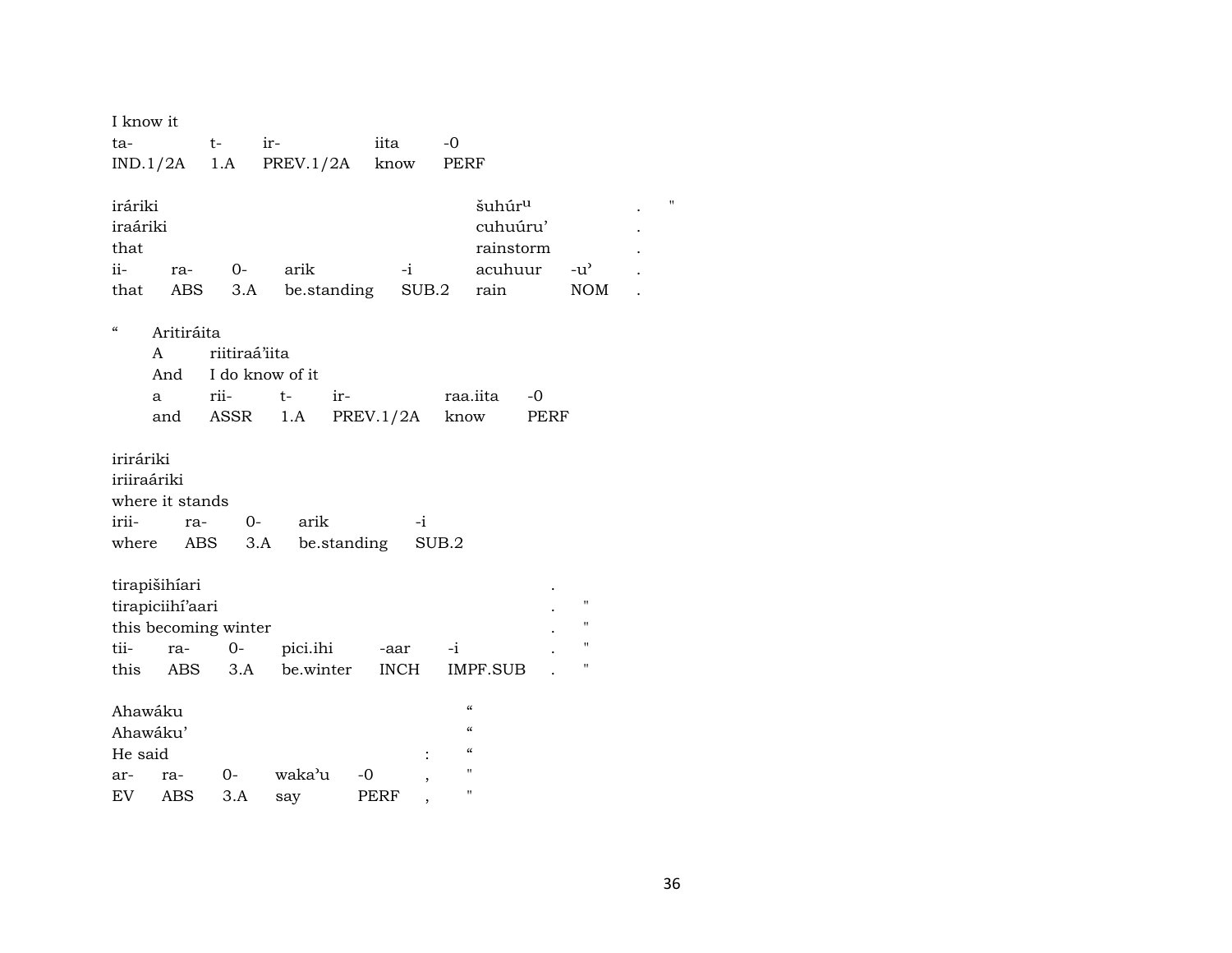I know it

| ta- | t- | ir- | iita | -0 |
|---|---|---|---|---|
| IND.1/2A | 1.A | PREV.1/2A | know | PERF |

| iráriki | | | | | šuhúr^u | | . | " |
|---|---|---|---|---|---|---|---|---|
| iraáriki | | | | | cuhuúru' | | . | |
| that | | | | | rainstorm | | . | |
| ii- | ra- | 0- | arik | -i | acuhuur | -u' | . | |
| that | ABS | 3.A | be.standing | SUB.2 | rain | NOM | . | |

| " | Aritiráita | | | | |
|---|---|---|---|---|---|
| | A | riitiraá'iita | | | |
| | And | I do know of it | | | |
| | a | rii- | t- | ir- | raa.iita | -0 |
| | and | ASSR | 1.A | PREV.1/2A | know | PERF |

| iriráriki | | | | |
|---|---|---|---|---|
| iriiraáriki | | | | |
| where it stands | | | | |
| irii- | ra- | 0- | arik | -i |
| where | ABS | 3.A | be.standing | SUB.2 |

| tirapišihíari | | | | | | . | |
|---|---|---|---|---|---|---|---|
| tirapiciihí'aari | | | | | | . | " |
| this becoming winter | | | | | | . | " |
| tii- | ra- | 0- | pici.ihi | -aar | -i | . | " |
| this | ABS | 3.A | be.winter | INCH | IMPF.SUB | . | " |

| Ahawáku | | | | | | " |
|---|---|---|---|---|---|---|
| Ahawáku' | | | | | | " |
| He said | | | | | : | " |
| ar- | ra- | 0- | waka'u | -0 | , | " |
| EV | ABS | 3.A | say | PERF | , | " |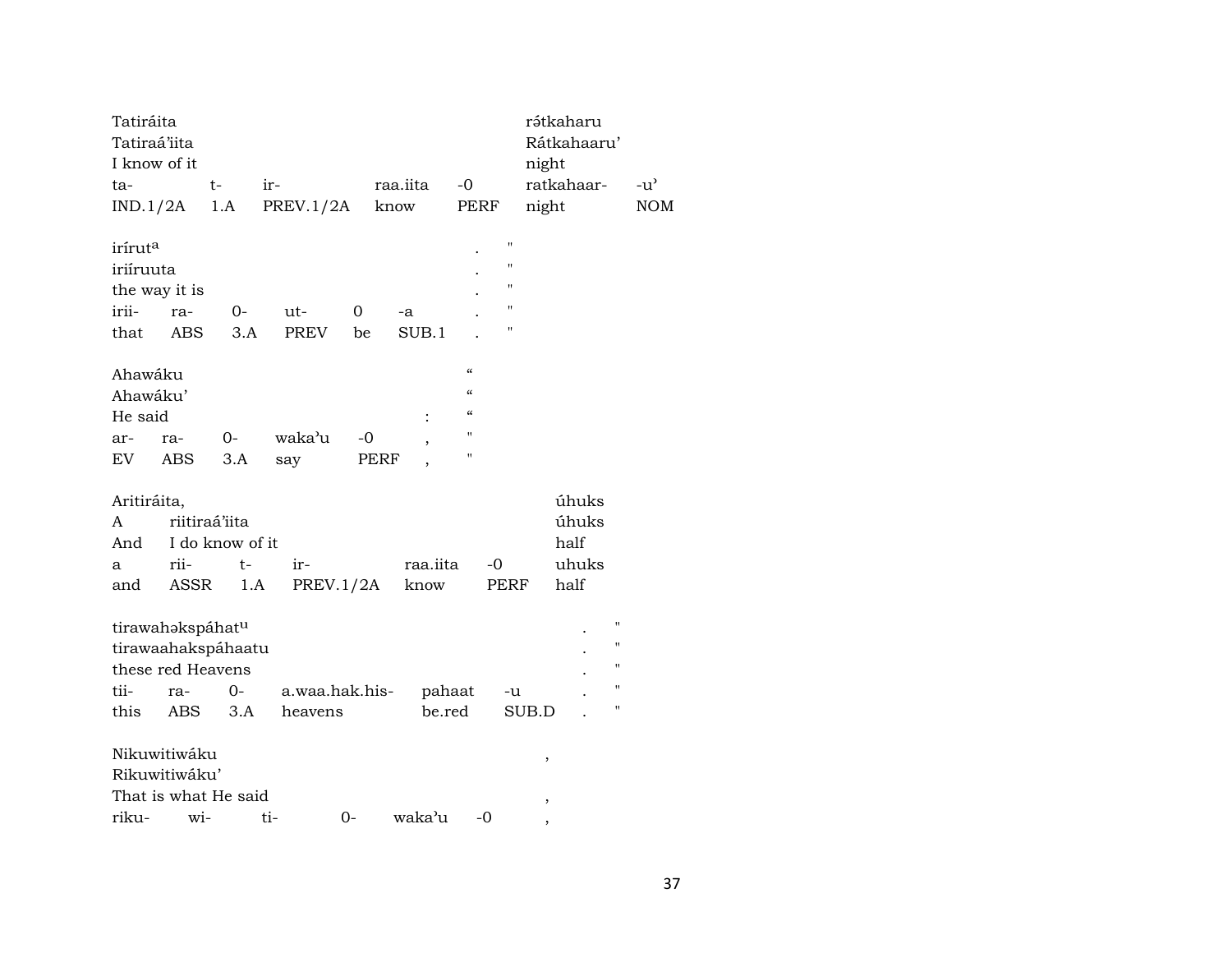| Tatiráita | | | | | rə́tkaharu | |
|---|---|---|---|---|---|---|
| Tatiraá'iita | | | | | Rátkahaaru' | |
| I know of it | | | | | night | |
| ta- | t- | ir- | raa.iita | -0 | ratkahaar- | -u' |
| IND.1/2A | 1.A | PREV.1/2A | know | PERF | night | NOM |

| irírut[a] | | | | | | . | " |
|---|---|---|---|---|---|---|---|
| iriíruuta | | | | | | . | " |
| the way it is | | | | | | . | " |
| irii- | ra- | 0- | ut- | 0 | -a | . | " |
| that | ABS | 3.A | PREV | be | SUB.1 | . | " |

| Ahawáku | | | | | | " |
|---|---|---|---|---|---|---|
| Ahawáku' | | | | | | " |
| He said | | | | | : | " |
| ar- | ra- | 0- | waka'u | -0 | , | " |
| EV | ABS | 3.A | say | PERF | , | " |

| Aritiráita, | | | | | | úhuks |
|---|---|---|---|---|---|---|
| A | riitiraá'iita | | | | | úhuks |
| And | I do know of it | | | | | half |
| a | rii- | t- | ir- | raa.iita | -0 | uhuks |
| and | ASSR | 1.A | PREV.1/2A | know | PERF | half |

| tirawahəkspáhat[u] | | | | | | . | " |
|---|---|---|---|---|---|---|---|
| tirawaahakspáhaatu | | | | | | . | " |
| these red Heavens | | | | | | . | " |
| tii- | ra- | 0- | a.waa.hak.his- | pahaat | -u | . | " |
| this | ABS | 3.A | heavens | be.red | SUB.D | . | " |

| Nikuwitiwáku | | | | | | , |
|---|---|---|---|---|---|---|
| Rikuwitiwáku' | | | | | | |
| That is what He said | | | | | | , |
| riku- | wi- | ti- | 0- | waka'u | -0 | , |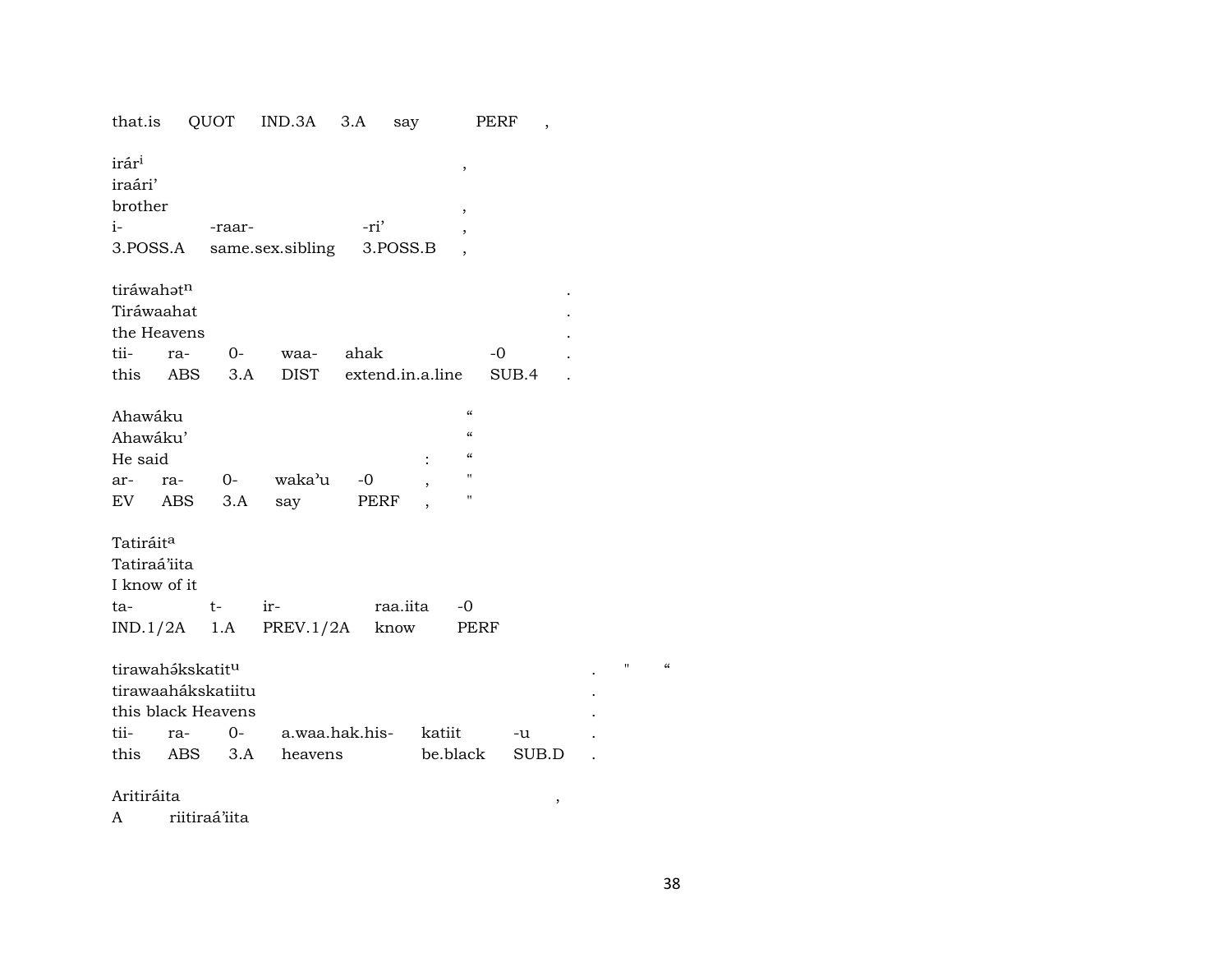that.is QUOT IND.3A 3.A say PERF ,

irár[i] ,
iraári’
brother ,
i- -raar- -ri’ ,
3.POSS.A same.sex.sibling 3.POSS.B ,

tiráwahət[n] .
Tiráwaahat .
the Heavens .
tii- ra- 0- waa- ahak -0 .
this ABS 3.A DIST extend.in.a.line SUB.4 .

Ahawáku “
Ahawáku’ “
He said : “
ar- ra- 0- waka’u -0 , "
EV ABS 3.A say PERF , "

Tatiráit[a]
Tatiraá’iita
I know of it
ta- t- ir- raa.iita -0
IND.1/2A 1.A PREV.1/2A know PERF

tirawahə́kskatit[u] . " “
tirawaahákskatiitu .
this black Heavens .
tii- ra- 0- a.waa.hak.his- katiit -u .
this ABS 3.A heavens be.black SUB.D .

Aritiráita ,
A riitiraá’iita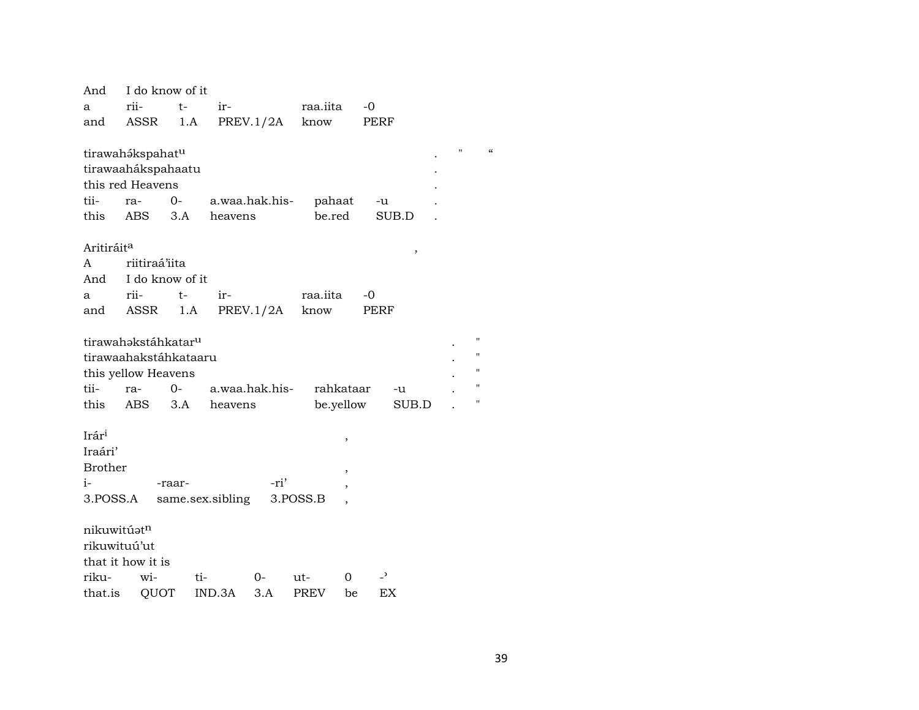| And | I do know of it | | | | |
|---|---|---|---|---|---|
| a | rii- | t- | ir- | raa.iita | -0 |
| and | ASSR | 1.A | PREV.1/2A | know | PERF |

tirawahə́kspahat[u] . " “
tirawaahákspahaatu .
this red Heavens .

| tii- | ra- | 0- | a.waa.hak.his- | pahaat | -u | . |
|---|---|---|---|---|---|---|
| this | ABS | 3.A | heavens | be.red | SUB.D | . |

Aritiráit[a] ,
A riitiraá'iita

| And | I do know of it | | | | |
|---|---|---|---|---|---|
| a | rii- | t- | ir- | raa.iita | -0 |
| and | ASSR | 1.A | PREV.1/2A | know | PERF |

tirawahəkstáhkatar[u] . "
tirawaahakstáhkataaru . "
this yellow Heavens . "

| tii- | ra- | 0- | a.waa.hak.his- | rahkataar | -u | . | " |
|---|---|---|---|---|---|---|---|
| this | ABS | 3.A | heavens | be.yellow | SUB.D | . | " |

Irár[i] ,
Iraári'
Brother ,

| i- | -raar- | -ri' | , |
|---|---|---|---|
| 3.POSS.A | same.sex.sibling | 3.POSS.B | , |

nikuwitúət[n]
rikuwituú'ut
that it how it is

| riku- | wi- | ti- | 0- | ut- | 0 | -' |
|---|---|---|---|---|---|---|
| that.is | QUOT | IND.3A | 3.A | PREV | be | EX |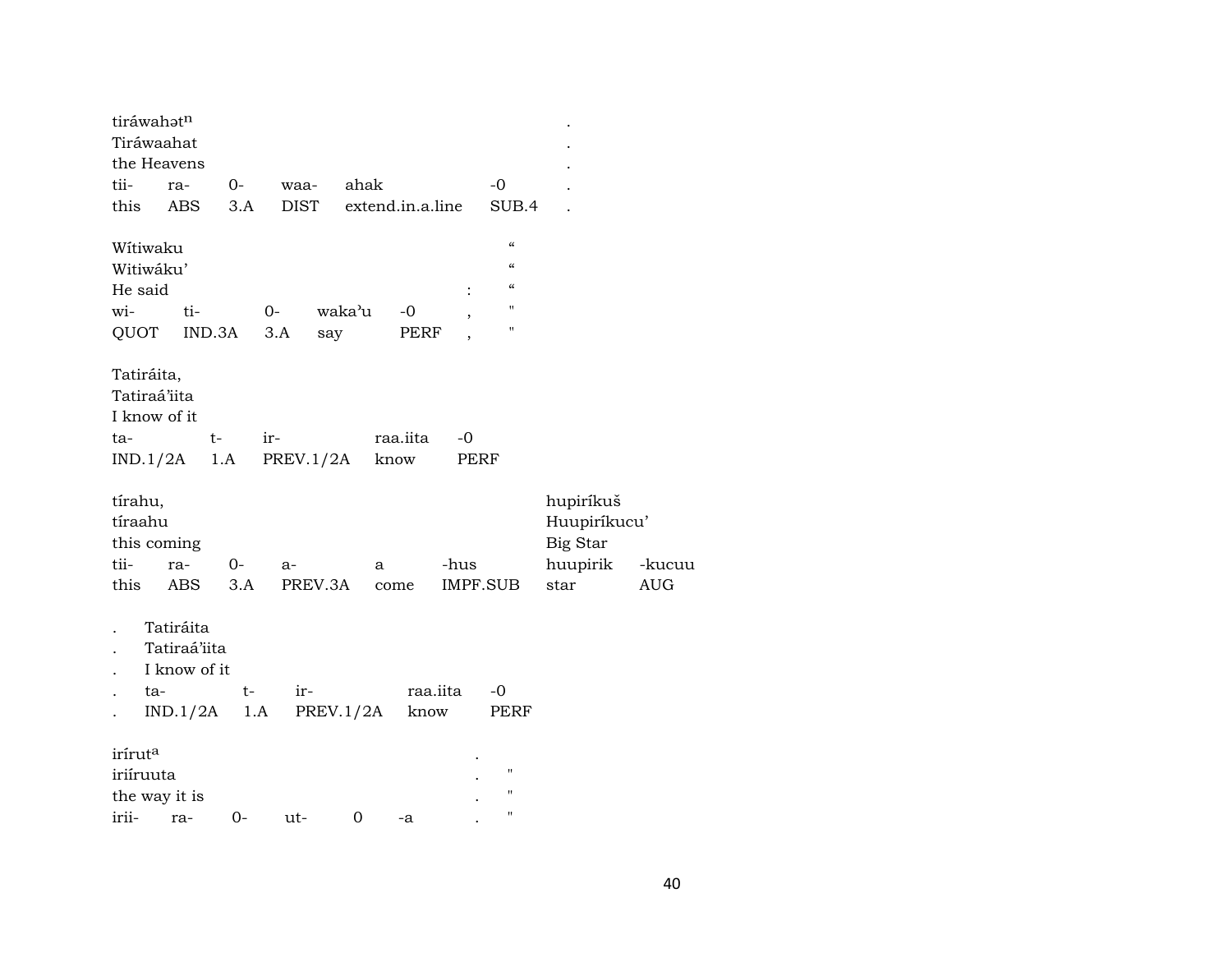| tiráwahətⁿ | | | | | | . |
|---|---|---|---|---|---|---|
| Tiráwaahat | | | | | | . |
| the Heavens | | | | | | . |
| tii- | ra- | 0- | waa- | ahak | -0 | . |
| this | ABS | 3.A | DIST | extend.in.a.line | SUB.4 | . |

| Wítiwaku | | | | | | “ |
|---|---|---|---|---|---|---|
| Witiwáku’ | | | | | | “ |
| He said | | | | | : | “ |
| wi- | ti- | 0- | waka’u | -0 | , | " |
| QUOT | IND.3A | 3.A | say | PERF | , | " |

| Tatiráita, | | | | |
|---|---|---|---|---|
| Tatiraá’iita | | | | |
| I know of it | | | | |
| ta- | t- | ir- | raa.iita | -0 |
| IND.1/2A | 1.A | PREV.1/2A | know | PERF |

| tírahu, | | | | | | hupiríkuš | |
|---|---|---|---|---|---|---|---|
| tíraahu | | | | | | Huupiríkucu’ | |
| this coming | | | | | | Big Star | |
| tii- | ra- | 0- | a- | a | -hus | huupirik | -kucuu |
| this | ABS | 3.A | PREV.3A | come | IMPF.SUB | star | AUG |

| . | Tatiráita | | | | |
|---|---|---|---|---|---|
| . | Tatiraá’iita | | | | |
| . | I know of it | | | | |
| . | ta- | t- | ir- | raa.iita | -0 |
| . | IND.1/2A | 1.A | PREV.1/2A | know | PERF |

| irírutᵃ | | | | | | . | |
|---|---|---|---|---|---|---|---|
| iriíruuta | | | | | | . | " |
| the way it is | | | | | | . | " |
| irii- | ra- | 0- | ut- | 0 | -a | . | " |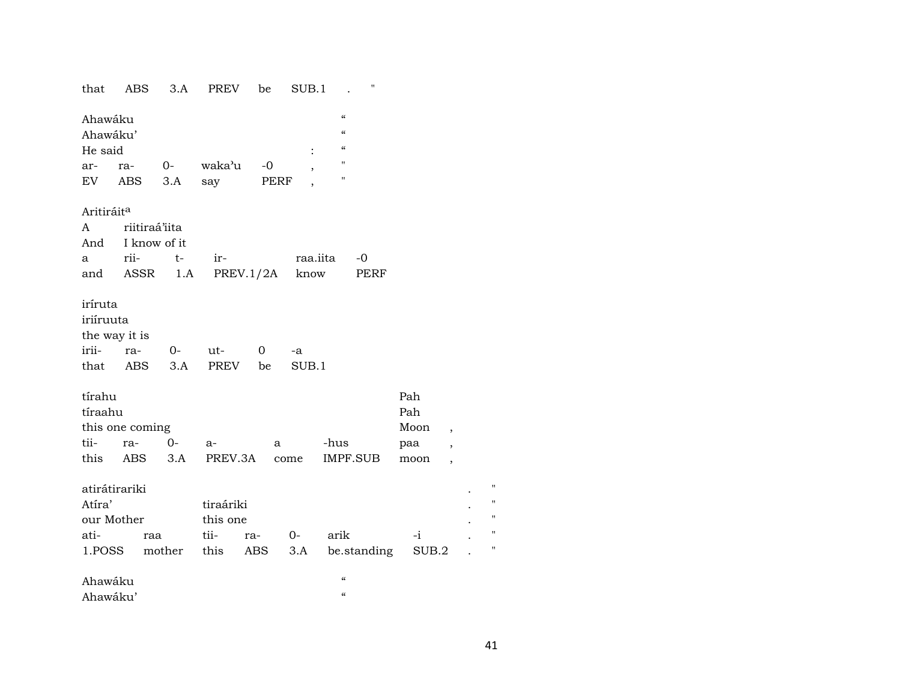that ABS 3.A PREV be SUB.1 . "

Ahawáku "
Ahawáku' "
He said : "
ar- ra- 0- waka'u -0 , "
EV ABS 3.A say PERF , "

Aritiráit[a]
A riitiraá'iita
And I know of it
a rii- t- ir- raa.iita -0
and ASSR 1.A PREV.1/2A know PERF

iríruta
iriíruuta
the way it is
irii- ra- 0- ut- 0 -a
that ABS 3.A PREV be SUB.1

tírahu Pah
tíraahu Pah
this one coming Moon ,
tii- ra- 0- a- a -hus paa ,
this ABS 3.A PREV.3A come IMPF.SUB moon ,

atirátirariki . "
Atíra' tiraáriki . "
our Mother this one . "
ati- raa tii- ra- 0- arik -i . "
1.POSS mother this ABS 3.A be.standing SUB.2 . "

Ahawáku "
Ahawáku' "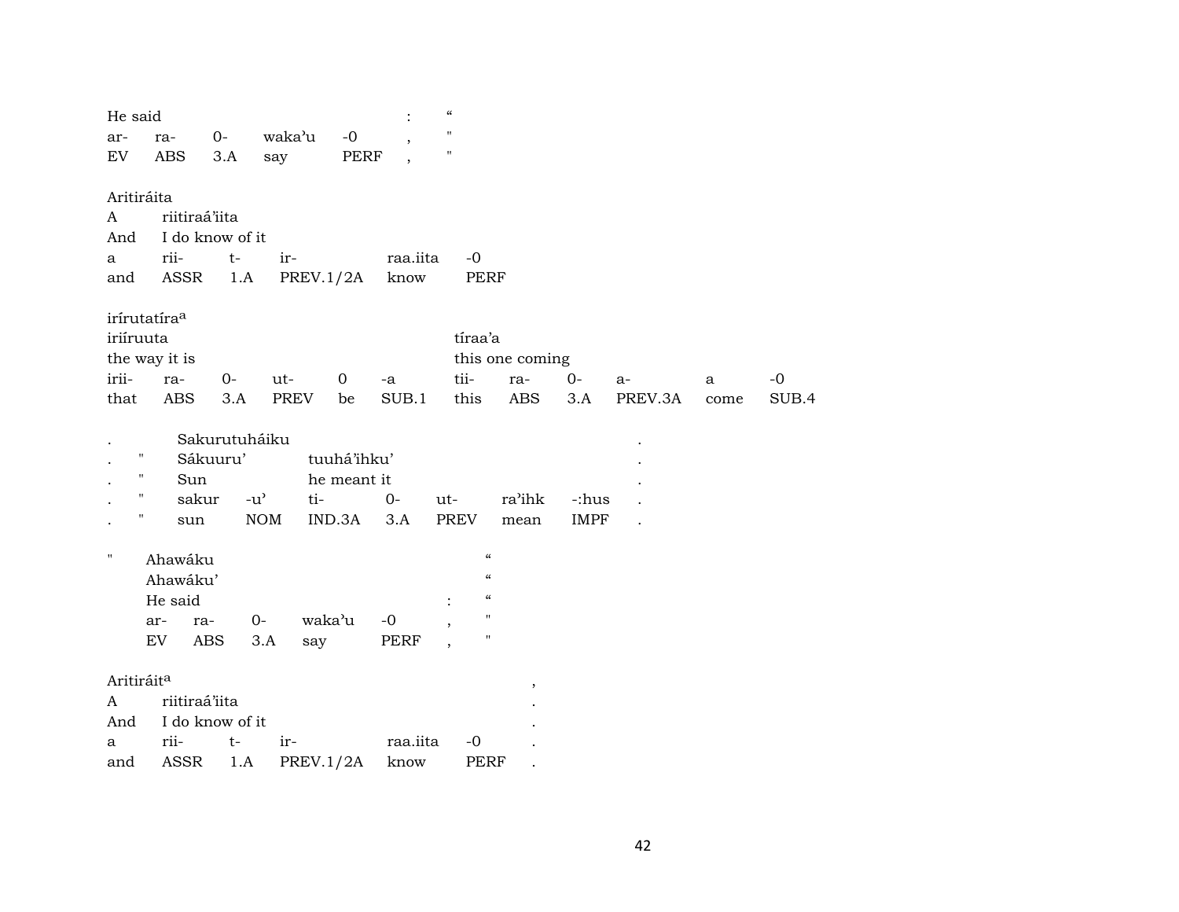| He said | | | | | : | " |
|---|---|---|---|---|---|---|
| ar- | ra- | 0- | waka'u | -0 | , | " |
| EV | ABS | 3.A | say | PERF | , | " |

Aritiráita

| A | riitiraá'iita | | | | |
|---|---|---|---|---|---|
| And | I do know of it | | | | |
| a | rii- | t- | ir- | raa.iita | -0 |
| and | ASSR | 1.A | PREV.1/2A | know | PERF |

irírutatíra[a]

| iriíruuta | | | | | | tíraa'a | | | | | |
|---|---|---|---|---|---|---|---|---|---|---|---|
| the way it is | | | | | | this one coming | | | | | |
| irii- | ra- | 0- | ut- | 0 | -a | tii- | ra- | 0- | a- | a | -0 |
| that | ABS | 3.A | PREV | be | SUB.1 | this | ABS | 3.A | PREV.3A | come | SUB.4 |

| . | | Sakurutuháiku | | | | | | | . |
|---|---|---|---|---|---|---|---|---|---|
| . | " | Sákuuru' | | tuuhá'ihku' | | | | | . |
| . | " | Sun | | he meant it | | | | | . |
| . | " | sakur | -u' | ti- | 0- | ut- | ra'ihk | -:hus | . |
| . | " | sun | NOM | IND.3A | 3.A | PREV | mean | IMPF | . |

| " | Ahawáku | | | | | | " |
|---|---|---|---|---|---|---|---|
| | Ahawáku' | | | | | | " |
| | He said | | | | | : | " |
| | ar- | ra- | 0- | waka'u | -0 | , | " |
| | EV | ABS | 3.A | say | PERF | , | " |

Aritiráit[a] ,

| A | riitiraá'iita | | | | | . |
|---|---|---|---|---|---|---|
| And | I do know of it | | | | | . |
| a | rii- | t- | ir- | raa.iita | -0 | . |
| and | ASSR | 1.A | PREV.1/2A | know | PERF | . |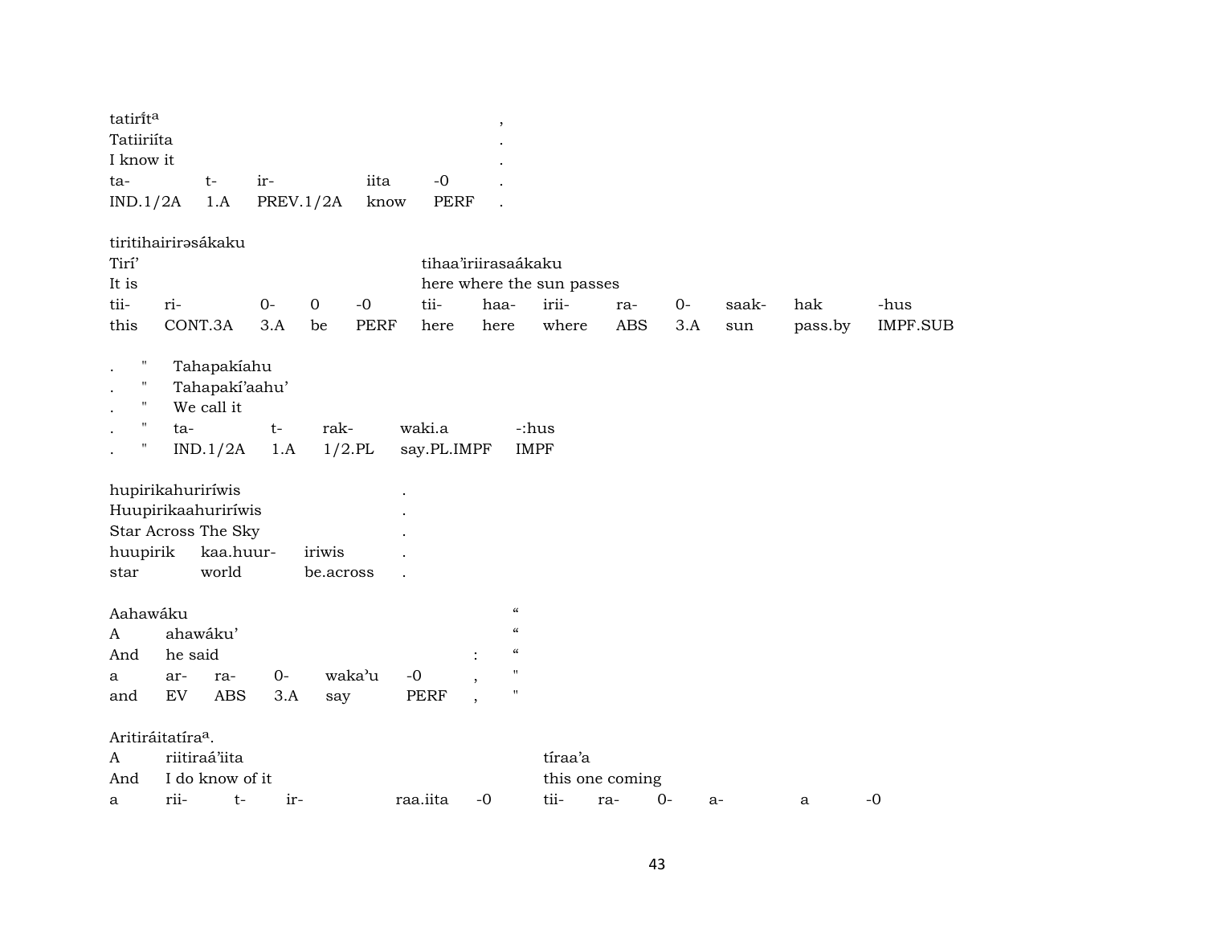tatirít[a] ,
Tatiiriíta .
I know it .

| ta- | t- | ir- | iita | -0 | . |
|---|---|---|---|---|---|
| IND.1/2A | 1.A | PREV.1/2A | know | PERF | . |

tiritihairirəsákaku
Tirí' tihaa'iriirasaákaku
It is here where the sun passes

| tii- | ri- | 0- | 0 | -0 | tii- | haa- | irii- | ra- | 0- | saak- | hak | -hus |
|---|---|---|---|---|---|---|---|---|---|---|---|---|
| this | CONT.3A | 3.A | be | PERF | here | here | where | ABS | 3.A | sun | pass.by | IMPF.SUB |

. " Tahapakíahu
. " Tahapakí'aahu'
. " We call it

| . | " | ta- | t- | rak- | waki.a | -:hus |
|---|---|---|---|---|---|---|
| . | " | IND.1/2A | 1.A | 1/2.PL | say.PL.IMPF | IMPF |

hupirikahuriríwis .
Huupirikaahuriríwis .
Star Across The Sky .

| huupirik | kaa.huur- | iriwis | . |
|---|---|---|---|
| star | world | be.across | . |

Aahawáku "
A ahawáku' "
And he said : "

| a | ar- | ra- | 0- | waka'u | -0 | , | " |
|---|---|---|---|---|---|---|---|
| and | EV | ABS | 3.A | say | PERF | , | " |

Aritiráitatíra[a].
A riitiraá'iita tíraa'a
And I do know of it this one coming

| a | rii- | t- | ir- | raa.iita | -0 | tii- | ra- | 0- | a- | a | -0 |
|---|---|---|---|---|---|---|---|---|---|---|---|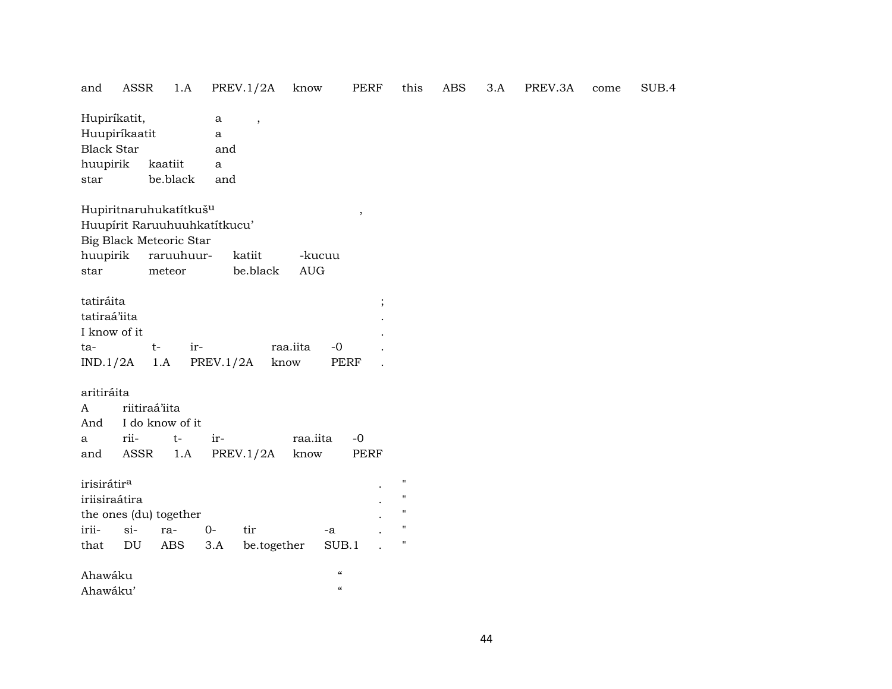and ASSR 1.A PREV.1/2A know PERF this ABS 3.A PREV.3A come SUB.4

Hupiríkatit, a ,
Huupiríkaatit a
Black Star and
huupirik kaatiit a
star be.black and

Hupiritnaruhukatítkuš[u] ,
Huupírit Raruuhuuhkatítkucu'
Big Black Meteoric Star
huupirik raruuhuur- katiit -kucuu
star meteor be.black AUG

tatiráita ;
tatiraá'iita .
I know of it .
ta- t- ir- raa.iita -0 .
IND.1/2A 1.A PREV.1/2A know PERF .

aritiráita
A riitiraá'iita
And I do know of it
a rii- t- ir- raa.iita -0
and ASSR 1.A PREV.1/2A know PERF

irisirátir[a] . "
iriisiraátira . "
the ones (du) together . "
irii- si- ra- 0- tir -a . "
that DU ABS 3.A be.together SUB.1 . "

Ahawáku "
Ahawáku' "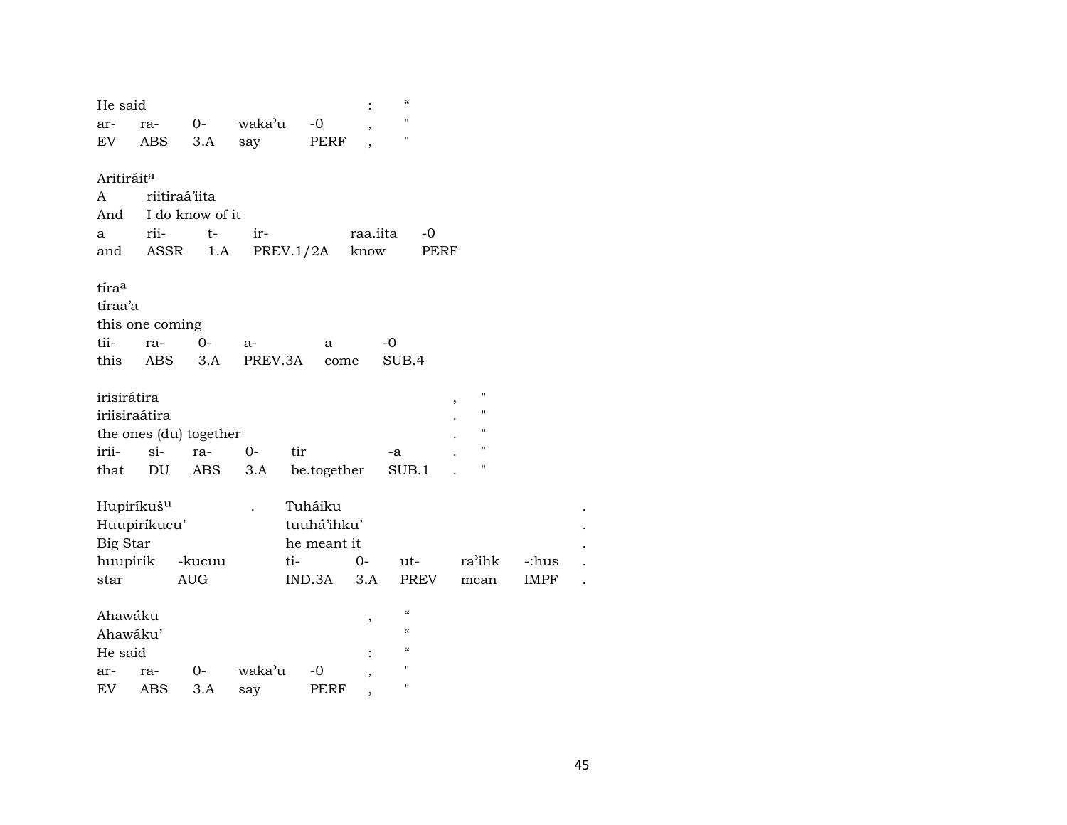He said : “

| ar- | ra- | 0- | waka'u | -0 | , | " |
|---|---|---|---|---|---|---|
| EV | ABS | 3.A | say | PERF | , | " |

Aritiráit[a]

A riitiraá'iita

And I do know of it

| a | rii- | t- | ir- | raa.iita | -0 |
|---|---|---|---|---|---|
| and | ASSR | 1.A | PREV.1/2A | know | PERF |

tíra[a]

tíraa'a

this one coming

| tii- | ra- | 0- | a- | a | -0 |
|---|---|---|---|---|---|
| this | ABS | 3.A | PREV.3A | come | SUB.4 |

irisirátira , "

iriisiraátira . "

the ones (du) together . "

| irii- | si- | ra- | 0- | tir | -a | . | " |
|---|---|---|---|---|---|---|---|
| that | DU | ABS | 3.A | be.together | SUB.1 | . | " |

Hupiríkuš[u] . Tuháiku .

Huupiríkucu' tuuhá'ihku' .

Big Star he meant it .

| huupirik | -kucuu | ti- | 0- | ut- | ra'ihk | -:hus | . |
|---|---|---|---|---|---|---|---|
| star | AUG | IND.3A | 3.A | PREV | mean | IMPF | . |

Ahawáku , “

Ahawáku' “

He said : “

| ar- | ra- | 0- | waka'u | -0 | , | " |
|---|---|---|---|---|---|---|
| EV | ABS | 3.A | say | PERF | , | " |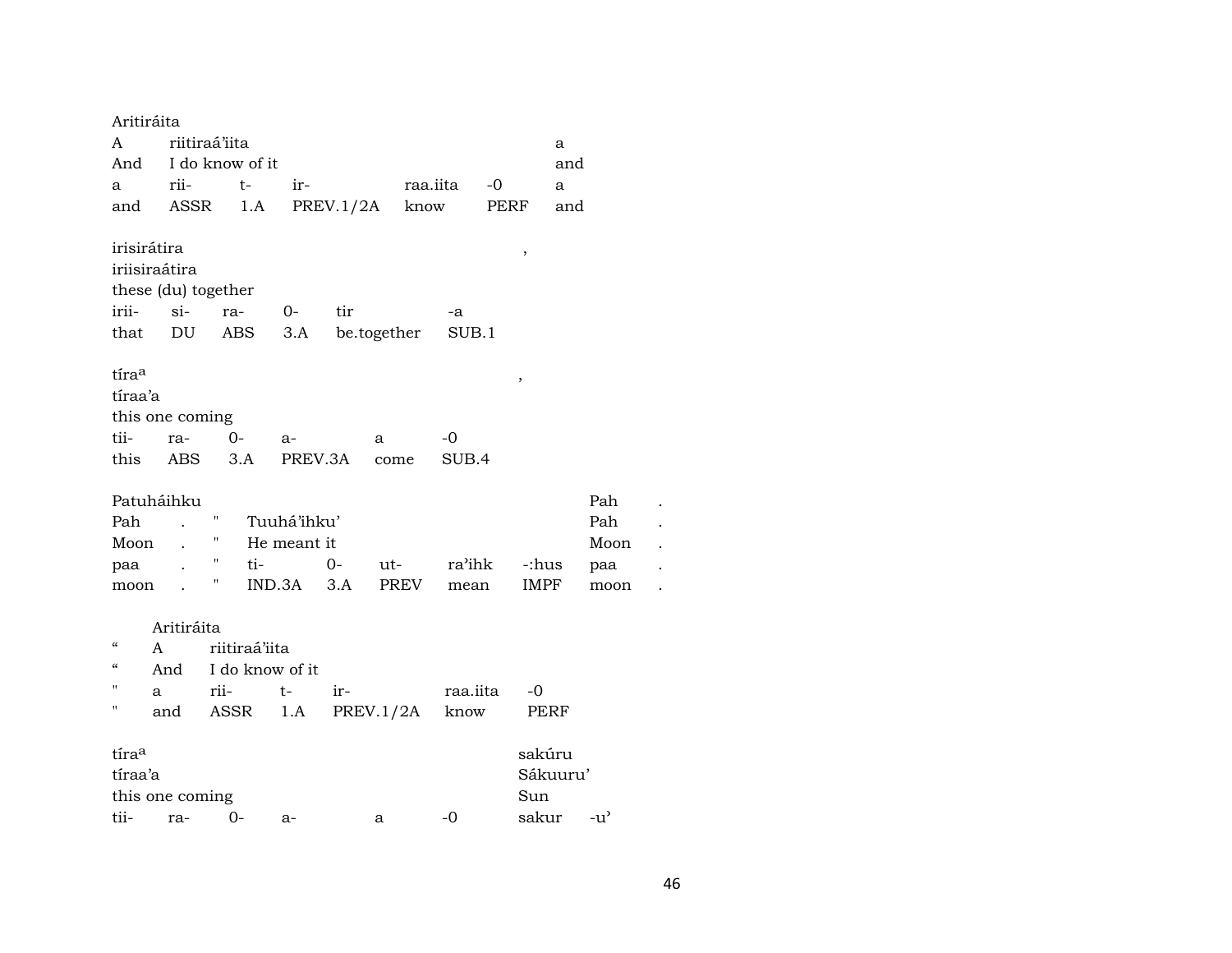| Aritiráita | | | | | | |
|---|---|---|---|---|---|---|
| A | riitiraá'iita | | | | | a |
| And | I do know of it | | | | | and |
| a | rii- | t- | ir- | raa.iita | -0 | a |
| and | ASSR | 1.A | PREV.1/2A | know | PERF | and |

| irisirátira | | | | | | , |
|---|---|---|---|---|---|---|
| iriisiraátira | | | | | | |
| these (du) together | | | | | | |
| irii- | si- | ra- | 0- | tir | -a | |
| that | DU | ABS | 3.A | be.together | SUB.1 | |

| tíra$^{a}$ | | | | | | , |
|---|---|---|---|---|---|---|
| tíraa'a | | | | | | |
| this one coming | | | | | | |
| tii- | ra- | 0- | a- | a | -0 | |
| this | ABS | 3.A | PREV.3A | come | SUB.4 | |

| Patuháihku | | | | | | | | | Pah | . |
|---|---|---|---|---|---|---|---|---|---|---|
| Pah | . | " | Tuuhá'ihku' | | | | | | Pah | . |
| Moon | . | " | He meant it | | | | | | Moon | . |
| paa | . | " | ti- | 0- | ut- | ra'ihk | -:hus | | paa | . |
| moon | . | " | IND.3A | 3.A | PREV | mean | IMPF | | moon | . |

| | Aritiráita | | | | | |
|---|---|---|---|---|---|---|
| " | A | riitiraá'iita | | | | |
| " | And | I do know of it | | | | |
| " | a | rii- | t- | ir- | raa.iita | -0 |
| " | and | ASSR | 1.A | PREV.1/2A | know | PERF |

| tíra$^{a}$ | | | | | | sakúru | |
|---|---|---|---|---|---|---|---|
| tíraa'a | | | | | | Sákuuru' | |
| this one coming | | | | | | Sun | |
| tii- | ra- | 0- | a- | a | -0 | sakur | -u' |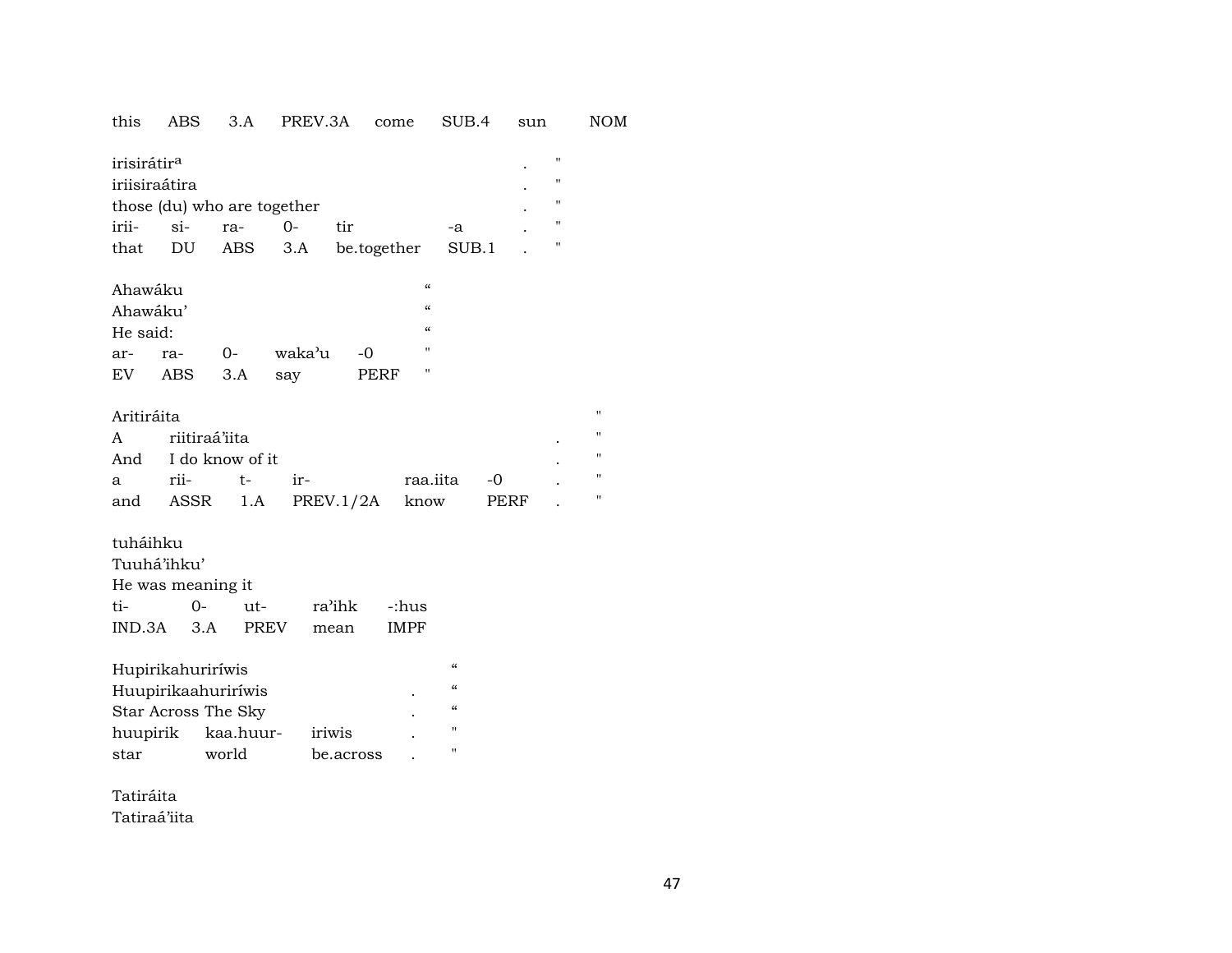this ABS 3.A PREV.3A come SUB.4 sun NOM

irisirátir[a] . "
iriisiraátira . "
those (du) who are together . "
irii- si- ra- 0- tir -a . "
that DU ABS 3.A be.together SUB.1 . "

Ahawáku "
Ahawáku' "
He said: "
ar- ra- 0- waka'u -0 "
EV ABS 3.A say PERF "

Aritiráita "
A riitiraá'iita . "
And I do know of it . "
a rii- t- ir- raa.iita -0 . "
and ASSR 1.A PREV.1/2A know PERF . "

tuháihku
Tuuhá'ihku'
He was meaning it
ti- 0- ut- ra'ihk -:hus
IND.3A 3.A PREV mean IMPF

Hupirikahuriríwis "
Huupirikaahuriríwis . "
Star Across The Sky . "
huupirik kaa.huur- iriwis . "
star world be.across . "

Tatiráita
Tatiraá'iita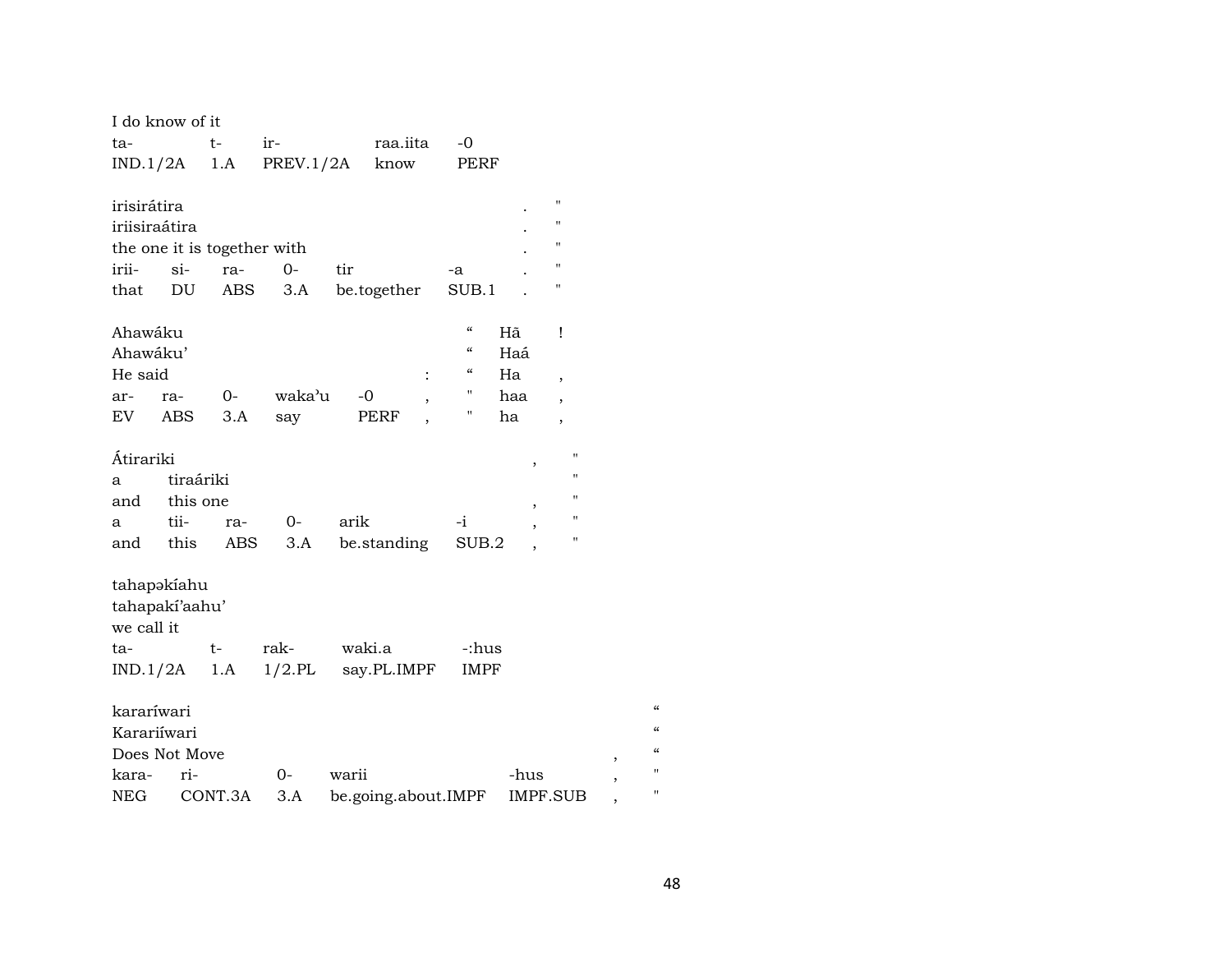I do know of it

| ta- | t- | ir- | raa.iita | -0 |
|---|---|---|---|---|
| IND.1/2A | 1.A | PREV.1/2A | know | PERF |

irisirátira . "
iriisiraátira . "
the one it is together with . "

| irii- | si- | ra- | 0- | tir | -a | . | " |
|---|---|---|---|---|---|---|---|
| that | DU | ABS | 3.A | be.together | SUB.1 | . | " |

Ahawáku “ Hã !
Ahawáku’ “ Haá
He said : “ Ha ,

| ar- | ra- | 0- | waka’u | -0 | , | " | haa | , |
|---|---|---|---|---|---|---|---|---|
| EV | ABS | 3.A | say | PERF | , | " | ha | , |

Átirariki , "
a tiraáriki "
and this one , "

| a | tii- | ra- | 0- | arik | -i | , | " |
|---|---|---|---|---|---|---|---|
| and | this | ABS | 3.A | be.standing | SUB.2 | , | " |

tahapəkíahu
tahapakí’aahu’
we call it

| ta- | t- | rak- | waki.a | -:hus |
|---|---|---|---|---|
| IND.1/2A | 1.A | 1/2.PL | say.PL.IMPF | IMPF |

kararíwari “
Karariíwari “
Does Not Move , “

| kara- | ri- | 0- | warii | -hus | , | " |
|---|---|---|---|---|---|---|
| NEG | CONT.3A | 3.A | be.going.about.IMPF | IMPF.SUB | , | " |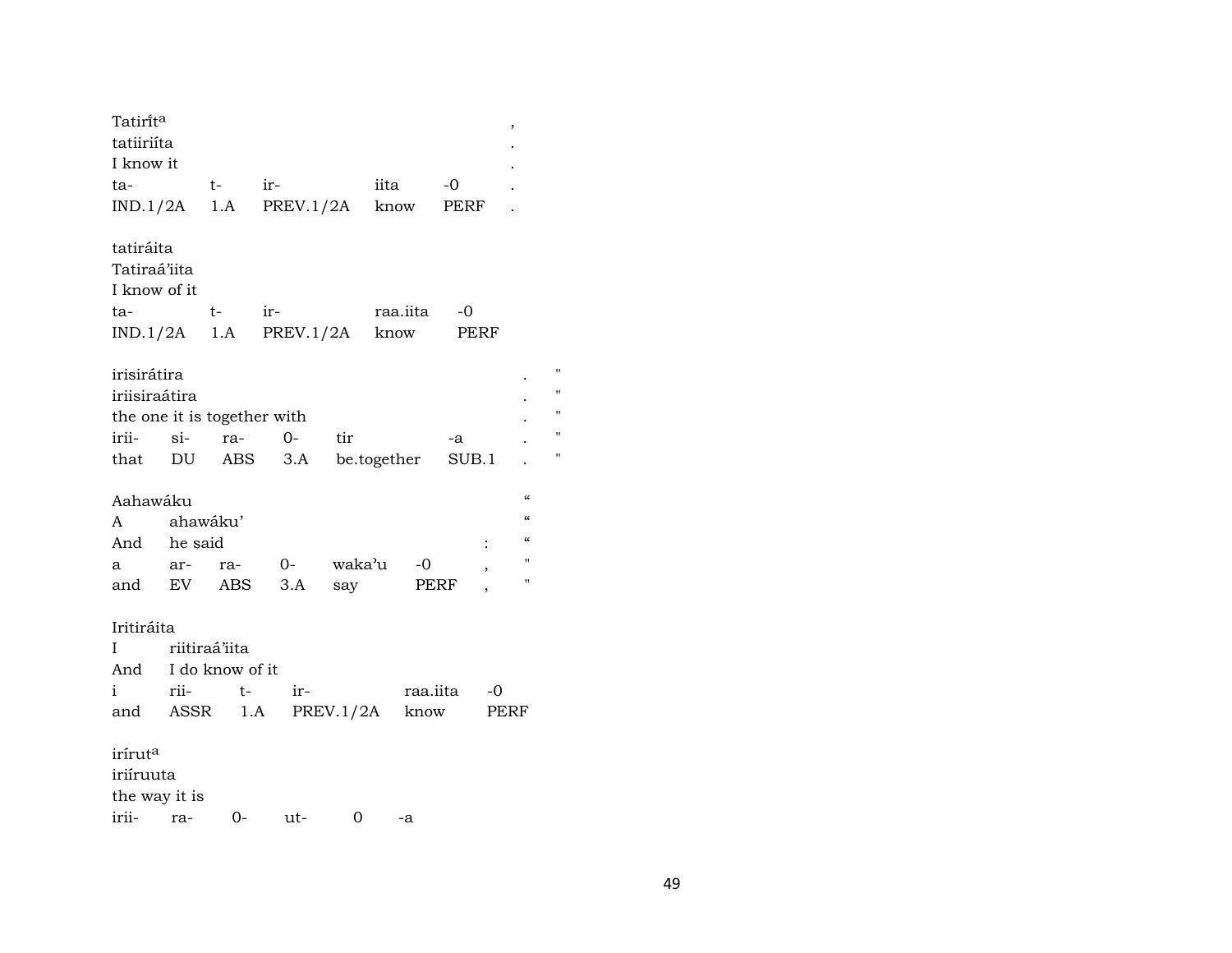Tatirít[a] ,
tatiiriíta .
I know it .

| ta- | t- | ir- | iita | -0 | . |
|---|---|---|---|---|---|
| IND.1/2A | 1.A | PREV.1/2A | know | PERF | . |

tatiráita
Tatiraá'iita
I know of it

| ta- | t- | ir- | raa.iita | -0 |
|---|---|---|---|---|
| IND.1/2A | 1.A | PREV.1/2A | know | PERF |

irisirátira . "
iriisiraátira . "
the one it is together with . "

| irii- | si- | ra- | 0- | tir | -a | . | " |
|---|---|---|---|---|---|---|---|
| that | DU | ABS | 3.A | be.together | SUB.1 | . | " |

Aahawáku "
A ahawáku' "
And he said : "

| a | ar- | ra- | 0- | waka'u | -0 | , | " |
|---|---|---|---|---|---|---|---|
| and | EV | ABS | 3.A | say | PERF | , | " |

Iritiráita
I riitiraá'iita
And I do know of it

| i | rii- | t- | ir- | raa.iita | -0 |
|---|---|---|---|---|---|
| and | ASSR | 1.A | PREV.1/2A | know | PERF |

irírut[a]
iriíruuta
the way it is

| irii- | ra- | 0- | ut- | 0 | -a |
|---|---|---|---|---|---|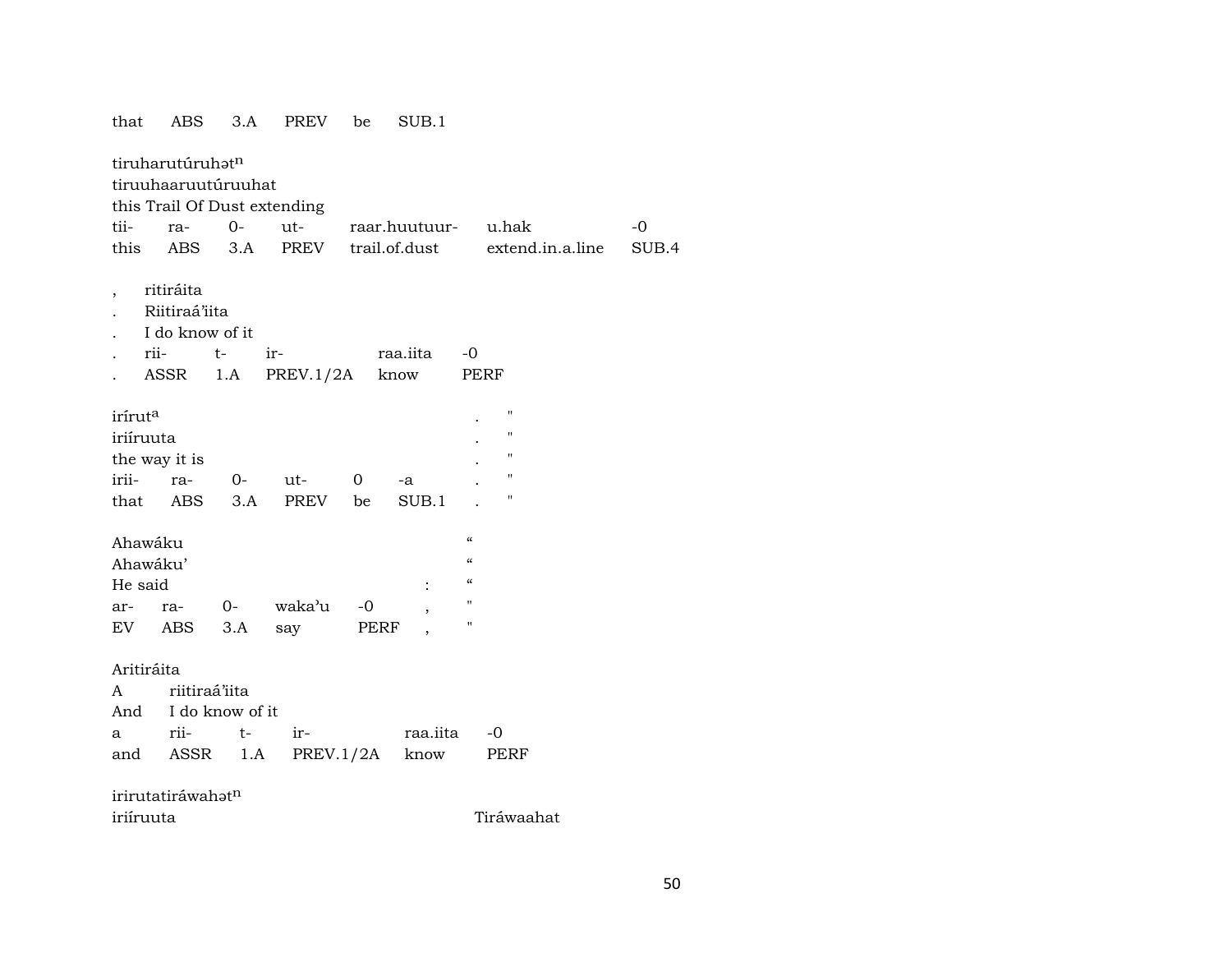that ABS 3.A PREV be SUB.1

tiruharutúruhət$^{n}$
tiruuhaaruutúruuhat
this Trail Of Dust extending

| tii- | ra- | 0- | ut- | raar.huutuur- | u.hak | -0 |
|---|---|---|---|---|---|---|
| this | ABS | 3.A | PREV | trail.of.dust | extend.in.a.line | SUB.4 |

, ritiráita
. Riitiraá'iita
. I do know of it

| . | rii- | t- | ir- | raa.iita | -0 |
|---|---|---|---|---|---|
| . | ASSR | 1.A | PREV.1/2A | know | PERF |

irírut$^{a}$ . "
iriíruuta . "
the way it is . "

| irii- | ra- | 0- | ut- | 0 | -a | . | " |
|---|---|---|---|---|---|---|---|
| that | ABS | 3.A | PREV | be | SUB.1 | . | " |

Ahawáku "
Ahawáku' "
He said : "

| ar- | ra- | 0- | waka'u | -0 | , | " |
|---|---|---|---|---|---|---|
| EV | ABS | 3.A | say | PERF | , | " |

Aritiráita
A riitiraá'iita
And I do know of it

| a | rii- | t- | ir- | raa.iita | -0 |
|---|---|---|---|---|---|
| and | ASSR | 1.A | PREV.1/2A | know | PERF |

irirutatiráwahət$^{n}$
iriíruuta Tiráwaahat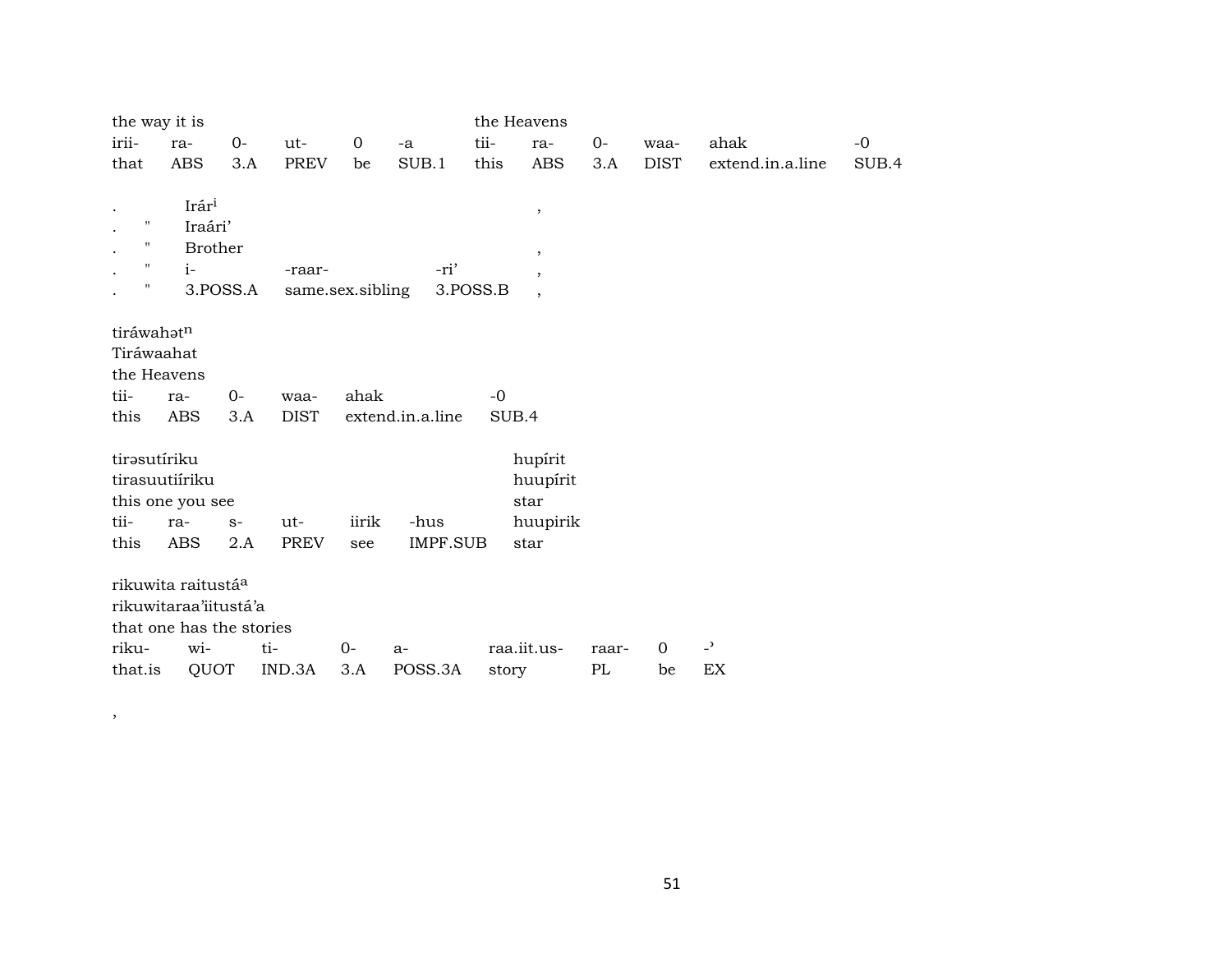| the way it is | | | | | | the Heavens | | | | | |
|---|---|---|---|---|---|---|---|---|---|---|---|
| irii- | ra- | 0- | ut- | 0 | -a | tii- | ra- | 0- | waa- | ahak | -0 |
| that | ABS | 3.A | PREV | be | SUB.1 | this | ABS | 3.A | DIST | extend.in.a.line | SUB.4 |

| . | | Irár[i] | | | , |
|---|---|---|---|---|---|
| . | " | Iraári’ | | | |
| . | " | Brother | | | , |
| . | " | i- | -raar- | -ri’ | , |
| . | " | 3.POSS.A | same.sex.sibling | 3.POSS.B | , |

tiráwahətⁿ
Tiráwaahat
the Heavens

| tii- | ra- | 0- | waa- | ahak | -0 |
|---|---|---|---|---|---|
| this | ABS | 3.A | DIST | extend.in.a.line | SUB.4 |

| tirəsutíriku | | | | | | hupírit |
|---|---|---|---|---|---|---|
| tirasuutiíriku | | | | | | huupírit |
| this one you see | | | | | | star |
| tii- | ra- | s- | ut- | iirik | -hus | huupirik |
| this | ABS | 2.A | PREV | see | IMPF.SUB | star |

rikuwita raitustá[a]
rikuwitaraa’iitustá’a
that one has the stories

| riku- | wi- | ti- | 0- | a- | raa.iit.us- | raar- | 0 | -ʾ |
|---|---|---|---|---|---|---|---|---|
| that.is | QUOT | IND.3A | 3.A | POSS.3A | story | PL | be | EX |

,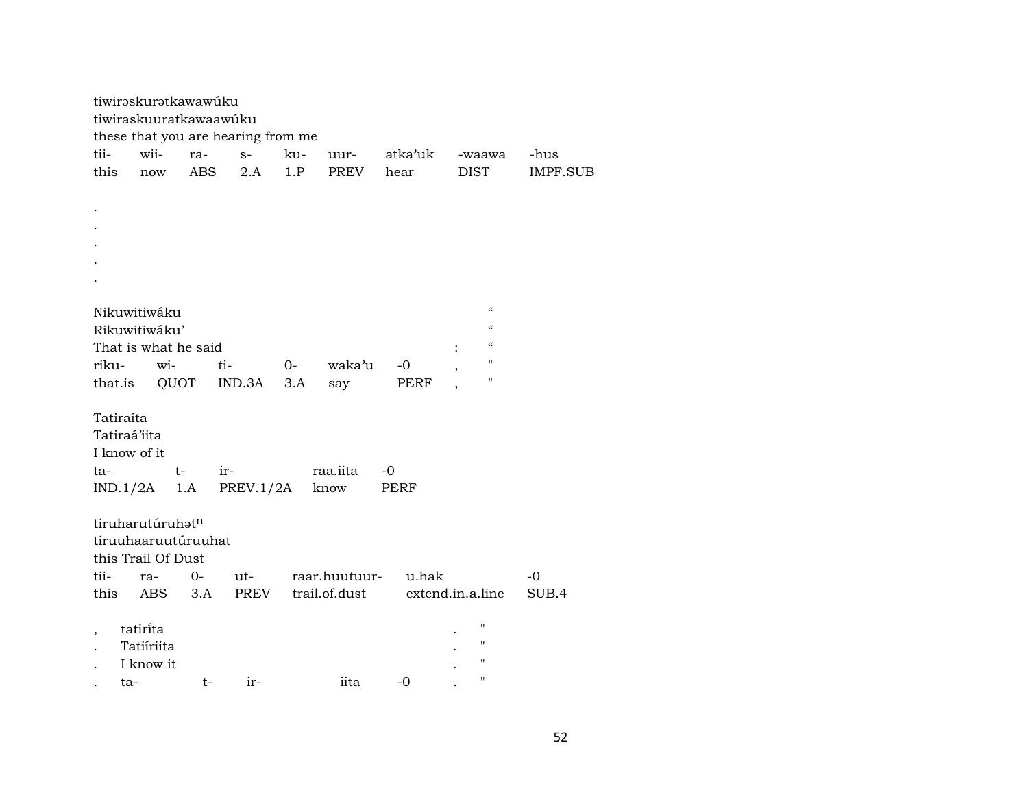tiwirəskurətkawawúku
tiwiraskuuratkawaawúku
these that you are hearing from me

| tii- | wii- | ra- | s- | ku- | uur- | atka'uk | -waawa | -hus |
|---|---|---|---|---|---|---|---|---|
| this | now | ABS | 2.A | 1.P | PREV | hear | DIST | IMPF.SUB |

.
.
.
.
.

Nikuwitiwáku "
Rikuwitiwáku' "
That is what he said : "

| riku- | wi- | ti- | 0- | waka'u | -0 | , | " |
|---|---|---|---|---|---|---|---|
| that.is | QUOT | IND.3A | 3.A | say | PERF | , | " |

Tatiraíta
Tatiraá'iita
I know of it

| ta- | t- | ir- | raa.iita | -0 |
|---|---|---|---|---|
| IND.1/2A | 1.A | PREV.1/2A | know | PERF |

tiruharutúruhət$^{n}$
tiruuhaaruutúruuhat
this Trail Of Dust

| tii- | ra- | 0- | ut- | raar.huutuur- | u.hak | -0 |
|---|---|---|---|---|---|---|
| this | ABS | 3.A | PREV | trail.of.dust | extend.in.a.line | SUB.4 |

, tatirḯta . "
. Tatiíriita . "
. I know it . "

| . | ta- | t- | ir- | iita | -0 | . | " |
|---|---|---|---|---|---|---|---|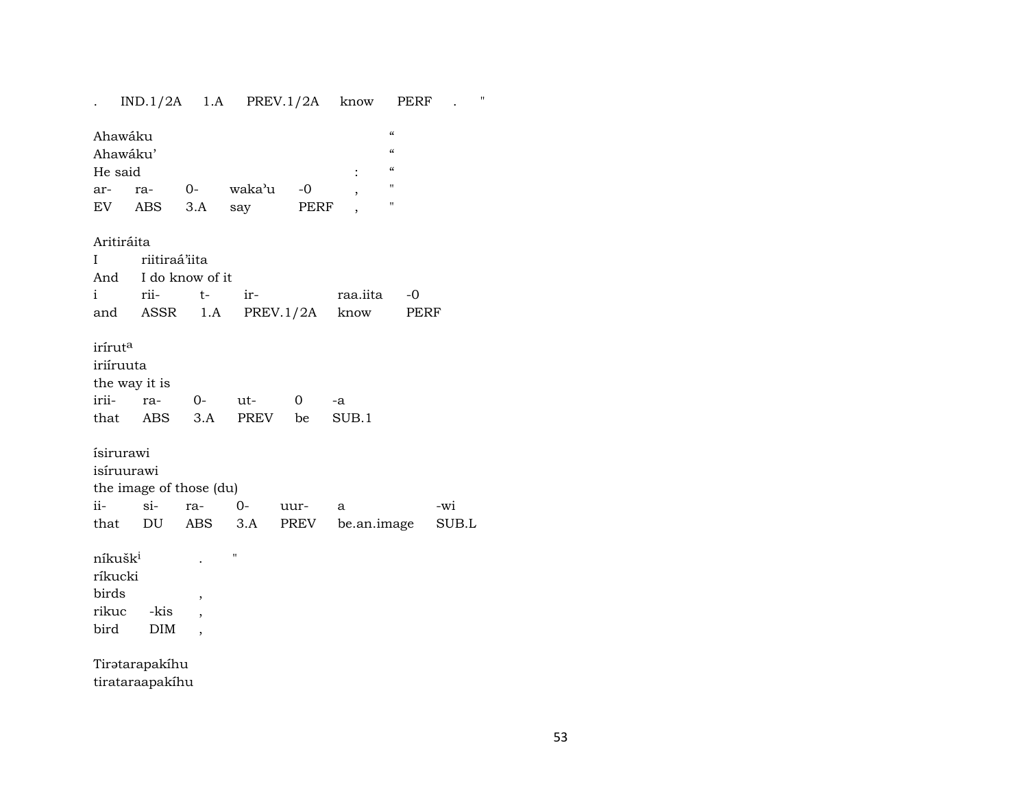. IND.1/2A 1.A PREV.1/2A know PERF . "

Ahawáku "
Ahawáku' "
He said : "

| ar- | ra- | 0- | waka'u | -0 | , | " |
|---|---|---|---|---|---|---|
| EV | ABS | 3.A | say | PERF | , | " |

Aritiráita
I riitiraá'iita
And I do know of it

| i | rii- | t- | ir- | raa.iita | -0 |
|---|---|---|---|---|---|
| and | ASSR | 1.A | PREV.1/2A | know | PERF |

irírut[a]
iriíruuta
the way it is

| irii- | ra- | 0- | ut- | 0 | -a |
|---|---|---|---|---|---|
| that | ABS | 3.A | PREV | be | SUB.1 |

ísirurawi
isíruurawi
the image of those (du)

| ii- | si- | ra- | 0- | uur- | a | -wi |
|---|---|---|---|---|---|---|
| that | DU | ABS | 3.A | PREV | be.an.image | SUB.L |

níkušk[i] . "
ríkucki
birds ,

| rikuc | -kis | , |
|---|---|---|
| bird | DIM | , |

Tirətarapakíhu
tirataraapakíhu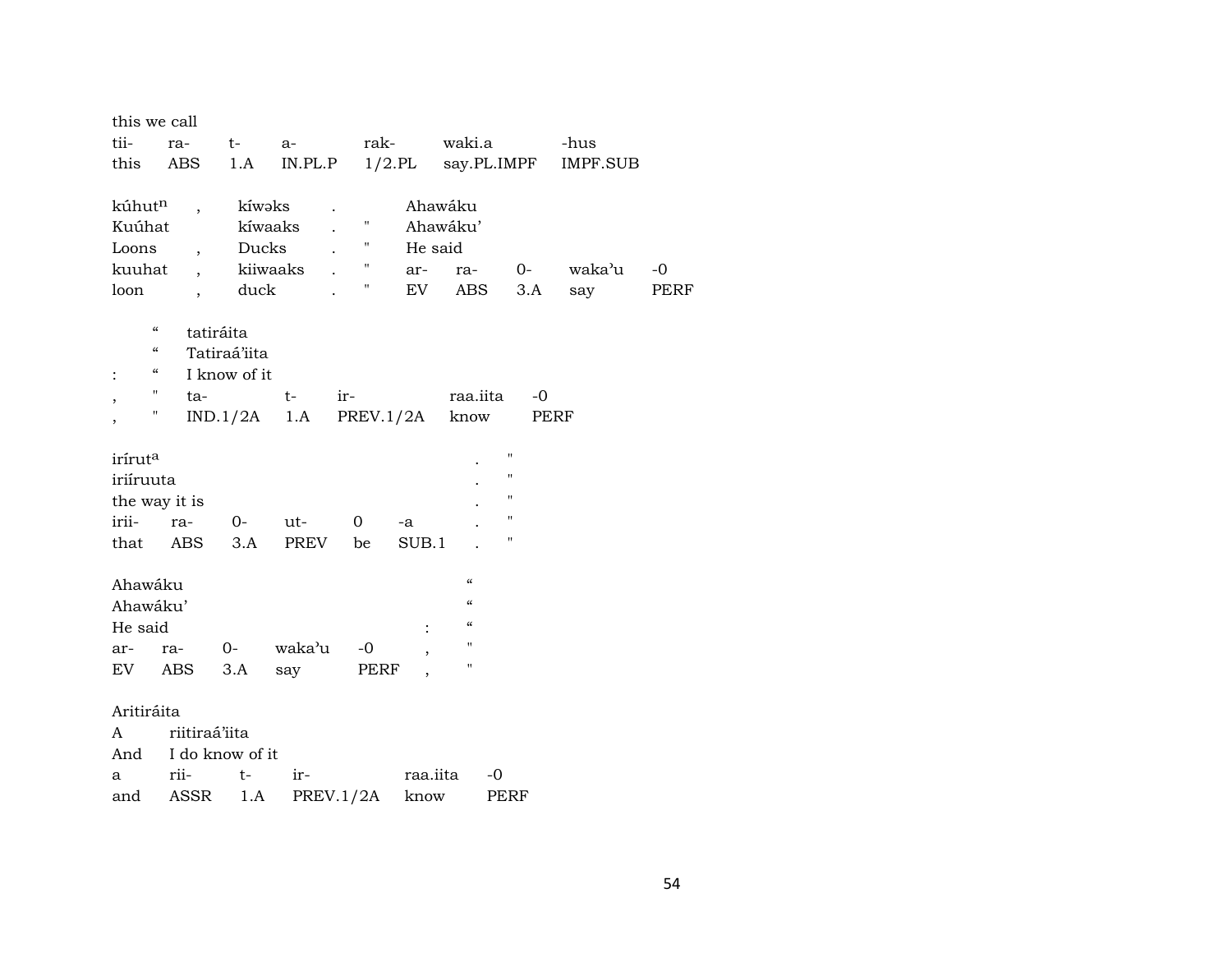| this we call | | | | | | |
|---|---|---|---|---|---|---|
| tii- | ra- | t- | a- | rak- | waki.a | -hus |
| this | ABS | 1.A | IN.PL.P | 1/2.PL | say.PL.IMPF | IMPF.SUB |

| kúhut$^{n}$ | , | kíwəks | . | | Ahawáku | | | | |
|---|---|---|---|---|---|---|---|---|---|
| Kuúhat | | kíwaaks | . | " | Ahawáku' | | | | |
| Loons | , | Ducks | . | " | He said | | | | |
| kuuhat | , | kiiwaaks | . | " | ar- | ra- | 0- | waka'u | -0 |
| loon | , | duck | . | " | EV | ABS | 3.A | say | PERF |

| | " | tatiráita | | | | |
|---|---|---|---|---|---|---|
| | " | Tatiraá'iita | | | | |
| : | " | I know of it | | | | |
| , | " | ta- | t- | ir- | raa.iita | -0 |
| , | " | IND.1/2A | 1.A | PREV.1/2A | know | PERF |

| irírut$^{a}$ | | | | | | . | " |
|---|---|---|---|---|---|---|---|
| iriíruuta | | | | | | . | " |
| the way it is | | | | | | . | " |
| irii- | ra- | 0- | ut- | 0 | -a | . | " |
| that | ABS | 3.A | PREV | be | SUB.1 | . | " |

| Ahawáku | | | | | | " |
|---|---|---|---|---|---|---|
| Ahawáku' | | | | | | " |
| He said | | | | | : | " |
| ar- | ra- | 0- | waka'u | -0 | , | " |
| EV | ABS | 3.A | say | PERF | , | " |

| Aritiráita | | | | | |
|---|---|---|---|---|---|
| A | riitiraá'iita | | | | |
| And | I do know of it | | | | |
| a | rii- | t- | ir- | raa.iita | -0 |
| and | ASSR | 1.A | PREV.1/2A | know | PERF |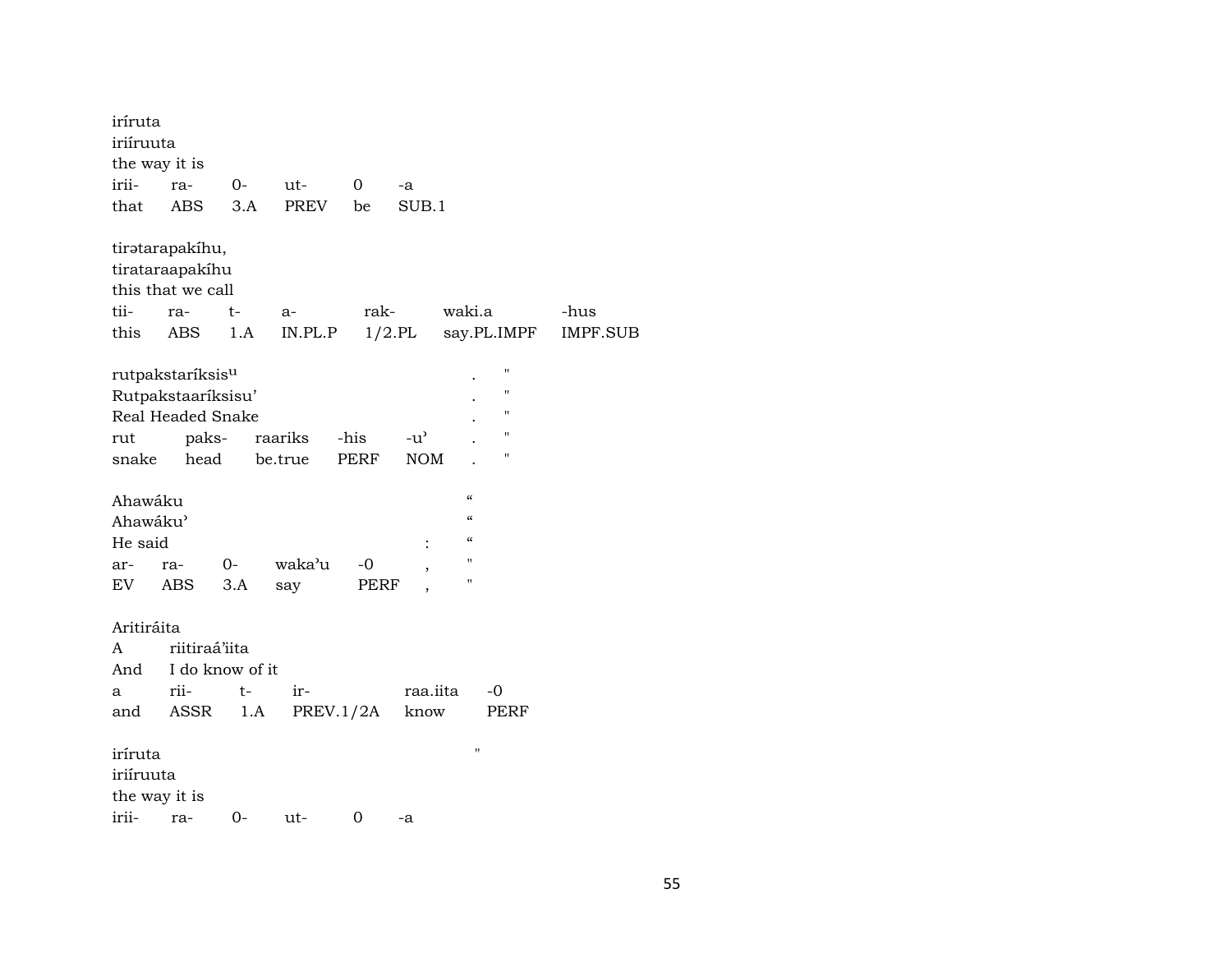iríruta
iriíruuta
the way it is

| irii- | ra- | 0- | ut- | 0 | -a |
|---|---|---|---|---|---|
| that | ABS | 3.A | PREV | be | SUB.1 |

tirətarapakíhu,
tirataraapakíhu
this that we call

| tii- | ra- | t- | a- | rak- | waki.a | -hus |
|---|---|---|---|---|---|---|
| this | ABS | 1.A | IN.PL.P | 1/2.PL | say.PL.IMPF | IMPF.SUB |

rutpakstaríksis[u] . "
Rutpakstaaríksisu' . "
Real Headed Snake . "

| rut | paks- | raariks | -his | -u' | . | " |
|---|---|---|---|---|---|---|
| snake | head | be.true | PERF | NOM | . | " |

Ahawáku "
Ahawáku' "
He said : "

| ar- | ra- | 0- | waka'u | -0 | , | " |
|---|---|---|---|---|---|---|
| EV | ABS | 3.A | say | PERF | , | " |

Aritiráita
A riitiraá'iita
And I do know of it

| a | rii- | t- | ir- | raa.iita | -0 |
|---|---|---|---|---|---|
| and | ASSR | 1.A | PREV.1/2A | know | PERF |

iríruta "
iriíruuta
the way it is

| irii- | ra- | 0- | ut- | 0 | -a |
|---|---|---|---|---|---|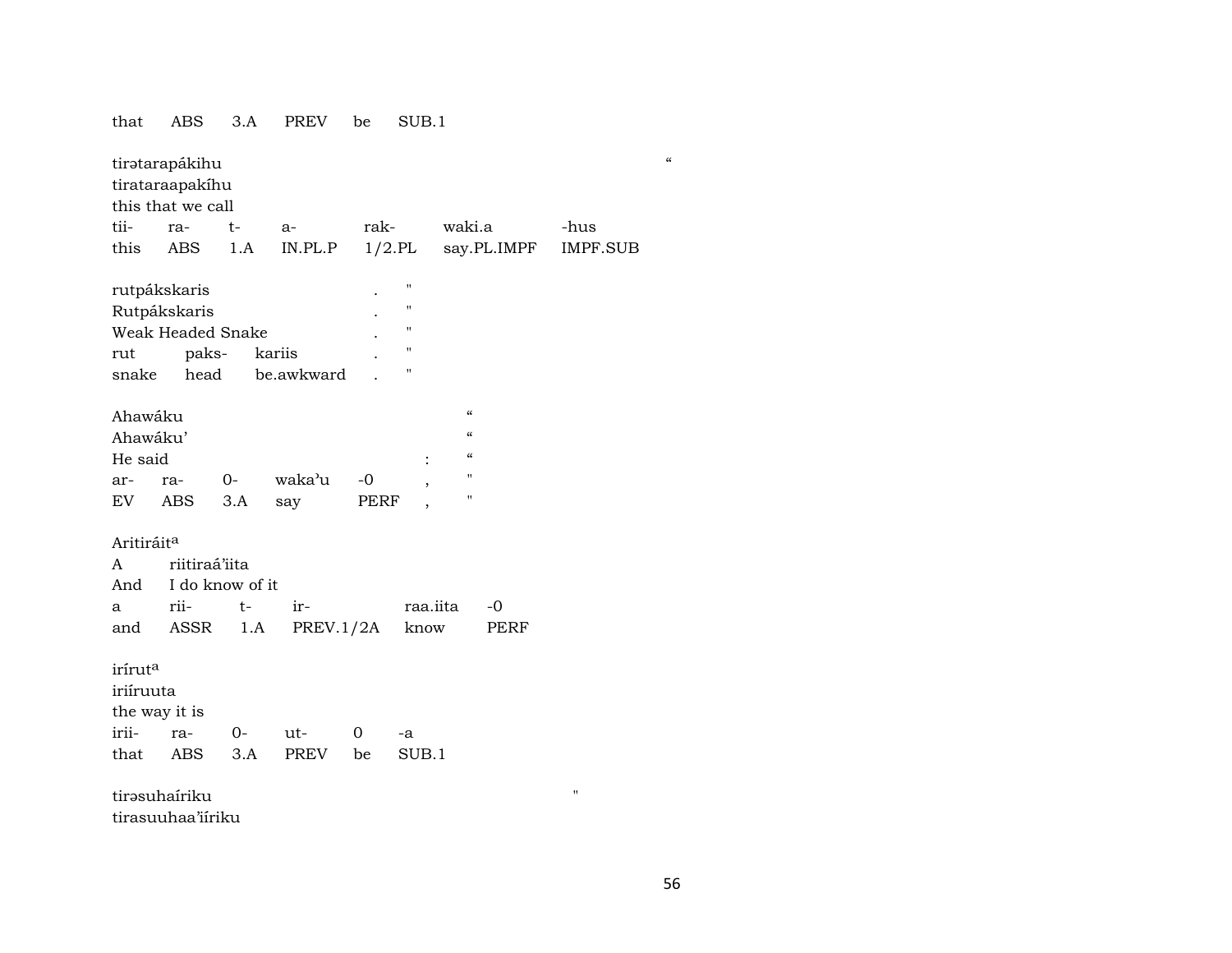that ABS 3.A PREV be SUB.1

tirətarapákihu “
tirataraapakíhu
this that we call

| tii- | ra- | t- | a- | rak- | waki.a | -hus |
|---|---|---|---|---|---|---|
| this | ABS | 1.A | IN.PL.P | 1/2.PL | say.PL.IMPF | IMPF.SUB |

rutpákskaris . "
Rutpákskaris . "
Weak Headed Snake . "

| rut | paks- | kariis | . | " |
|---|---|---|---|---|
| snake | head | be.awkward | . | " |

Ahawáku “
Ahawáku’ “
He said : “

| ar- | ra- | 0- | waka’u | -0 | , | " |
|---|---|---|---|---|---|---|
| EV | ABS | 3.A | say | PERF | , | " |

Aritiráit[a]
A riitiraá’iita
And I do know of it

| a | rii- | t- | ir- | raa.iita | -0 |
|---|---|---|---|---|---|
| and | ASSR | 1.A | PREV.1/2A | know | PERF |

irírut[a]
iriíruuta
the way it is

| irii- | ra- | 0- | ut- | 0 | -a |
|---|---|---|---|---|---|
| that | ABS | 3.A | PREV | be | SUB.1 |

tirəsuhaíriku "
tirasuuhaa’iíriku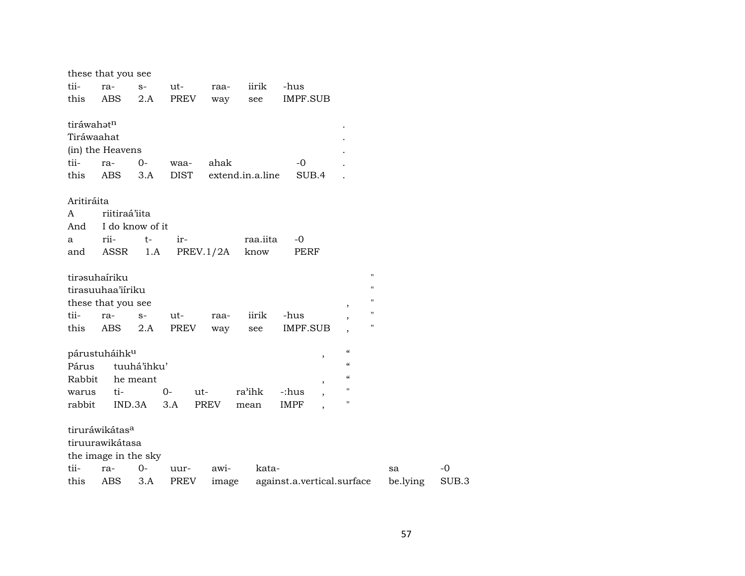these that you see

| tii- | ra- | s- | ut- | raa- | iirik | -hus |
|---|---|---|---|---|---|---|
| this | ABS | 2.A | PREV | way | see | IMPF.SUB |

tiráwahət^n .
Tiráwaahat .
(in) the Heavens .

| tii- | ra- | 0- | waa- | ahak | -0 | . |
|---|---|---|---|---|---|---|
| this | ABS | 3.A | DIST | extend.in.a.line | SUB.4 | . |

Aritiráita
A riitiraá'iita
And I do know of it

| a | rii- | t- | ir- | raa.iita | -0 |
|---|---|---|---|---|---|
| and | ASSR | 1.A | PREV.1/2A | know | PERF |

tirəsuhaíriku "
tirasuuhaa'iíriku "
these that you see , "

| tii- | ra- | s- | ut- | raa- | iirik | -hus | , | " |
|---|---|---|---|---|---|---|---|---|
| this | ABS | 2.A | PREV | way | see | IMPF.SUB | , | " |

párustuháihk^u , "
Párus tuuhá'ihku' "
Rabbit he meant , "

| warus | ti- | 0- | ut- | ra'ihk | -:hus | , | " |
|---|---|---|---|---|---|---|---|
| rabbit | IND.3A | 3.A | PREV | mean | IMPF | , | " |

tiruráwikátas^a
tiruurawikátasa
the image in the sky

| tii- | ra- | 0- | uur- | awi- | kata- | sa | -0 |
|---|---|---|---|---|---|---|---|
| this | ABS | 3.A | PREV | image | against.a.vertical.surface | be.lying | SUB.3 |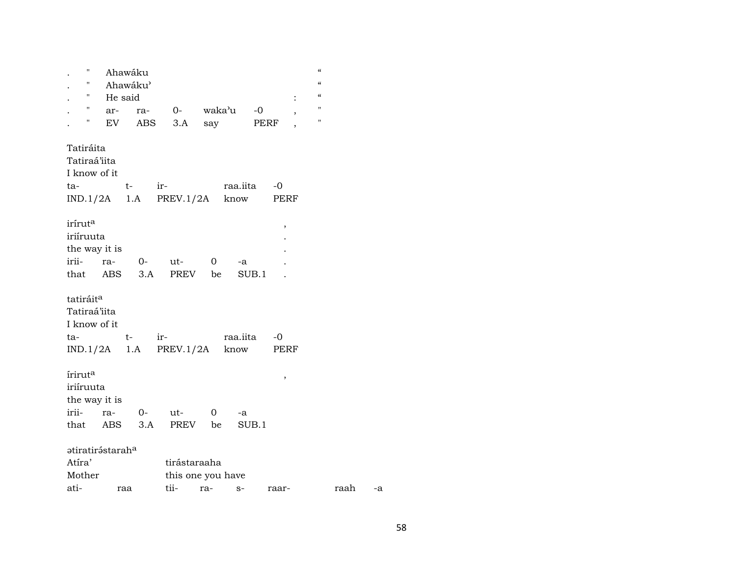| . | " | Ahawáku | | | | | | “ |
|---|---|---|---|---|---|---|---|---|
| . | " | Ahawáku’ | | | | | | “ |
| . | " | He said | | | | | : | “ |
| . | " | ar- | ra- | 0- | waka’u | -0 | , | " |
| . | " | EV | ABS | 3.A | say | PERF | , | " |

| Tatiráita | | | | |
|---|---|---|---|---|
| Tatiraá’iita | | | | |
| I know of it | | | | |
| ta- | t- | ir- | raa.iita | -0 |
| IND.1/2A | 1.A | PREV.1/2A | know | PERF |

| iríruta | | | | | | , |
|---|---|---|---|---|---|---|
| iriíruuta | | | | | | . |
| the way it is | | | | | | . |
| irii- | ra- | 0- | ut- | 0 | -a | . |
| that | ABS | 3.A | PREV | be | SUB.1 | . |

| tatiráita | | | | |
|---|---|---|---|---|
| Tatiraá’iita | | | | |
| I know of it | | | | |
| ta- | t- | ir- | raa.iita | -0 |
| IND.1/2A | 1.A | PREV.1/2A | know | PERF |

| íriruta | | | | | | , |
|---|---|---|---|---|---|---|
| iriíruuta | | | | | | |
| the way it is | | | | | | |
| irii- | ra- | 0- | ut- | 0 | -a | |
| that | ABS | 3.A | PREV | be | SUB.1 | |

| ətiratirə́staraha | | | | | | | |
|---|---|---|---|---|---|---|---|
| Atíra’ | | tirástaraaha | | | | | |
| Mother | | this one you have | | | | | |
| ati- | raa | tii- | ra- | s- | raar- | raah | -a |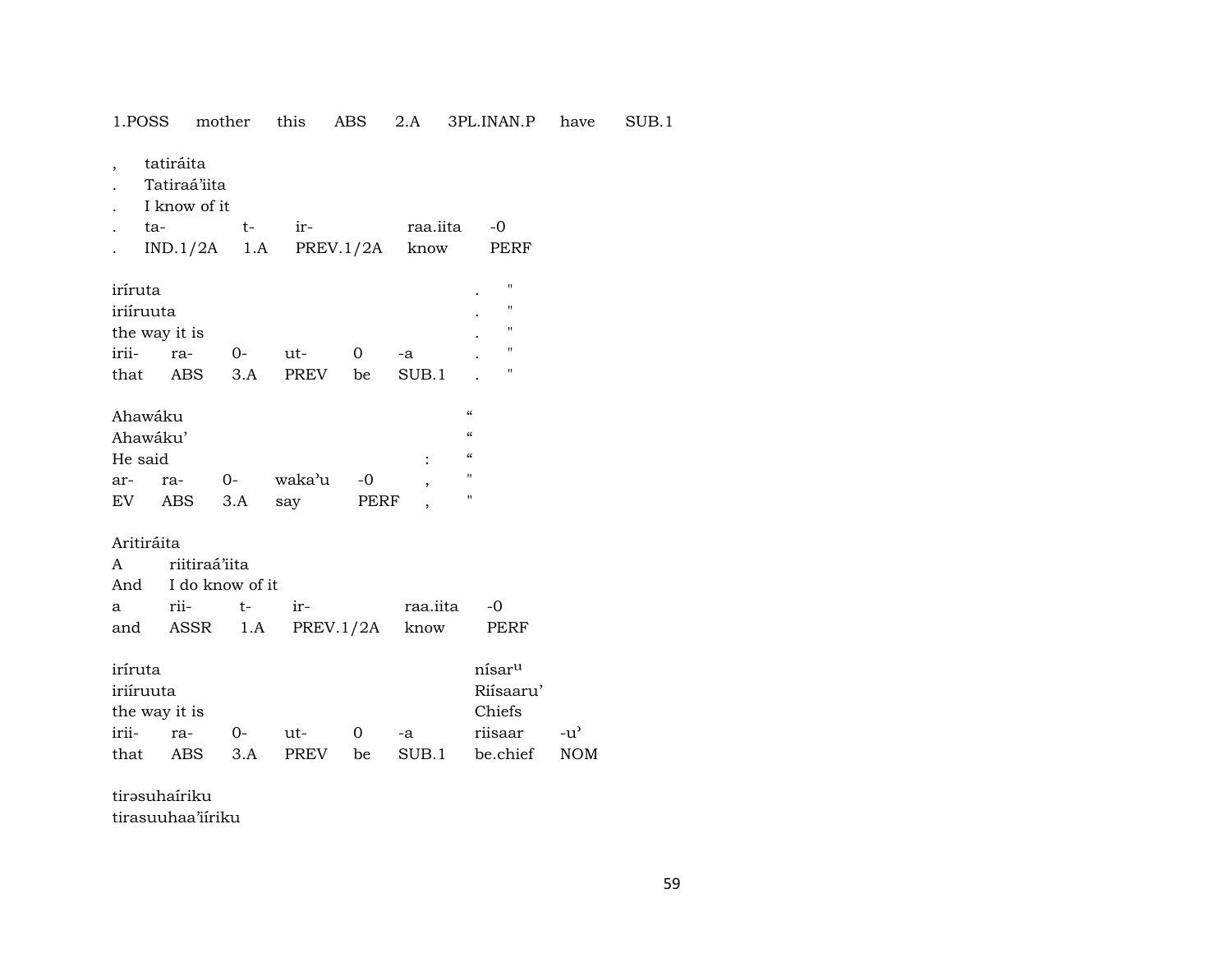1.POSS mother this ABS 2.A 3PL.INAN.P have SUB.1

| , | tatiráita | | | | |
|---|---|---|---|---|---|
| . | Tatiraá'iita | | | | |
| . | I know of it | | | | |
| . | ta- | t- | ir- | raa.iita | -0 |
| . | IND.1/2A | 1.A | PREV.1/2A | know | PERF |

| iríruta | | | | | | . | " |
|---|---|---|---|---|---|---|---|
| iriíruuta | | | | | | . | " |
| the way it is | | | | | | . | " |
| irii- | ra- | 0- | ut- | 0 | -a | . | " |
| that | ABS | 3.A | PREV | be | SUB.1 | . | " |

| Ahawáku | | | | | | “ |
|---|---|---|---|---|---|---|
| Ahawáku' | | | | | | “ |
| He said | | | | | : | “ |
| ar- | ra- | 0- | waka'u | -0 | , | " |
| EV | ABS | 3.A | say | PERF | , | " |

| Aritiráita | | | | | |
|---|---|---|---|---|---|
| A | riitiraá'iita | | | | |
| And | I do know of it | | | | |
| a | rii- | t- | ir- | raa.iita | -0 |
| and | ASSR | 1.A | PREV.1/2A | know | PERF |

| iríruta | | | | | | nísar^u | |
|---|---|---|---|---|---|---|---|
| iriíruuta | | | | | | Riísaaru' | |
| the way it is | | | | | | Chiefs | |
| irii- | ra- | 0- | ut- | 0 | -a | riisaar | -u' |
| that | ABS | 3.A | PREV | be | SUB.1 | be.chief | NOM |

tirəsuhaíriku
tirasuuhaa'iíriku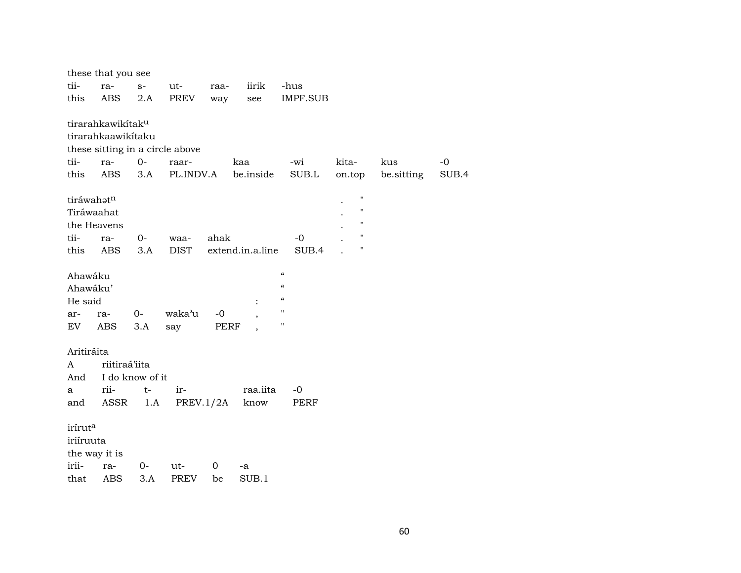these that you see

| tii- | ra- | s- | ut- | raa- | iirik | -hus |
|---|---|---|---|---|---|---|
| this | ABS | 2.A | PREV | way | see | IMPF.SUB |

tirarahkawikítak$^{u}$
tirarahkaawikítaku
these sitting in a circle above

| tii- | ra- | 0- | raar- | kaa | -wi | kita- | kus | -0 |
|---|---|---|---|---|---|---|---|---|
| this | ABS | 3.A | PL.INDV.A | be.inside | SUB.L | on.top | be.sitting | SUB.4 |

tiráwahət$^{n}$ . "
Tiráwaahat . "
the Heavens . "

| tii- | ra- | 0- | waa- | ahak | -0 | . | " |
|---|---|---|---|---|---|---|---|
| this | ABS | 3.A | DIST | extend.in.a.line | SUB.4 | . | " |

Ahawáku “
Ahawáku’ “
He said : “

| ar- | ra- | 0- | waka’u | -0 | , | " |
|---|---|---|---|---|---|---|
| EV | ABS | 3.A | say | PERF | , | " |

Aritiráita
A riitiraá’iita
And I do know of it

| a | rii- | t- | ir- | raa.iita | -0 |
|---|---|---|---|---|---|
| and | ASSR | 1.A | PREV.1/2A | know | PERF |

irírut$^{a}$
iriíruuta
the way it is

| irii- | ra- | 0- | ut- | 0 | -a |
|---|---|---|---|---|---|
| that | ABS | 3.A | PREV | be | SUB.1 |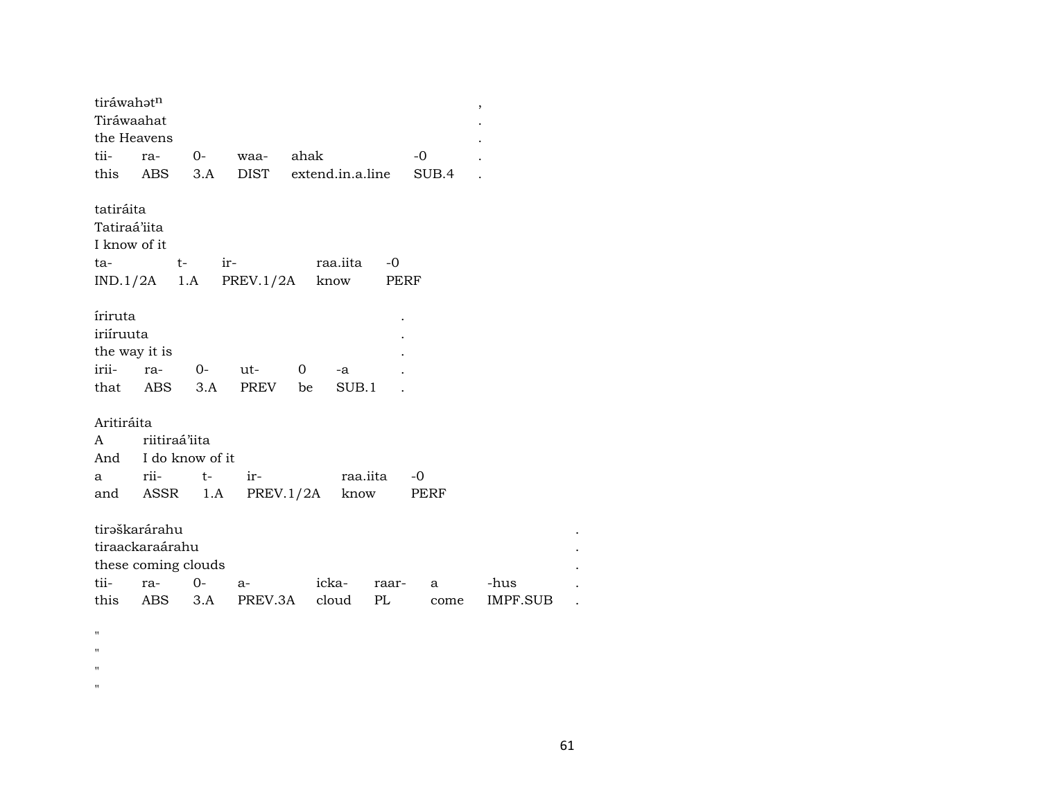tiráwahət^n ,
Tiráwaahat .
the Heavens .

| tii- | ra- | 0- | waa- | ahak | -0 | . |
|---|---|---|---|---|---|---|
| this | ABS | 3.A | DIST | extend.in.a.line | SUB.4 | . |

tatiráita
Tatiraá'iita
I know of it

| ta- | t- | ir- | raa.iita | -0 |
|---|---|---|---|---|
| IND.1/2A | 1.A | PREV.1/2A | know | PERF |

íriruta .
iriíruuta .
the way it is .

| irii- | ra- | 0- | ut- | 0 | -a | . |
|---|---|---|---|---|---|---|
| that | ABS | 3.A | PREV | be | SUB.1 | . |

Aritiráita
A riitiraá'iita
And I do know of it

| a | rii- | t- | ir- | raa.iita | -0 |
|---|---|---|---|---|---|
| and | ASSR | 1.A | PREV.1/2A | know | PERF |

tirəškarárahu .
tiraackaraárahu .
these coming clouds .

| tii- | ra- | 0- | a- | icka- | raar- | a | -hus | . |
|---|---|---|---|---|---|---|---|---|
| this | ABS | 3.A | PREV.3A | cloud | PL | come | IMPF.SUB | . |

"
"
"
"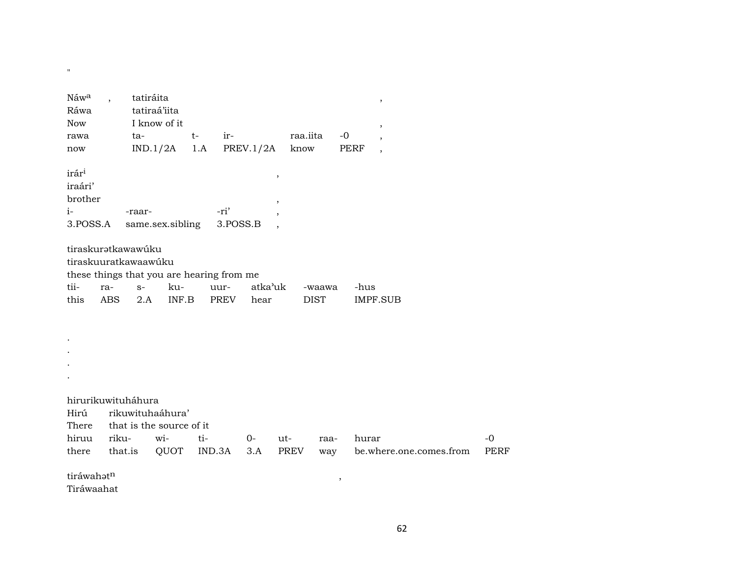"

Náwᵃ , tatiráita ,
Ráwa tatiraá'iita
Now I know of it ,

| rawa | ta- | t- | ir- | raa.iita | -0 | , |
|---|---|---|---|---|---|---|
| now | IND.1/2A | 1.A | PREV.1/2A | know | PERF | , |

irárⁱ ,
iraári'
brother ,

| i- | -raar- | -ri' | , |
|---|---|---|---|
| 3.POSS.A | same.sex.sibling | 3.POSS.B | , |

tiraskurətkawawúku
tiraskuuratkawaawúku
these things that you are hearing from me

| tii- | ra- | s- | ku- | uur- | atka'uk | -waawa | -hus |
|---|---|---|---|---|---|---|---|
| this | ABS | 2.A | INF.B | PREV | hear | DIST | IMPF.SUB |

.
.
.
.

hirurikuwituháhura
Hirú rikuwituhaáhura'
There that is the source of it

| hiruu | riku- | wi- | ti- | 0- | ut- | raa- | hurar | -0 |
|---|---|---|---|---|---|---|---|---|
| there | that.is | QUOT | IND.3A | 3.A | PREV | way | be.where.one.comes.from | PERF |

tiráwahətⁿ ,
Tiráwaahat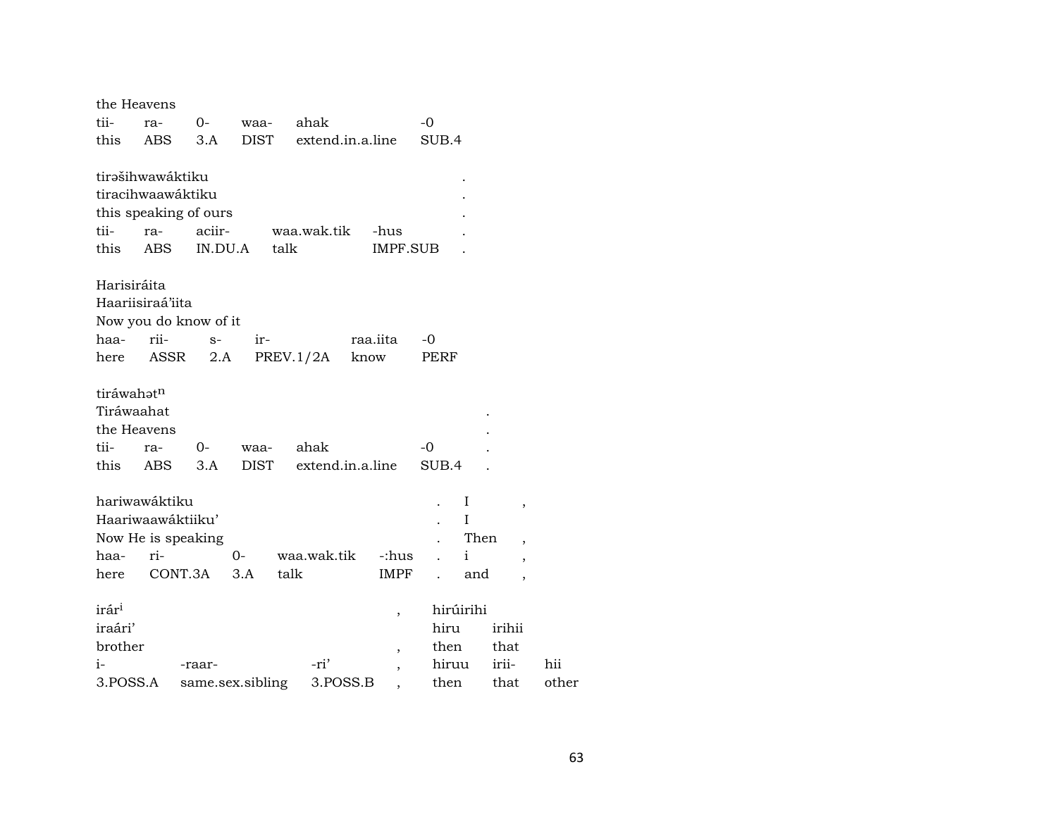the Heavens

| tii- | ra- | 0- | waa- | ahak | -0 |
|---|---|---|---|---|---|
| this | ABS | 3.A | DIST | extend.in.a.line | SUB.4 |

tirəšihwawáktiku .
tiracihwaawáktiku .
this speaking of ours .

| tii- | ra- | aciir- | waa.wak.tik | -hus | . |
|---|---|---|---|---|---|
| this | ABS | IN.DU.A | talk | IMPF.SUB | . |

Harisiráita
Haariisiraá'iita
Now you do know of it

| haa- | rii- | s- | ir- | raa.iita | -0 |
|---|---|---|---|---|---|
| here | ASSR | 2.A | PREV.1/2A | know | PERF |

tiráwahət$^{n}$
Tiráwaahat .
the Heavens .

| tii- | ra- | 0- | waa- | ahak | -0 | . |
|---|---|---|---|---|---|---|
| this | ABS | 3.A | DIST | extend.in.a.line | SUB.4 | . |

hariwawáktiku . I ,
Haariwaawáktiiku' . I
Now He is speaking . Then ,

| haa- | ri- | 0- | waa.wak.tik | -:hus | . | i | , |
|---|---|---|---|---|---|---|---|
| here | CONT.3A | 3.A | talk | IMPF | . | and | , |

irár$^{i}$ , hirúirihi
iraári' hiru irihii
brother , then that

| i- | -raar- | -ri' | , | hiruu | irii- | hii |
|---|---|---|---|---|---|---|
| 3.POSS.A | same.sex.sibling | 3.POSS.B | , | then | that | other |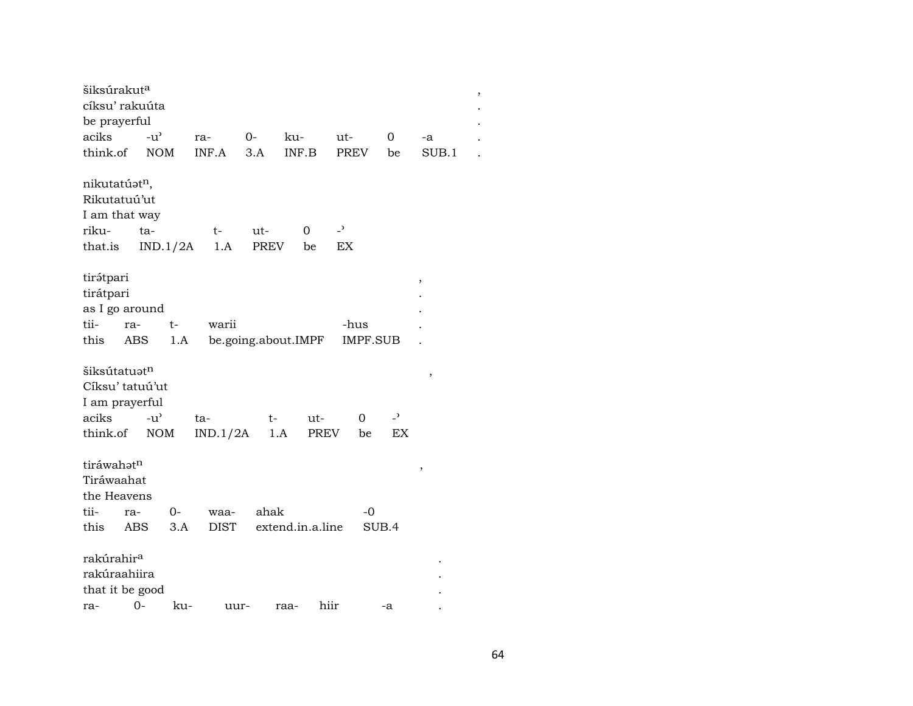šiksúrakut^a ,
cíksu' rakuúta .
be prayerful .

| aciks | -u' | ra- | 0- | ku- | ut- | 0 | -a | . |
|---|---|---|---|---|---|---|---|---|
| think.of | NOM | INF.A | 3.A | INF.B | PREV | be | SUB.1 | . |

nikutatúət^n,
Rikutatuú'ut
I am that way

| riku- | ta- | t- | ut- | 0 | -' |
|---|---|---|---|---|---|
| that.is | IND.1/2A | 1.A | PREV | be | EX |

tirə́tpari ,
tirátpari .
as I go around .

| tii- | ra- | t- | warii | -hus | . |
|---|---|---|---|---|---|
| this | ABS | 1.A | be.going.about.IMPF | IMPF.SUB | . |

šiksútatuət^n ,
Cíksu' tatuú'ut
I am prayerful

| aciks | -u' | ta- | t- | ut- | 0 | -' |
|---|---|---|---|---|---|---|
| think.of | NOM | IND.1/2A | 1.A | PREV | be | EX |

tiráwahət^n ,
Tiráwaahat
the Heavens

| tii- | ra- | 0- | waa- | ahak | -0 |
|---|---|---|---|---|---|
| this | ABS | 3.A | DIST | extend.in.a.line | SUB.4 |

rakúrahir^a .
rakúraahiira .
that it be good .

| ra- | 0- | ku- | uur- | raa- | hiir | -a | . |
|---|---|---|---|---|---|---|---|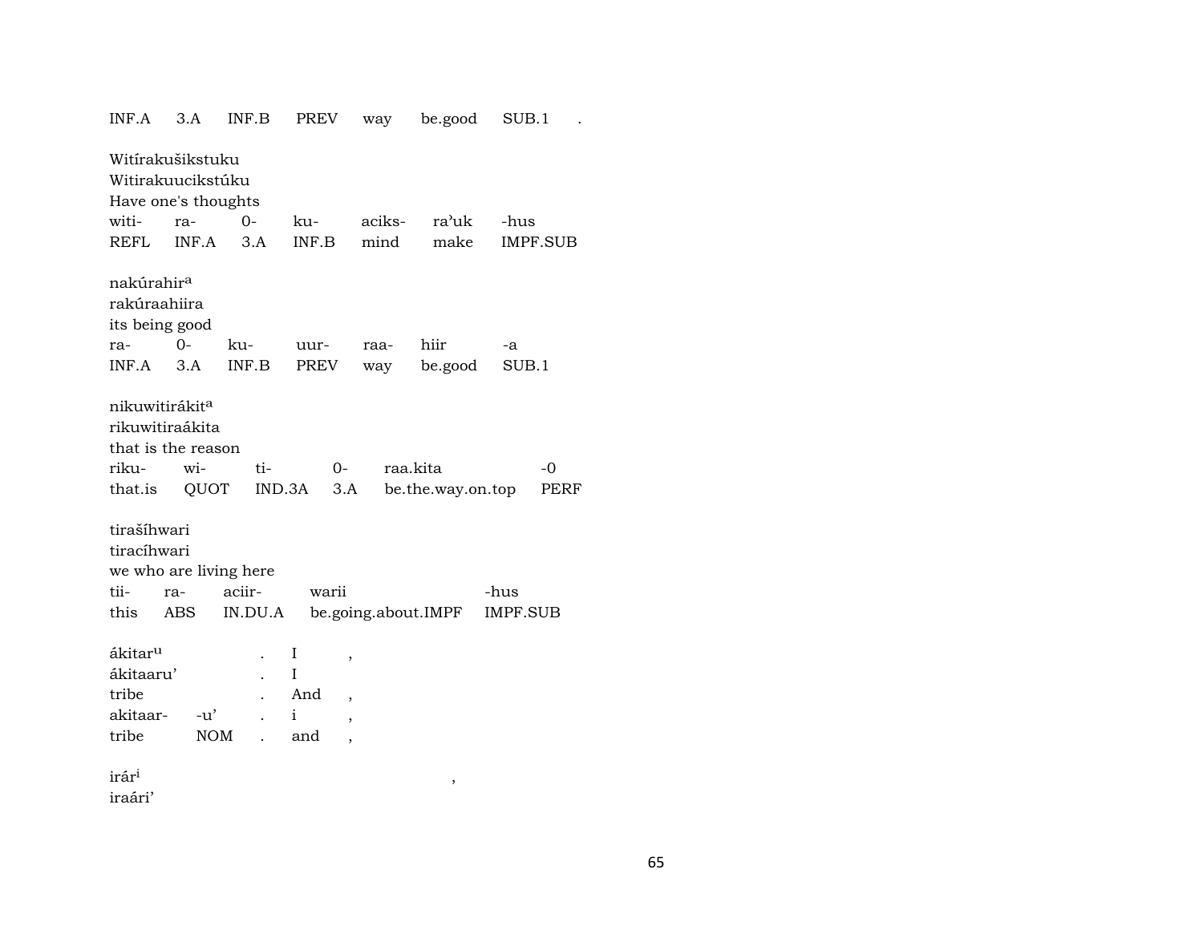| INF.A | 3.A | INF.B | PREV | way | be.good | SUB.1 | . |
|---|---|---|---|---|---|---|---|

Witírakušikstuku
Witirakuucikstúku
Have one's thoughts

| witi- | ra- | 0- | ku- | aciks- | ra'uk | -hus |
|---|---|---|---|---|---|---|
| REFL | INF.A | 3.A | INF.B | mind | make | IMPF.SUB |

nakúrahir[a]
rakúraahiira
its being good

| ra- | 0- | ku- | uur- | raa- | hiir | -a |
|---|---|---|---|---|---|---|
| INF.A | 3.A | INF.B | PREV | way | be.good | SUB.1 |

nikuwitirákit[a]
rikuwitiraákita
that is the reason

| riku- | wi- | ti- | 0- | raa.kita | -0 |
|---|---|---|---|---|---|
| that.is | QUOT | IND.3A | 3.A | be.the.way.on.top | PERF |

tirašíhwari
tiracíhwari
we who are living here

| tii- | ra- | aciir- | warii | -hus |
|---|---|---|---|---|
| this | ABS | IN.DU.A | be.going.about.IMPF | IMPF.SUB |

| ákitar[u] | | . | I | , |
|---|---|---|---|---|
| ákitaaru' | | . | I | |
| tribe | | . | And | , |
| akitaar- | -u' | . | i | , |
| tribe | NOM | . | and | , |

irár[i] ,
iraári'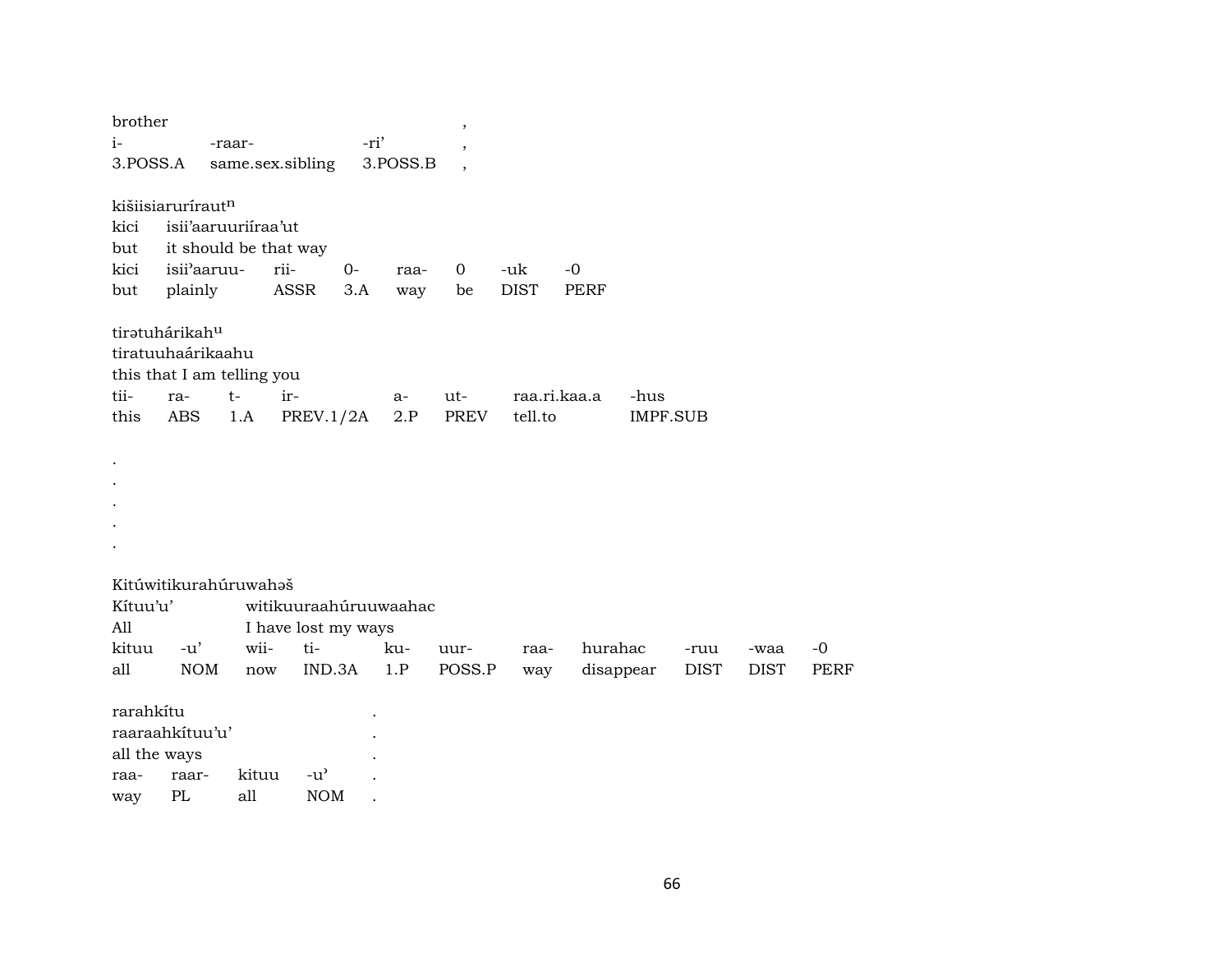| brother | | | , |
|---|---|---|---|
| i- | -raar- | -ri’ | , |
| 3.POSS.A | same.sex.sibling | 3.POSS.B | , |

kišiisiarurírautⁿ
kici isii’aaruuriíraa’ut
but it should be that way

| kici | isii’aaruu- | rii- | 0- | raa- | 0 | -uk | -0 |
|---|---|---|---|---|---|---|---|
| but | plainly | ASSR | 3.A | way | be | DIST | PERF |

tirətuhárikahᵘ
tiratuuhaárikaahu
this that I am telling you

| tii- | ra- | t- | ir- | a- | ut- | raa.ri.kaa.a | -hus |
|---|---|---|---|---|---|---|---|
| this | ABS | 1.A | PREV.1/2A | 2.P | PREV | tell.to | IMPF.SUB |

.
.
.
.
.

Kitúwitikurahúruwahəš
Kítuu’u’ witikuuraahúruuwaahac
All I have lost my ways

| kituu | -u’ | wii- | ti- | ku- | uur- | raa- | hurahac | -ruu | -waa | -0 |
|---|---|---|---|---|---|---|---|---|---|---|
| all | NOM | now | IND.3A | 1.P | POSS.P | way | disappear | DIST | DIST | PERF |

| rarahkítu | | | | . |
|---|---|---|---|---|
| raaraahkítuu’u’ | | | | . |
| all the ways | | | | . |
| raa- | raar- | kituu | -u’ | . |
| way | PL | all | NOM | . |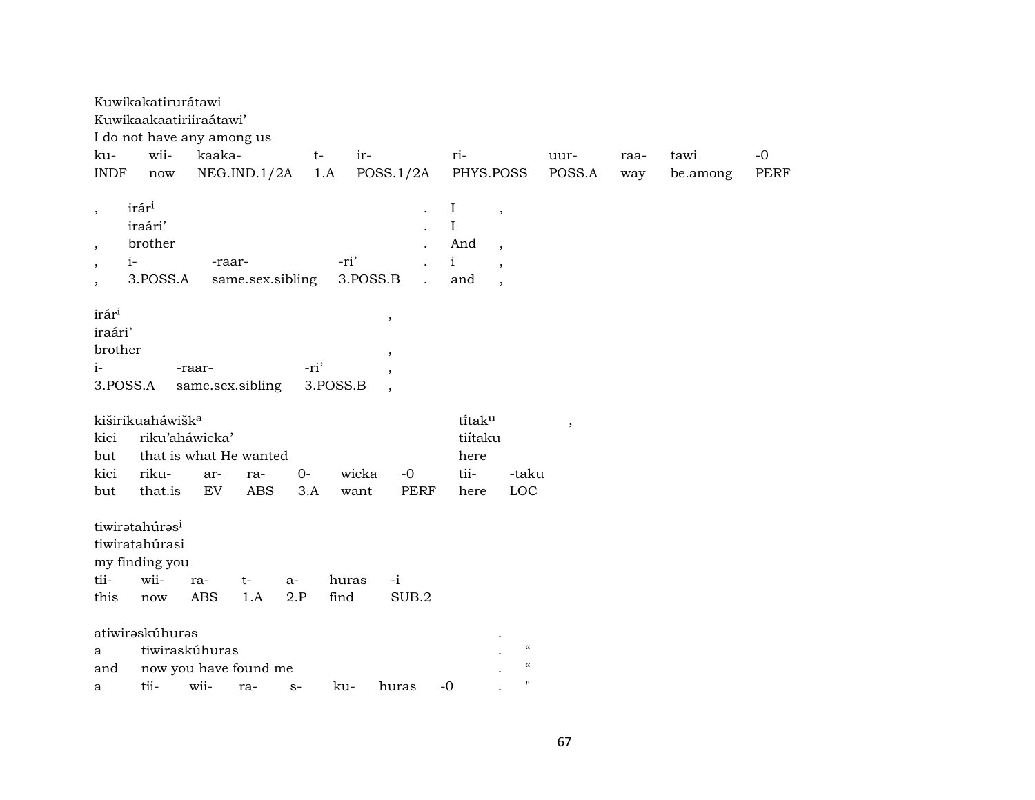Kuwikakatirurátawi
Kuwikaakaatiriiraátawi'
I do not have any among us

| ku- | wii- | kaaka- | t- | ir- | ri- | uur- | raa- | tawi | -0 |
|---|---|---|---|---|---|---|---|---|---|
| INDF | now | NEG.IND.1/2A | 1.A | POSS.1/2A | PHYS.POSS | POSS.A | way | be.among | PERF |

| , | irár[i] | | | . | I | , |
|---|---|---|---|---|---|---|
| | iraári' | | | . | I | |
| , | brother | | | . | And | , |
| , | i- | -raar- | -ri' | . | i | , |
| , | 3.POSS.A | same.sex.sibling | 3.POSS.B | . | and | , |

| irár[i] | | | , |
|---|---|---|---|
| iraári' | | | |
| brother | | | , |
| i- | -raar- | -ri' | , |
| 3.POSS.A | same.sex.sibling | 3.POSS.B | , |

| kiširikuaháwišk[a] | | | | | | | tĩtak[u] | | , |
|---|---|---|---|---|---|---|---|---|---|
| kici | riku'aháwicka' | | | | | | tiítaku | | |
| but | that is what He wanted | | | | | | here | | |
| kici | riku- | ar- | ra- | 0- | wicka | -0 | tii- | -taku | |
| but | that.is | EV | ABS | 3.A | want | PERF | here | LOC | |

tiwirətahúrəs[i]
tiwiratahúrasi
my finding you

| tii- | wii- | ra- | t- | a- | huras | -i |
|---|---|---|---|---|---|---|
| this | now | ABS | 1.A | 2.P | find | SUB.2 |

| atiwirəskúhurəs | | | | | | | . | |
|---|---|---|---|---|---|---|---|---|
| a | tiwiraskúhuras | | | | | | . | " |
| and | now you have found me | | | | | | . | " |
| a | tii- | wii- | ra- | s- | ku- | huras | -0 | . | " |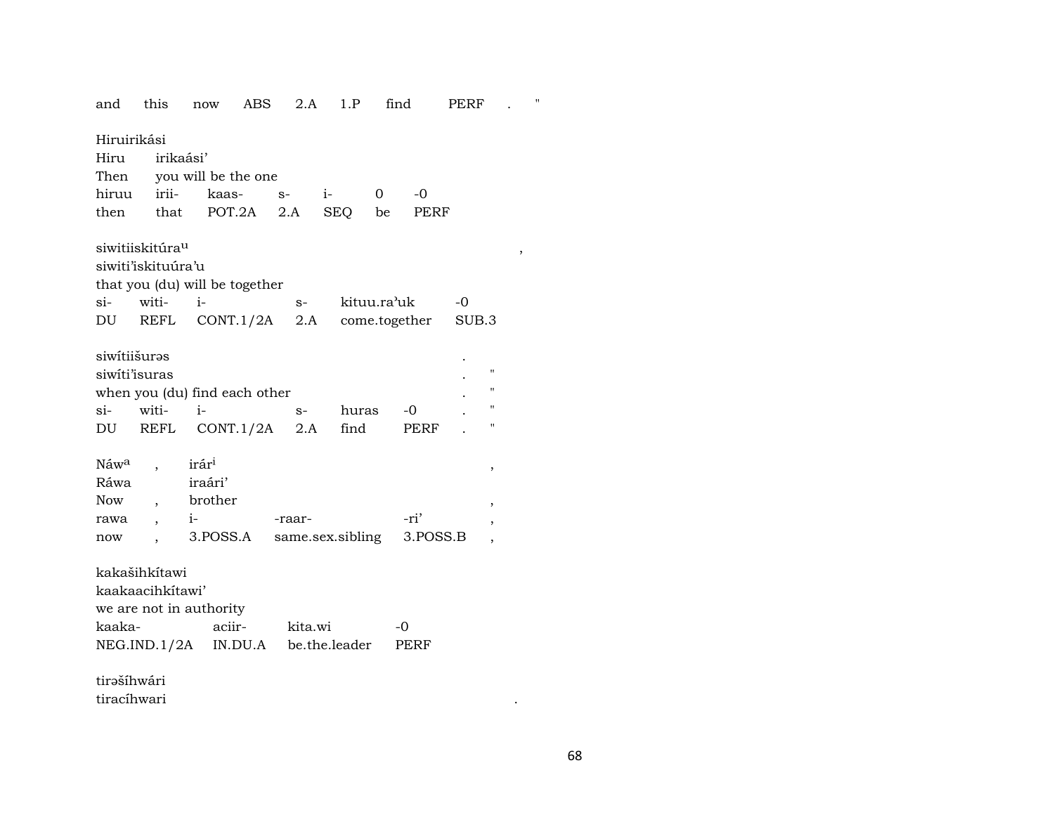and this now ABS 2.A 1.P find PERF . "

Hiruirikási
Hiru irikaási'
Then you will be the one

| hiruu | irii- | kaas- | s- | i- | 0 | -0 |
|---|---|---|---|---|---|---|
| then | that | POT.2A | 2.A | SEQ | be | PERF |

siwitiiskitúra$^{u}$ ,
siwiti'iskituúra'u
that you (du) will be together

| si- | witi- | i- | s- | kituu.ra'uk | -0 |
|---|---|---|---|---|---|
| DU | REFL | CONT.1/2A | 2.A | come.together | SUB.3 |

siwítiišurəs .
siwíti'isuras . "
when you (du) find each other . "

| si- | witi- | i- | s- | huras | -0 | . | " |
|---|---|---|---|---|---|---|---|
| DU | REFL | CONT.1/2A | 2.A | find | PERF | . | " |

Náw$^{a}$ , irár$^{i}$ ,
Ráwa iraári'
Now , brother ,

| rawa | , | i- | -raar- | -ri' | , |
|---|---|---|---|---|---|
| now | , | 3.POSS.A | same.sex.sibling | 3.POSS.B | , |

kakašihkítawi
kaakaacihkítawi'
we are not in authority

| kaaka- | aciir- | kita.wi | -0 |
|---|---|---|---|
| NEG.IND.1/2A | IN.DU.A | be.the.leader | PERF |

tirəšíhwári
tiracíhwari .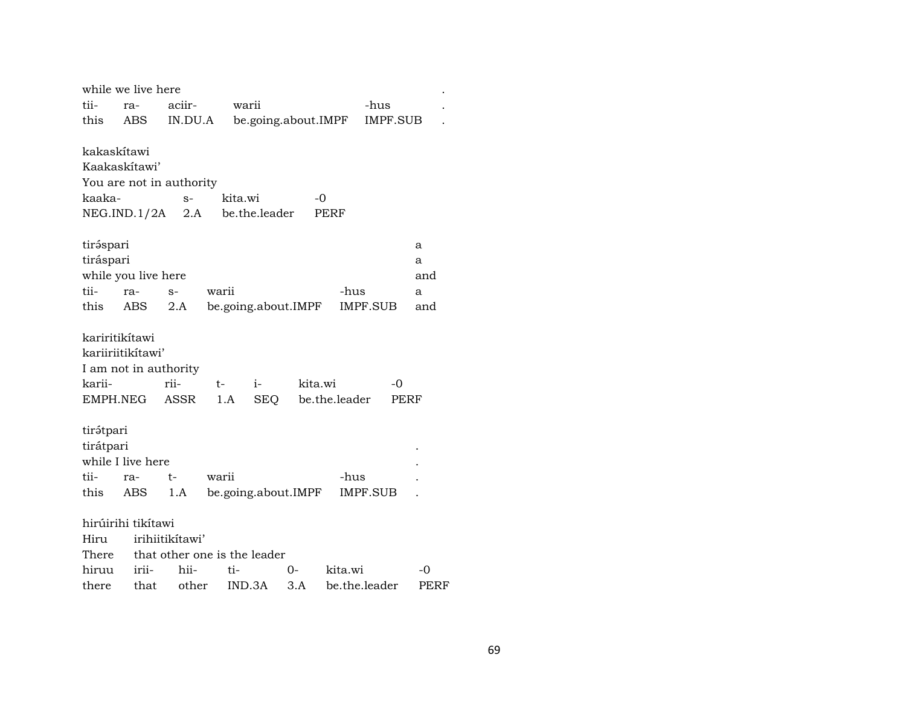while we live here .
| tii- | ra- | aciir- | warii | -hus | . |
|---|---|---|---|---|---|
| this | ABS | IN.DU.A | be.going.about.IMPF | IMPF.SUB | . |

kakaskítawi
Kaakaskítawi'
You are not in authority

| kaaka- | s- | kita.wi | -0 |
|---|---|---|---|
| NEG.IND.1/2A | 2.A | be.the.leader | PERF |

tirə́spari a
tiráspari a
while you live here and

| tii- | ra- | s- | warii | -hus | a |
|---|---|---|---|---|---|
| this | ABS | 2.A | be.going.about.IMPF | IMPF.SUB | and |

kariritikítawi
kariiriitikítawi'
I am not in authority

| karii- | rii- | t- | i- | kita.wi | -0 |
|---|---|---|---|---|---|
| EMPH.NEG | ASSR | 1.A | SEQ | be.the.leader | PERF |

tirə́tpari
tirátpari .
while I live here .

| tii- | ra- | t- | warii | -hus | . |
|---|---|---|---|---|---|
| this | ABS | 1.A | be.going.about.IMPF | IMPF.SUB | . |

hirúirihi tikítawi
Hiru irihiitikítawi'
There that other one is the leader

| hiruu | irii- | hii- | ti- | 0- | kita.wi | -0 |
|---|---|---|---|---|---|---|
| there | that | other | IND.3A | 3.A | be.the.leader | PERF |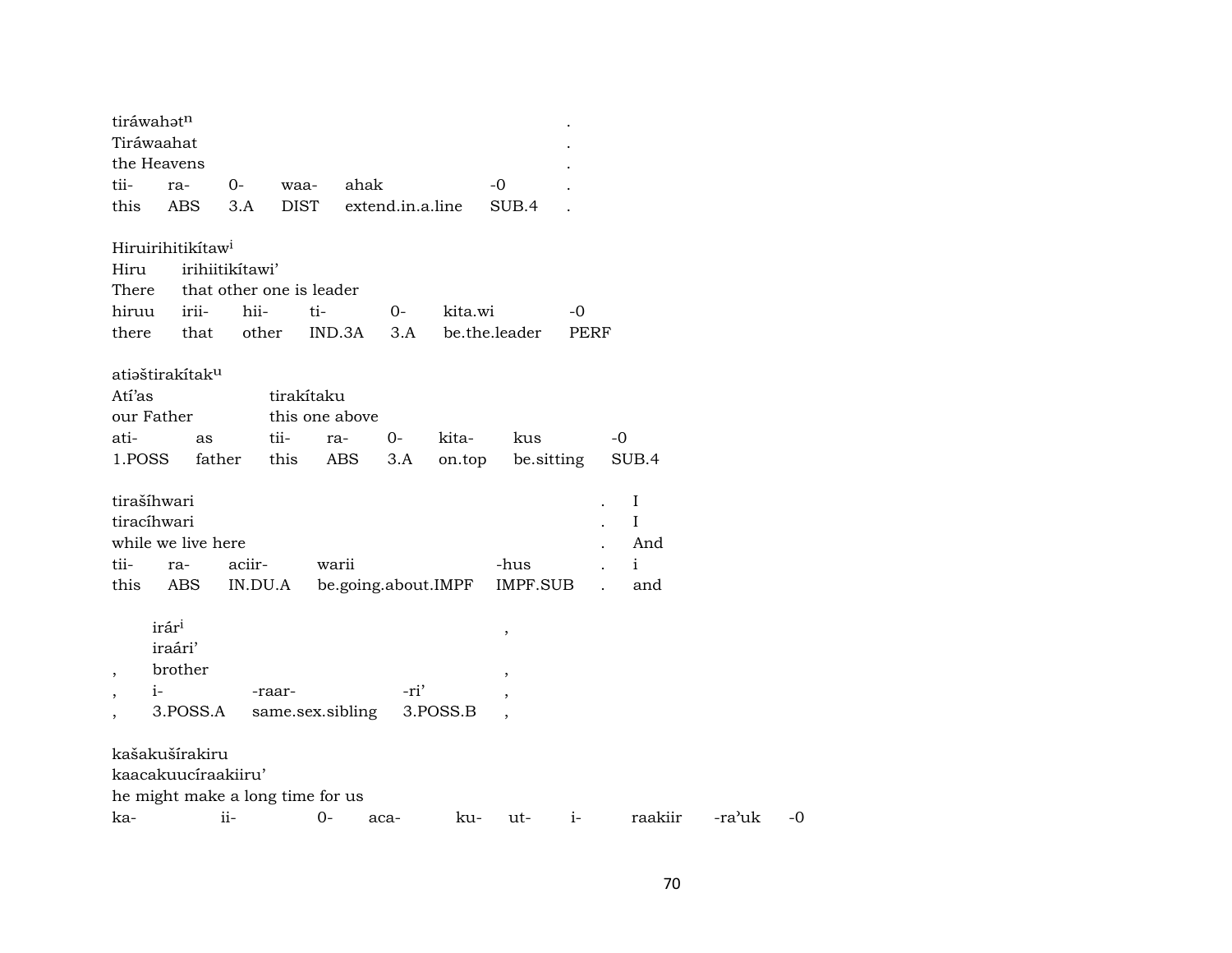tiráwahət$^{n}$ .
Tiráwaahat .
the Heavens .

| tii- | ra- | 0- | waa- | ahak | -0 | . |
|---|---|---|---|---|---|---|
| this | ABS | 3.A | DIST | extend.in.a.line | SUB.4 | . |

Hiruirihitikítaw$^{i}$
Hiru irihiitikítawi'
There that other one is leader

| hiruu | irii- | hii- | ti- | 0- | kita.wi | -0 |
|---|---|---|---|---|---|---|
| there | that | other | IND.3A | 3.A | be.the.leader | PERF |

atiəštirakítak$^{u}$
Atí'as tirakítaku
our Father this one above

| ati- | as | tii- | ra- | 0- | kita- | kus | -0 |
|---|---|---|---|---|---|---|---|
| 1.POSS | father | this | ABS | 3.A | on.top | be.sitting | SUB.4 |

tirašíhwari . I
tiracíhwari . I
while we live here . And

| tii- | ra- | aciir- | warii | -hus | . | i |
|---|---|---|---|---|---|---|
| this | ABS | IN.DU.A | be.going.about.IMPF | IMPF.SUB | . | and |

irár$^{i}$ ,
iraári'
, brother ,

| , | i- | -raar- | -ri' | , |
|---|---|---|---|---|
| , | 3.POSS.A | same.sex.sibling | 3.POSS.B | , |

kašakušírakiru
kaacakuucíraakiiru'
he might make a long time for us

| ka- | ii- | 0- | aca- | ku- | ut- | i- | raakiir | -ra'uk | -0 |
|---|---|---|---|---|---|---|---|---|---|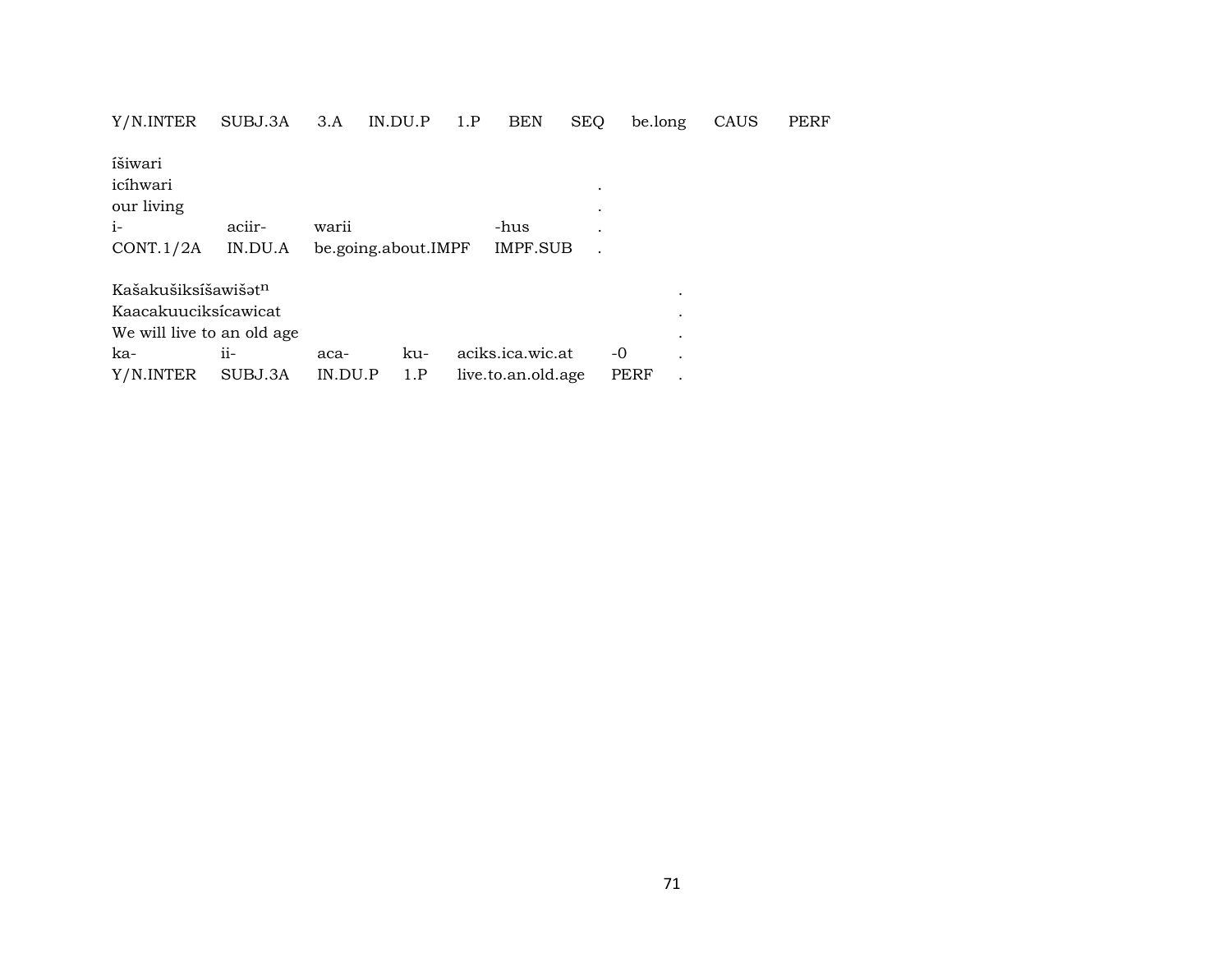| | | | | | | | | | |
|---|---|---|---|---|---|---|---|---|---|
| Y/N.INTER | SUBJ.3A | 3.A | IN.DU.P | 1.P | BEN | SEQ | be.long | CAUS | PERF |

| | | | | |
|---|---|---|---|---|
| íšiwari | | | | |
| icíhwari | | | | . |
| our living | | | | . |
| i- | aciir- | warii | -hus | . |
| CONT.1/2A | IN.DU.A | be.going.about.IMPF | IMPF.SUB | . |

| | | | | | | |
|---|---|---|---|---|---|---|
| Kašakušiksíšawišət$^{n}$ | | | | | | . |
| Kaacakuuciksícawicat | | | | | | . |
| We will live to an old age | | | | | | . |
| ka- | ii- | aca- | ku- | aciks.ica.wic.at | -0 | . |
| Y/N.INTER | SUBJ.3A | IN.DU.P | 1.P | live.to.an.old.age | PERF | . |